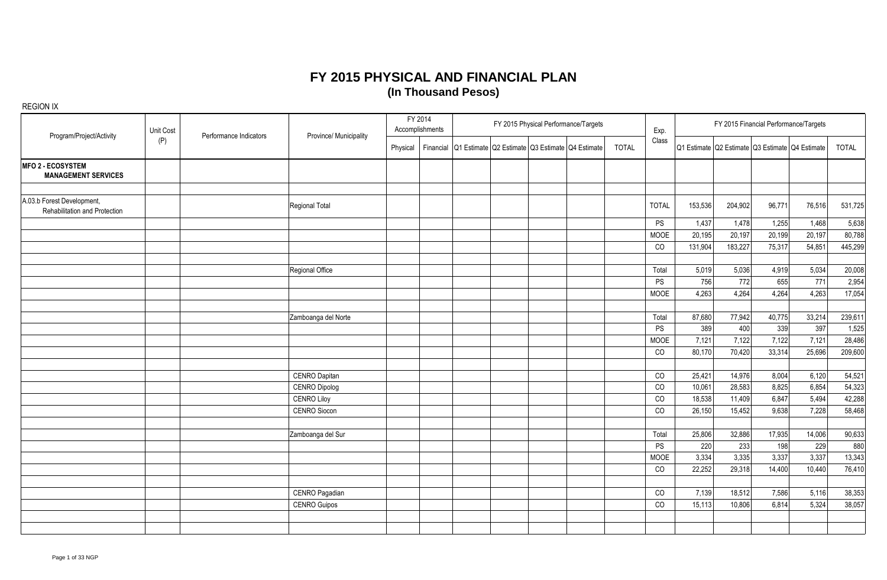# FY 2015 PHYSICAL AND FINANCIAL PLAN
## (In Thousand Pesos)

REGION IX

| Program/Project/Activity | Unit Cost (P) | Performance Indicators | Province/ Municipality | FY 2014 Accomplishments | | FY 2015 Physical Performance/Targets | | | | | Exp. Class | FY 2015 Financial Performance/Targets | | | | |
|---|---|---|---|---|---|---|---|---|---|---|---|---|---|---|---|---|
| | | | | Physical | Financial | Q1 Estimate | Q2 Estimate | Q3 Estimate | Q4 Estimate | TOTAL | | Q1 Estimate | Q2 Estimate | Q3 Estimate | Q4 Estimate | TOTAL |
| **MFO 2 - ECOSYSTEM MANAGEMENT SERVICES** | | | | | | | | | | | | | | | | |
| | | | | | | | | | | | | | | | | |
| A.03.b Forest Development, Rehabilitation and Protection | | | Regional Total | | | | | | | | TOTAL | 153,536 | 204,902 | 96,771 | 76,516 | 531,725 |
| | | | | | | | | | | | PS | 1,437 | 1,478 | 1,255 | 1,468 | 5,638 |
| | | | | | | | | | | | MOOE | 20,195 | 20,197 | 20,199 | 20,197 | 80,788 |
| | | | | | | | | | | | CO | 131,904 | 183,227 | 75,317 | 54,851 | 445,299 |
| | | | | | | | | | | | | | | | | |
| | | | Regional Office | | | | | | | | Total | 5,019 | 5,036 | 4,919 | 5,034 | 20,008 |
| | | | | | | | | | | | PS | 756 | 772 | 655 | 771 | 2,954 |
| | | | | | | | | | | | MOOE | 4,263 | 4,264 | 4,264 | 4,263 | 17,054 |
| | | | | | | | | | | | | | | | | |
| | | | Zamboanga del Norte | | | | | | | | Total | 87,680 | 77,942 | 40,775 | 33,214 | 239,611 |
| | | | | | | | | | | | PS | 389 | 400 | 339 | 397 | 1,525 |
| | | | | | | | | | | | MOOE | 7,121 | 7,122 | 7,122 | 7,121 | 28,486 |
| | | | | | | | | | | | CO | 80,170 | 70,420 | 33,314 | 25,696 | 209,600 |
| | | | | | | | | | | | | | | | | |
| | | | CENRO Dapitan | | | | | | | | CO | 25,421 | 14,976 | 8,004 | 6,120 | 54,521 |
| | | | CENRO Dipolog | | | | | | | | CO | 10,061 | 28,583 | 8,825 | 6,854 | 54,323 |
| | | | CENRO Liloy | | | | | | | | CO | 18,538 | 11,409 | 6,847 | 5,494 | 42,288 |
| | | | CENRO Siocon | | | | | | | | CO | 26,150 | 15,452 | 9,638 | 7,228 | 58,468 |
| | | | | | | | | | | | | | | | | |
| | | | Zamboanga del Sur | | | | | | | | Total | 25,806 | 32,886 | 17,935 | 14,006 | 90,633 |
| | | | | | | | | | | | PS | 220 | 233 | 198 | 229 | 880 |
| | | | | | | | | | | | MOOE | 3,334 | 3,335 | 3,337 | 3,337 | 13,343 |
| | | | | | | | | | | | CO | 22,252 | 29,318 | 14,400 | 10,440 | 76,410 |
| | | | | | | | | | | | | | | | | |
| | | | CENRO Pagadian | | | | | | | | CO | 7,139 | 18,512 | 7,586 | 5,116 | 38,353 |
| | | | CENRO Guipos | | | | | | | | CO | 15,113 | 10,806 | 6,814 | 5,324 | 38,057 |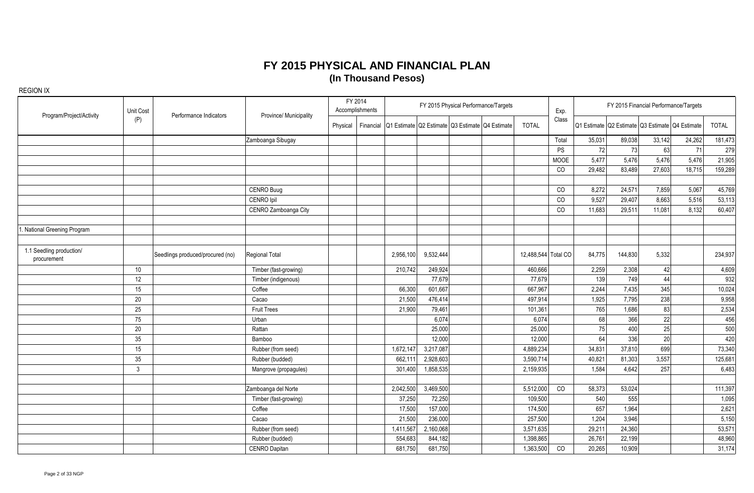# FY 2015 PHYSICAL AND FINANCIAL PLAN

## (In Thousand Pesos)

REGION IX

| Program/Project/Activity | Unit Cost (P) | Performance Indicators | Province/ Municipality | FY 2014 Accomplishments | | FY 2015 Physical Performance/Targets | | | | | Exp. Class | FY 2015 Financial Performance/Targets | | | | |
|---|---|---|---|---|---|---|---|---|---|---|---|---|---|---|---|---|
| | | | | Physical | Financial | Q1 Estimate | Q2 Estimate | Q3 Estimate | Q4 Estimate | TOTAL | | Q1 Estimate | Q2 Estimate | Q3 Estimate | Q4 Estimate | TOTAL |
| | | | Zamboanga Sibugay | | | | | | | | Total | 35,031 | 89,038 | 33,142 | 24,262 | 181,473 |
| | | | | | | | | | | | PS | 72 | 73 | 63 | 71 | 279 |
| | | | | | | | | | | | MOOE | 5,477 | 5,476 | 5,476 | 5,476 | 21,905 |
| | | | | | | | | | | | CO | 29,482 | 83,489 | 27,603 | 18,715 | 159,289 |
| | | | | | | | | | | | | | | | | |
| | | | CENRO Buug | | | | | | | | CO | 8,272 | 24,571 | 7,859 | 5,067 | 45,769 |
| | | | CENRO Ipil | | | | | | | | CO | 9,527 | 29,407 | 8,663 | 5,516 | 53,113 |
| | | | CENRO Zamboanga City | | | | | | | | CO | 11,683 | 29,511 | 11,081 | 8,132 | 60,407 |
| | | | | | | | | | | | | | | | | |
| 1. National Greening Program | | | | | | | | | | | | | | | | |
| | | | | | | | | | | | | | | | | |
| 1.1 Seedling production/ procurement | | Seedlings produced/procured (no) | Regional Total | | | 2,956,100 | 9,532,444 | | | 12,488,544 | Total CO | 84,775 | 144,830 | 5,332 | | 234,937 |
| | 10 | | Timber (fast-growing) | | | 210,742 | 249,924 | | | 460,666 | | 2,259 | 2,308 | 42 | | 4,609 |
| | 12 | | Timber (indigenous) | | | | 77,679 | | | 77,679 | | 139 | 749 | 44 | | 932 |
| | 15 | | Coffee | | | 66,300 | 601,667 | | | 667,967 | | 2,244 | 7,435 | 345 | | 10,024 |
| | 20 | | Cacao | | | 21,500 | 476,414 | | | 497,914 | | 1,925 | 7,795 | 238 | | 9,958 |
| | 25 | | Fruit Trees | | | 21,900 | 79,461 | | | 101,361 | | 765 | 1,686 | 83 | | 2,534 |
| | 75 | | Urban | | | | 6,074 | | | 6,074 | | 68 | 366 | 22 | | 456 |
| | 20 | | Rattan | | | | 25,000 | | | 25,000 | | 75 | 400 | 25 | | 500 |
| | 35 | | Bamboo | | | | 12,000 | | | 12,000 | | 64 | 336 | 20 | | 420 |
| | 15 | | Rubber (from seed) | | | 1,672,147 | 3,217,087 | | | 4,889,234 | | 34,831 | 37,810 | 699 | | 73,340 |
| | 35 | | Rubber (budded) | | | 662,111 | 2,928,603 | | | 3,590,714 | | 40,821 | 81,303 | 3,557 | | 125,681 |
| | 3 | | Mangrove (propagules) | | | 301,400 | 1,858,535 | | | 2,159,935 | | 1,584 | 4,642 | 257 | | 6,483 |
| | | | | | | | | | | | | | | | | |
| | | | Zamboanga del Norte | | | 2,042,500 | 3,469,500 | | | 5,512,000 | CO | 58,373 | 53,024 | | | 111,397 |
| | | | Timber (fast-growing) | | | 37,250 | 72,250 | | | 109,500 | | 540 | 555 | | | 1,095 |
| | | | Coffee | | | 17,500 | 157,000 | | | 174,500 | | 657 | 1,964 | | | 2,621 |
| | | | Cacao | | | 21,500 | 236,000 | | | 257,500 | | 1,204 | 3,946 | | | 5,150 |
| | | | Rubber (from seed) | | | 1,411,567 | 2,160,068 | | | 3,571,635 | | 29,211 | 24,360 | | | 53,571 |
| | | | Rubber (budded) | | | 554,683 | 844,182 | | | 1,398,865 | | 26,761 | 22,199 | | | 48,960 |
| | | | CENRO Dapitan | | | 681,750 | 681,750 | | | 1,363,500 | CO | 20,265 | 10,909 | | | 31,174 |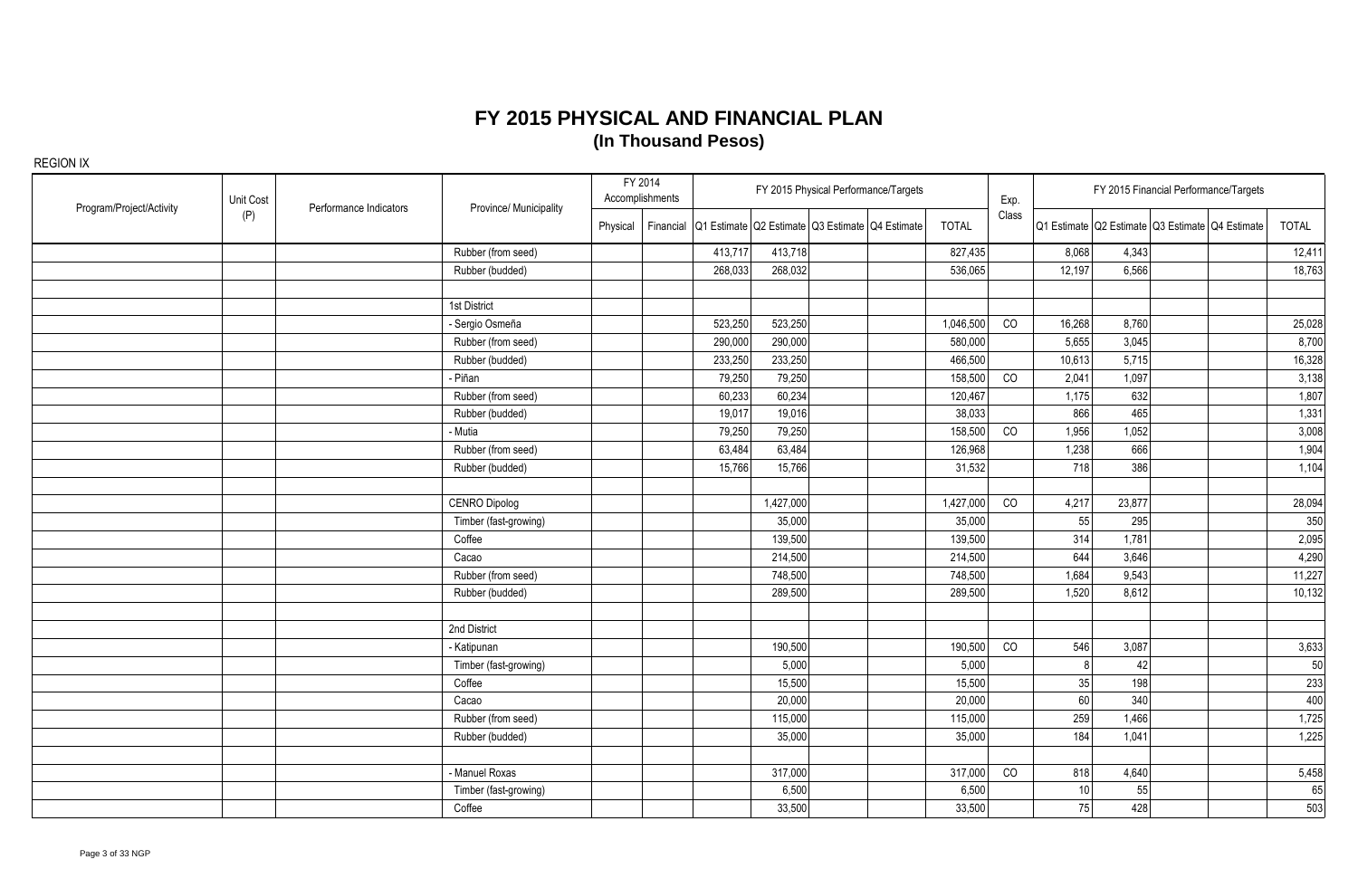# FY 2015 PHYSICAL AND FINANCIAL PLAN
## (In Thousand Pesos)

REGION IX

| Program/Project/Activity | Unit Cost (P) | Performance Indicators | Province/ Municipality | FY 2014 Accomplishments | | FY 2015 Physical Performance/Targets | | | | | Exp. Class | FY 2015 Financial Performance/Targets | | | | |
|---|---|---|---|---|---|---|---|---|---|---|---|---|---|---|---|---|
| | | | | Physical | Financial | Q1 Estimate | Q2 Estimate | Q3 Estimate | Q4 Estimate | TOTAL | | Q1 Estimate | Q2 Estimate | Q3 Estimate | Q4 Estimate | TOTAL |
| | | | Rubber (from seed) | | | 413,717 | 413,718 | | | 827,435 | | 8,068 | 4,343 | | | 12,411 |
| | | | Rubber (budded) | | | 268,033 | 268,032 | | | 536,065 | | 12,197 | 6,566 | | | 18,763 |
| | | | | | | | | | | | | | | | | |
| | | | 1st District | | | | | | | | | | | | | |
| | | | - Sergio Osmeña | | | 523,250 | 523,250 | | | 1,046,500 | CO | 16,268 | 8,760 | | | 25,028 |
| | | | Rubber (from seed) | | | 290,000 | 290,000 | | | 580,000 | | 5,655 | 3,045 | | | 8,700 |
| | | | Rubber (budded) | | | 233,250 | 233,250 | | | 466,500 | | 10,613 | 5,715 | | | 16,328 |
| | | | - Piñan | | | 79,250 | 79,250 | | | 158,500 | CO | 2,041 | 1,097 | | | 3,138 |
| | | | Rubber (from seed) | | | 60,233 | 60,234 | | | 120,467 | | 1,175 | 632 | | | 1,807 |
| | | | Rubber (budded) | | | 19,017 | 19,016 | | | 38,033 | | 866 | 465 | | | 1,331 |
| | | | - Mutia | | | 79,250 | 79,250 | | | 158,500 | CO | 1,956 | 1,052 | | | 3,008 |
| | | | Rubber (from seed) | | | 63,484 | 63,484 | | | 126,968 | | 1,238 | 666 | | | 1,904 |
| | | | Rubber (budded) | | | 15,766 | 15,766 | | | 31,532 | | 718 | 386 | | | 1,104 |
| | | | | | | | | | | | | | | | | |
| | | | CENRO Dipolog | | | | 1,427,000 | | | 1,427,000 | CO | 4,217 | 23,877 | | | 28,094 |
| | | | Timber (fast-growing) | | | | 35,000 | | | 35,000 | | 55 | 295 | | | 350 |
| | | | Coffee | | | | 139,500 | | | 139,500 | | 314 | 1,781 | | | 2,095 |
| | | | Cacao | | | | 214,500 | | | 214,500 | | 644 | 3,646 | | | 4,290 |
| | | | Rubber (from seed) | | | | 748,500 | | | 748,500 | | 1,684 | 9,543 | | | 11,227 |
| | | | Rubber (budded) | | | | 289,500 | | | 289,500 | | 1,520 | 8,612 | | | 10,132 |
| | | | | | | | | | | | | | | | | |
| | | | 2nd District | | | | | | | | | | | | | |
| | | | - Katipunan | | | | 190,500 | | | 190,500 | CO | 546 | 3,087 | | | 3,633 |
| | | | Timber (fast-growing) | | | | 5,000 | | | 5,000 | | 8 | 42 | | | 50 |
| | | | Coffee | | | | 15,500 | | | 15,500 | | 35 | 198 | | | 233 |
| | | | Cacao | | | | 20,000 | | | 20,000 | | 60 | 340 | | | 400 |
| | | | Rubber (from seed) | | | | 115,000 | | | 115,000 | | 259 | 1,466 | | | 1,725 |
| | | | Rubber (budded) | | | | 35,000 | | | 35,000 | | 184 | 1,041 | | | 1,225 |
| | | | | | | | | | | | | | | | | |
| | | | - Manuel Roxas | | | | 317,000 | | | 317,000 | CO | 818 | 4,640 | | | 5,458 |
| | | | Timber (fast-growing) | | | | 6,500 | | | 6,500 | | 10 | 55 | | | 65 |
| | | | Coffee | | | | 33,500 | | | 33,500 | | 75 | 428 | | | 503 |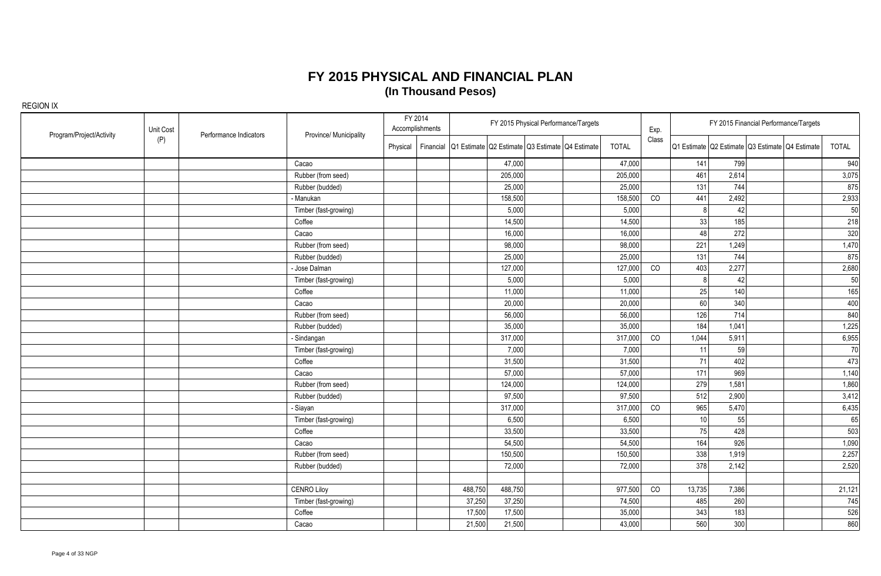# FY 2015 PHYSICAL AND FINANCIAL PLAN

**(In Thousand Pesos)**

REGION IX

| Program/Project/Activity | Unit Cost (P) | Performance Indicators | Province/ Municipality | FY 2014 Accomplishments | | FY 2015 Physical Performance/Targets | | | | | Exp. Class | FY 2015 Financial Performance/Targets | | | | |
|---|---|---|---|---|---|---|---|---|---|---|---|---|---|---|---|---|
| | | | | Physical | Financial | Q1 Estimate | Q2 Estimate | Q3 Estimate | Q4 Estimate | TOTAL | | Q1 Estimate | Q2 Estimate | Q3 Estimate | Q4 Estimate | TOTAL |
| | | | Cacao | | | | 47,000 | | | 47,000 | | 141 | 799 | | | 940 |
| | | | Rubber (from seed) | | | | 205,000 | | | 205,000 | | 461 | 2,614 | | | 3,075 |
| | | | Rubber (budded) | | | | 25,000 | | | 25,000 | | 131 | 744 | | | 875 |
| | | | - Manukan | | | | 158,500 | | | 158,500 | CO | 441 | 2,492 | | | 2,933 |
| | | | Timber (fast-growing) | | | | 5,000 | | | 5,000 | | 8 | 42 | | | 50 |
| | | | Coffee | | | | 14,500 | | | 14,500 | | 33 | 185 | | | 218 |
| | | | Cacao | | | | 16,000 | | | 16,000 | | 48 | 272 | | | 320 |
| | | | Rubber (from seed) | | | | 98,000 | | | 98,000 | | 221 | 1,249 | | | 1,470 |
| | | | Rubber (budded) | | | | 25,000 | | | 25,000 | | 131 | 744 | | | 875 |
| | | | - Jose Dalman | | | | 127,000 | | | 127,000 | CO | 403 | 2,277 | | | 2,680 |
| | | | Timber (fast-growing) | | | | 5,000 | | | 5,000 | | 8 | 42 | | | 50 |
| | | | Coffee | | | | 11,000 | | | 11,000 | | 25 | 140 | | | 165 |
| | | | Cacao | | | | 20,000 | | | 20,000 | | 60 | 340 | | | 400 |
| | | | Rubber (from seed) | | | | 56,000 | | | 56,000 | | 126 | 714 | | | 840 |
| | | | Rubber (budded) | | | | 35,000 | | | 35,000 | | 184 | 1,041 | | | 1,225 |
| | | | - Sindangan | | | | 317,000 | | | 317,000 | CO | 1,044 | 5,911 | | | 6,955 |
| | | | Timber (fast-growing) | | | | 7,000 | | | 7,000 | | 11 | 59 | | | 70 |
| | | | Coffee | | | | 31,500 | | | 31,500 | | 71 | 402 | | | 473 |
| | | | Cacao | | | | 57,000 | | | 57,000 | | 171 | 969 | | | 1,140 |
| | | | Rubber (from seed) | | | | 124,000 | | | 124,000 | | 279 | 1,581 | | | 1,860 |
| | | | Rubber (budded) | | | | 97,500 | | | 97,500 | | 512 | 2,900 | | | 3,412 |
| | | | - Siayan | | | | 317,000 | | | 317,000 | CO | 965 | 5,470 | | | 6,435 |
| | | | Timber (fast-growing) | | | | 6,500 | | | 6,500 | | 10 | 55 | | | 65 |
| | | | Coffee | | | | 33,500 | | | 33,500 | | 75 | 428 | | | 503 |
| | | | Cacao | | | | 54,500 | | | 54,500 | | 164 | 926 | | | 1,090 |
| | | | Rubber (from seed) | | | | 150,500 | | | 150,500 | | 338 | 1,919 | | | 2,257 |
| | | | Rubber (budded) | | | | 72,000 | | | 72,000 | | 378 | 2,142 | | | 2,520 |
| | | | | | | | | | | | | | | | | |
| | | | CENRO Liloy | | | 488,750 | 488,750 | | | 977,500 | CO | 13,735 | 7,386 | | | 21,121 |
| | | | Timber (fast-growing) | | | 37,250 | 37,250 | | | 74,500 | | 485 | 260 | | | 745 |
| | | | Coffee | | | 17,500 | 17,500 | | | 35,000 | | 343 | 183 | | | 526 |
| | | | Cacao | | | 21,500 | 21,500 | | | 43,000 | | 560 | 300 | | | 860 |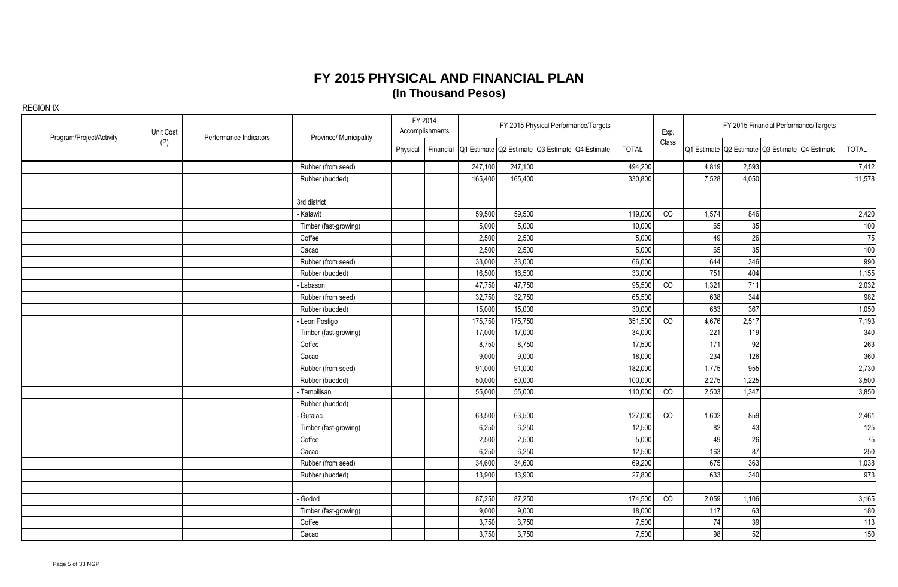# FY 2015 PHYSICAL AND FINANCIAL PLAN

## (In Thousand Pesos)

REGION IX

| Program/Project/Activity | Unit Cost (P) | Performance Indicators | Province/ Municipality | FY 2014 Accomplishments | | FY 2015 Physical Performance/Targets | | | | | Exp. Class | FY 2015 Financial Performance/Targets | | | | |
|---|---|---|---|---|---|---|---|---|---|---|---|---|---|---|---|---|
| | | | | Physical | Financial | Q1 Estimate | Q2 Estimate | Q3 Estimate | Q4 Estimate | TOTAL | | Q1 Estimate | Q2 Estimate | Q3 Estimate | Q4 Estimate | TOTAL |
| | | | Rubber (from seed) | | | 247,100 | 247,100 | | | 494,200 | | 4,819 | 2,593 | | | 7,412 |
| | | | Rubber (budded) | | | 165,400 | 165,400 | | | 330,800 | | 7,528 | 4,050 | | | 11,578 |
| | | | | | | | | | | | | | | | | |
| | | | 3rd district | | | | | | | | | | | | | |
| | | | - Kalawit | | | 59,500 | 59,500 | | | 119,000 | CO | 1,574 | 846 | | | 2,420 |
| | | | Timber (fast-growing) | | | 5,000 | 5,000 | | | 10,000 | | 65 | 35 | | | 100 |
| | | | Coffee | | | 2,500 | 2,500 | | | 5,000 | | 49 | 26 | | | 75 |
| | | | Cacao | | | 2,500 | 2,500 | | | 5,000 | | 65 | 35 | | | 100 |
| | | | Rubber (from seed) | | | 33,000 | 33,000 | | | 66,000 | | 644 | 346 | | | 990 |
| | | | Rubber (budded) | | | 16,500 | 16,500 | | | 33,000 | | 751 | 404 | | | 1,155 |
| | | | - Labason | | | 47,750 | 47,750 | | | 95,500 | CO | 1,321 | 711 | | | 2,032 |
| | | | Rubber (from seed) | | | 32,750 | 32,750 | | | 65,500 | | 638 | 344 | | | 982 |
| | | | Rubber (budded) | | | 15,000 | 15,000 | | | 30,000 | | 683 | 367 | | | 1,050 |
| | | | - Leon Postigo | | | 175,750 | 175,750 | | | 351,500 | CO | 4,676 | 2,517 | | | 7,193 |
| | | | Timber (fast-growing) | | | 17,000 | 17,000 | | | 34,000 | | 221 | 119 | | | 340 |
| | | | Coffee | | | 8,750 | 8,750 | | | 17,500 | | 171 | 92 | | | 263 |
| | | | Cacao | | | 9,000 | 9,000 | | | 18,000 | | 234 | 126 | | | 360 |
| | | | Rubber (from seed) | | | 91,000 | 91,000 | | | 182,000 | | 1,775 | 955 | | | 2,730 |
| | | | Rubber (budded) | | | 50,000 | 50,000 | | | 100,000 | | 2,275 | 1,225 | | | 3,500 |
| | | | - Tampilisan | | | 55,000 | 55,000 | | | 110,000 | CO | 2,503 | 1,347 | | | 3,850 |
| | | | Rubber (budded) | | | | | | | | | | | | | |
| | | | - Gutalac | | | 63,500 | 63,500 | | | 127,000 | CO | 1,602 | 859 | | | 2,461 |
| | | | Timber (fast-growing) | | | 6,250 | 6,250 | | | 12,500 | | 82 | 43 | | | 125 |
| | | | Coffee | | | 2,500 | 2,500 | | | 5,000 | | 49 | 26 | | | 75 |
| | | | Cacao | | | 6,250 | 6,250 | | | 12,500 | | 163 | 87 | | | 250 |
| | | | Rubber (from seed) | | | 34,600 | 34,600 | | | 69,200 | | 675 | 363 | | | 1,038 |
| | | | Rubber (budded) | | | 13,900 | 13,900 | | | 27,800 | | 633 | 340 | | | 973 |
| | | | | | | | | | | | | | | | | |
| | | | - Godod | | | 87,250 | 87,250 | | | 174,500 | CO | 2,059 | 1,106 | | | 3,165 |
| | | | Timber (fast-growing) | | | 9,000 | 9,000 | | | 18,000 | | 117 | 63 | | | 180 |
| | | | Coffee | | | 3,750 | 3,750 | | | 7,500 | | 74 | 39 | | | 113 |
| | | | Cacao | | | 3,750 | 3,750 | | | 7,500 | | 98 | 52 | | | 150 |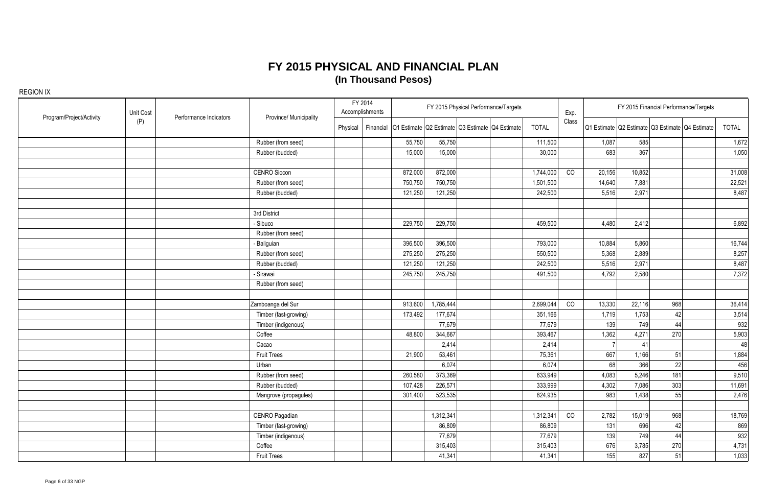# FY 2015 PHYSICAL AND FINANCIAL PLAN
## (In Thousand Pesos)

REGION IX

| Program/Project/Activity | Unit Cost (P) | Performance Indicators | Province/ Municipality | FY 2014 Accomplishments | | FY 2015 Physical Performance/Targets | | | | | Exp. Class | FY 2015 Financial Performance/Targets | | | | |
|---|---|---|---|---|---|---|---|---|---|---|---|---|---|---|---|---|
| | | | | Physical | Financial | Q1 Estimate | Q2 Estimate | Q3 Estimate | Q4 Estimate | TOTAL | | Q1 Estimate | Q2 Estimate | Q3 Estimate | Q4 Estimate | TOTAL |
| | | | Rubber (from seed) | | | 55,750 | 55,750 | | | 111,500 | | 1,087 | 585 | | | 1,672 |
| | | | Rubber (budded) | | | 15,000 | 15,000 | | | 30,000 | | 683 | 367 | | | 1,050 |
| | | | | | | | | | | | | | | | | |
| | | | CENRO Siocon | | | 872,000 | 872,000 | | | 1,744,000 | CO | 20,156 | 10,852 | | | 31,008 |
| | | | Rubber (from seed) | | | 750,750 | 750,750 | | | 1,501,500 | | 14,640 | 7,881 | | | 22,521 |
| | | | Rubber (budded) | | | 121,250 | 121,250 | | | 242,500 | | 5,516 | 2,971 | | | 8,487 |
| | | | | | | | | | | | | | | | | |
| | | | 3rd District | | | | | | | | | | | | | |
| | | | - Sibuco | | | 229,750 | 229,750 | | | 459,500 | | 4,480 | 2,412 | | | 6,892 |
| | | | Rubber (from seed) | | | | | | | | | | | | | |
| | | | - Baliguian | | | 396,500 | 396,500 | | | 793,000 | | 10,884 | 5,860 | | | 16,744 |
| | | | Rubber (from seed) | | | 275,250 | 275,250 | | | 550,500 | | 5,368 | 2,889 | | | 8,257 |
| | | | Rubber (budded) | | | 121,250 | 121,250 | | | 242,500 | | 5,516 | 2,971 | | | 8,487 |
| | | | - Sirawai | | | 245,750 | 245,750 | | | 491,500 | | 4,792 | 2,580 | | | 7,372 |
| | | | Rubber (from seed) | | | | | | | | | | | | | |
| | | | | | | | | | | | | | | | | |
| | | | Zamboanga del Sur | | | 913,600 | 1,785,444 | | | 2,699,044 | CO | 13,330 | 22,116 | 968 | | 36,414 |
| | | | Timber (fast-growing) | | | 173,492 | 177,674 | | | 351,166 | | 1,719 | 1,753 | 42 | | 3,514 |
| | | | Timber (indigenous) | | | | 77,679 | | | 77,679 | | 139 | 749 | 44 | | 932 |
| | | | Coffee | | | 48,800 | 344,667 | | | 393,467 | | 1,362 | 4,271 | 270 | | 5,903 |
| | | | Cacao | | | | 2,414 | | | 2,414 | | 7 | 41 | | | 48 |
| | | | Fruit Trees | | | 21,900 | 53,461 | | | 75,361 | | 667 | 1,166 | 51 | | 1,884 |
| | | | Urban | | | | 6,074 | | | 6,074 | | 68 | 366 | 22 | | 456 |
| | | | Rubber (from seed) | | | 260,580 | 373,369 | | | 633,949 | | 4,083 | 5,246 | 181 | | 9,510 |
| | | | Rubber (budded) | | | 107,428 | 226,571 | | | 333,999 | | 4,302 | 7,086 | 303 | | 11,691 |
| | | | Mangrove (propagules) | | | 301,400 | 523,535 | | | 824,935 | | 983 | 1,438 | 55 | | 2,476 |
| | | | | | | | | | | | | | | | | |
| | | | CENRO Pagadian | | | | 1,312,341 | | | 1,312,341 | CO | 2,782 | 15,019 | 968 | | 18,769 |
| | | | Timber (fast-growing) | | | | 86,809 | | | 86,809 | | 131 | 696 | 42 | | 869 |
| | | | Timber (indigenous) | | | | 77,679 | | | 77,679 | | 139 | 749 | 44 | | 932 |
| | | | Coffee | | | | 315,403 | | | 315,403 | | 676 | 3,785 | 270 | | 4,731 |
| | | | Fruit Trees | | | | 41,341 | | | 41,341 | | 155 | 827 | 51 | | 1,033 |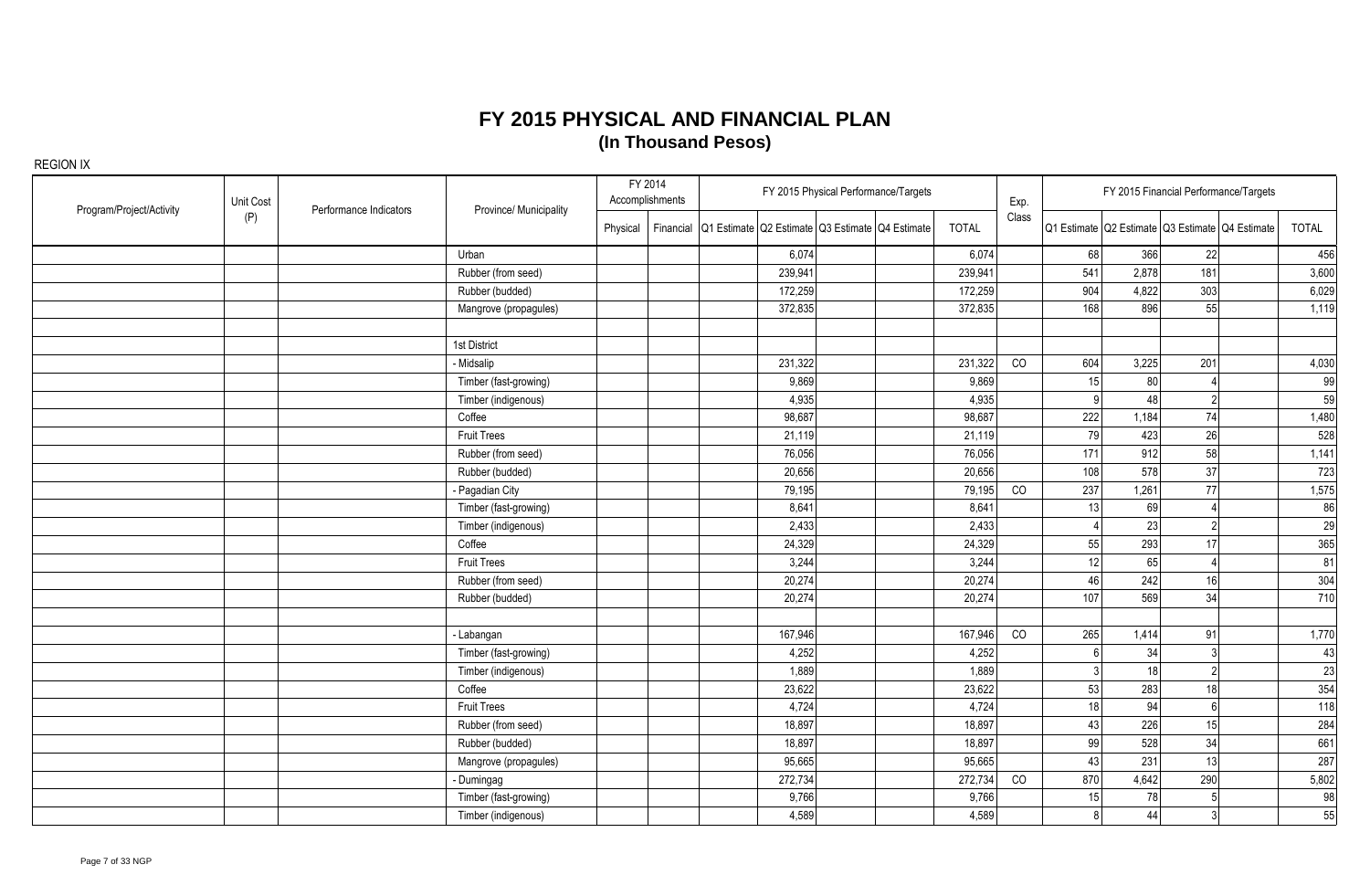# FY 2015 PHYSICAL AND FINANCIAL PLAN
## (In Thousand Pesos)

REGION IX

| Program/Project/Activity | Unit Cost (P) | Performance Indicators | Province/ Municipality | FY 2014 Accomplishments | | FY 2015 Physical Performance/Targets | | | | | Exp. Class | FY 2015 Financial Performance/Targets | | | | |
|---|---|---|---|---|---|---|---|---|---|---|---|---|---|---|---|---|
| | | | | Physical | Financial | Q1 Estimate | Q2 Estimate | Q3 Estimate | Q4 Estimate | TOTAL | | Q1 Estimate | Q2 Estimate | Q3 Estimate | Q4 Estimate | TOTAL |
| | | | Urban | | | | 6,074 | | | 6,074 | | 68 | 366 | 22 | | 456 |
| | | | Rubber (from seed) | | | | 239,941 | | | 239,941 | | 541 | 2,878 | 181 | | 3,600 |
| | | | Rubber (budded) | | | | 172,259 | | | 172,259 | | 904 | 4,822 | 303 | | 6,029 |
| | | | Mangrove (propagules) | | | | 372,835 | | | 372,835 | | 168 | 896 | 55 | | 1,119 |
| | | | | | | | | | | | | | | | | |
| | | | 1st District | | | | | | | | | | | | | |
| | | | - Midsalip | | | | 231,322 | | | 231,322 | CO | 604 | 3,225 | 201 | | 4,030 |
| | | | Timber (fast-growing) | | | | 9,869 | | | 9,869 | | 15 | 80 | 4 | | 99 |
| | | | Timber (indigenous) | | | | 4,935 | | | 4,935 | | 9 | 48 | 2 | | 59 |
| | | | Coffee | | | | 98,687 | | | 98,687 | | 222 | 1,184 | 74 | | 1,480 |
| | | | Fruit Trees | | | | 21,119 | | | 21,119 | | 79 | 423 | 26 | | 528 |
| | | | Rubber (from seed) | | | | 76,056 | | | 76,056 | | 171 | 912 | 58 | | 1,141 |
| | | | Rubber (budded) | | | | 20,656 | | | 20,656 | | 108 | 578 | 37 | | 723 |
| | | | - Pagadian City | | | | 79,195 | | | 79,195 | CO | 237 | 1,261 | 77 | | 1,575 |
| | | | Timber (fast-growing) | | | | 8,641 | | | 8,641 | | 13 | 69 | 4 | | 86 |
| | | | Timber (indigenous) | | | | 2,433 | | | 2,433 | | 4 | 23 | 2 | | 29 |
| | | | Coffee | | | | 24,329 | | | 24,329 | | 55 | 293 | 17 | | 365 |
| | | | Fruit Trees | | | | 3,244 | | | 3,244 | | 12 | 65 | 4 | | 81 |
| | | | Rubber (from seed) | | | | 20,274 | | | 20,274 | | 46 | 242 | 16 | | 304 |
| | | | Rubber (budded) | | | | 20,274 | | | 20,274 | | 107 | 569 | 34 | | 710 |
| | | | | | | | | | | | | | | | | |
| | | | - Labangan | | | | 167,946 | | | 167,946 | CO | 265 | 1,414 | 91 | | 1,770 |
| | | | Timber (fast-growing) | | | | 4,252 | | | 4,252 | | 6 | 34 | 3 | | 43 |
| | | | Timber (indigenous) | | | | 1,889 | | | 1,889 | | 3 | 18 | 2 | | 23 |
| | | | Coffee | | | | 23,622 | | | 23,622 | | 53 | 283 | 18 | | 354 |
| | | | Fruit Trees | | | | 4,724 | | | 4,724 | | 18 | 94 | 6 | | 118 |
| | | | Rubber (from seed) | | | | 18,897 | | | 18,897 | | 43 | 226 | 15 | | 284 |
| | | | Rubber (budded) | | | | 18,897 | | | 18,897 | | 99 | 528 | 34 | | 661 |
| | | | Mangrove (propagules) | | | | 95,665 | | | 95,665 | | 43 | 231 | 13 | | 287 |
| | | | - Dumingag | | | | 272,734 | | | 272,734 | CO | 870 | 4,642 | 290 | | 5,802 |
| | | | Timber (fast-growing) | | | | 9,766 | | | 9,766 | | 15 | 78 | 5 | | 98 |
| | | | Timber (indigenous) | | | | 4,589 | | | 4,589 | | 8 | 44 | 3 | | 55 |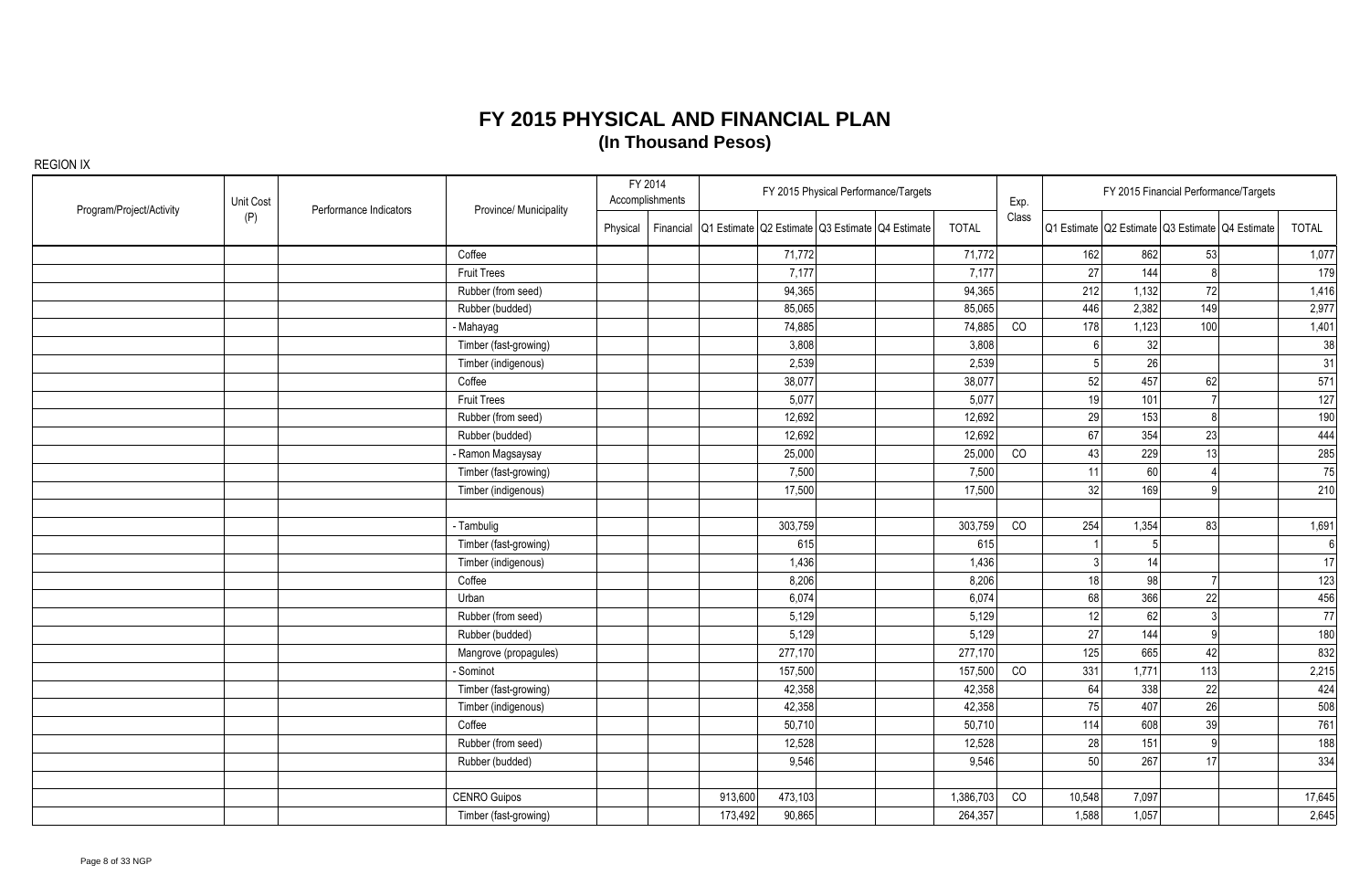# FY 2015 PHYSICAL AND FINANCIAL PLAN
## (In Thousand Pesos)

REGION IX

| Program/Project/Activity | Unit Cost (P) | Performance Indicators | Province/ Municipality | FY 2014 Accomplishments | | FY 2015 Physical Performance/Targets | | | | | Exp. Class | FY 2015 Financial Performance/Targets | | | | |
|---|---|---|---|---|---|---|---|---|---|---|---|---|---|---|---|---|
| | | | | Physical | Financial | Q1 Estimate | Q2 Estimate | Q3 Estimate | Q4 Estimate | TOTAL | | Q1 Estimate | Q2 Estimate | Q3 Estimate | Q4 Estimate | TOTAL |
| | | | Coffee | | | | 71,772 | | | 71,772 | | 162 | 862 | 53 | | 1,077 |
| | | | Fruit Trees | | | | 7,177 | | | 7,177 | | 27 | 144 | 8 | | 179 |
| | | | Rubber (from seed) | | | | 94,365 | | | 94,365 | | 212 | 1,132 | 72 | | 1,416 |
| | | | Rubber (budded) | | | | 85,065 | | | 85,065 | | 446 | 2,382 | 149 | | 2,977 |
| | | | - Mahayag | | | | 74,885 | | | 74,885 | CO | 178 | 1,123 | 100 | | 1,401 |
| | | | Timber (fast-growing) | | | | 3,808 | | | 3,808 | | 6 | 32 | | | 38 |
| | | | Timber (indigenous) | | | | 2,539 | | | 2,539 | | 5 | 26 | | | 31 |
| | | | Coffee | | | | 38,077 | | | 38,077 | | 52 | 457 | 62 | | 571 |
| | | | Fruit Trees | | | | 5,077 | | | 5,077 | | 19 | 101 | 7 | | 127 |
| | | | Rubber (from seed) | | | | 12,692 | | | 12,692 | | 29 | 153 | 8 | | 190 |
| | | | Rubber (budded) | | | | 12,692 | | | 12,692 | | 67 | 354 | 23 | | 444 |
| | | | - Ramon Magsaysay | | | | 25,000 | | | 25,000 | CO | 43 | 229 | 13 | | 285 |
| | | | Timber (fast-growing) | | | | 7,500 | | | 7,500 | | 11 | 60 | 4 | | 75 |
| | | | Timber (indigenous) | | | | 17,500 | | | 17,500 | | 32 | 169 | 9 | | 210 |
| | | | | | | | | | | | | | | | | |
| | | | - Tambulig | | | | 303,759 | | | 303,759 | CO | 254 | 1,354 | 83 | | 1,691 |
| | | | Timber (fast-growing) | | | | 615 | | | 615 | | 1 | 5 | | | 6 |
| | | | Timber (indigenous) | | | | 1,436 | | | 1,436 | | 3 | 14 | | | 17 |
| | | | Coffee | | | | 8,206 | | | 8,206 | | 18 | 98 | 7 | | 123 |
| | | | Urban | | | | 6,074 | | | 6,074 | | 68 | 366 | 22 | | 456 |
| | | | Rubber (from seed) | | | | 5,129 | | | 5,129 | | 12 | 62 | 3 | | 77 |
| | | | Rubber (budded) | | | | 5,129 | | | 5,129 | | 27 | 144 | 9 | | 180 |
| | | | Mangrove (propagules) | | | | 277,170 | | | 277,170 | | 125 | 665 | 42 | | 832 |
| | | | - Sominot | | | | 157,500 | | | 157,500 | CO | 331 | 1,771 | 113 | | 2,215 |
| | | | Timber (fast-growing) | | | | 42,358 | | | 42,358 | | 64 | 338 | 22 | | 424 |
| | | | Timber (indigenous) | | | | 42,358 | | | 42,358 | | 75 | 407 | 26 | | 508 |
| | | | Coffee | | | | 50,710 | | | 50,710 | | 114 | 608 | 39 | | 761 |
| | | | Rubber (from seed) | | | | 12,528 | | | 12,528 | | 28 | 151 | 9 | | 188 |
| | | | Rubber (budded) | | | | 9,546 | | | 9,546 | | 50 | 267 | 17 | | 334 |
| | | | | | | | | | | | | | | | | |
| | | | CENRO Guipos | | | 913,600 | 473,103 | | | 1,386,703 | CO | 10,548 | 7,097 | | | 17,645 |
| | | | Timber (fast-growing) | | | 173,492 | 90,865 | | | 264,357 | | 1,588 | 1,057 | | | 2,645 |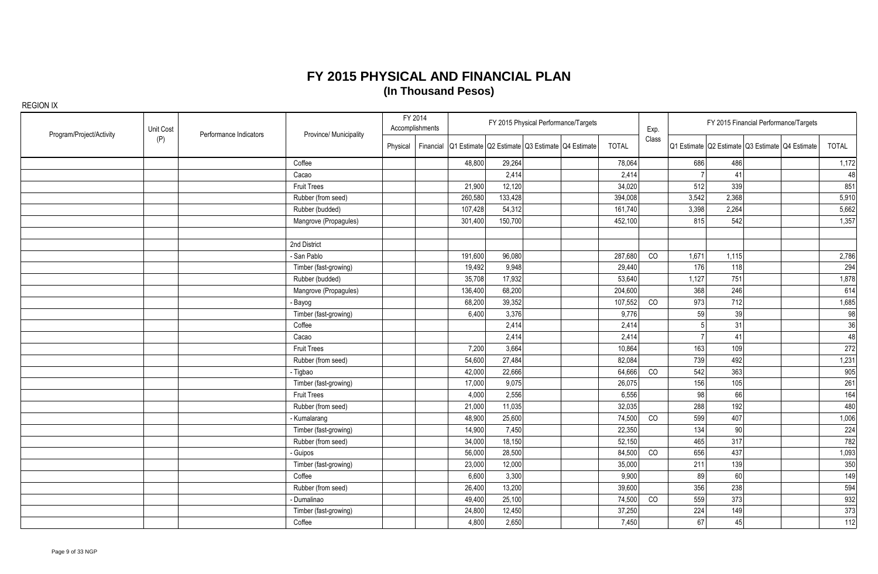# FY 2015 PHYSICAL AND FINANCIAL PLAN
## (In Thousand Pesos)

REGION IX

| Program/Project/Activity | Unit Cost (P) | Performance Indicators | Province/ Municipality | FY 2014 Accomplishments | | FY 2015 Physical Performance/Targets | | | | | Exp. Class | FY 2015 Financial Performance/Targets | | | | |
|---|---|---|---|---|---|---|---|---|---|---|---|---|---|---|---|---|
| | | | | Physical | Financial | Q1 Estimate | Q2 Estimate | Q3 Estimate | Q4 Estimate | TOTAL | | Q1 Estimate | Q2 Estimate | Q3 Estimate | Q4 Estimate | TOTAL |
| | | | Coffee | | | 48,800 | 29,264 | | | 78,064 | | 686 | 486 | | | 1,172 |
| | | | Cacao | | | | 2,414 | | | 2,414 | | 7 | 41 | | | 48 |
| | | | Fruit Trees | | | 21,900 | 12,120 | | | 34,020 | | 512 | 339 | | | 851 |
| | | | Rubber (from seed) | | | 260,580 | 133,428 | | | 394,008 | | 3,542 | 2,368 | | | 5,910 |
| | | | Rubber (budded) | | | 107,428 | 54,312 | | | 161,740 | | 3,398 | 2,264 | | | 5,662 |
| | | | Mangrove (Propagules) | | | 301,400 | 150,700 | | | 452,100 | | 815 | 542 | | | 1,357 |
| | | | | | | | | | | | | | | | | |
| | | | 2nd District | | | | | | | | | | | | | |
| | | | - San Pablo | | | 191,600 | 96,080 | | | 287,680 | CO | 1,671 | 1,115 | | | 2,786 |
| | | | Timber (fast-growing) | | | 19,492 | 9,948 | | | 29,440 | | 176 | 118 | | | 294 |
| | | | Rubber (budded) | | | 35,708 | 17,932 | | | 53,640 | | 1,127 | 751 | | | 1,878 |
| | | | Mangrove (Propagules) | | | 136,400 | 68,200 | | | 204,600 | | 368 | 246 | | | 614 |
| | | | - Bayog | | | 68,200 | 39,352 | | | 107,552 | CO | 973 | 712 | | | 1,685 |
| | | | Timber (fast-growing) | | | 6,400 | 3,376 | | | 9,776 | | 59 | 39 | | | 98 |
| | | | Coffee | | | | 2,414 | | | 2,414 | | 5 | 31 | | | 36 |
| | | | Cacao | | | | 2,414 | | | 2,414 | | 7 | 41 | | | 48 |
| | | | Fruit Trees | | | 7,200 | 3,664 | | | 10,864 | | 163 | 109 | | | 272 |
| | | | Rubber (from seed) | | | 54,600 | 27,484 | | | 82,084 | | 739 | 492 | | | 1,231 |
| | | | - Tigbao | | | 42,000 | 22,666 | | | 64,666 | CO | 542 | 363 | | | 905 |
| | | | Timber (fast-growing) | | | 17,000 | 9,075 | | | 26,075 | | 156 | 105 | | | 261 |
| | | | Fruit Trees | | | 4,000 | 2,556 | | | 6,556 | | 98 | 66 | | | 164 |
| | | | Rubber (from seed) | | | 21,000 | 11,035 | | | 32,035 | | 288 | 192 | | | 480 |
| | | | - Kumalarang | | | 48,900 | 25,600 | | | 74,500 | CO | 599 | 407 | | | 1,006 |
| | | | Timber (fast-growing) | | | 14,900 | 7,450 | | | 22,350 | | 134 | 90 | | | 224 |
| | | | Rubber (from seed) | | | 34,000 | 18,150 | | | 52,150 | | 465 | 317 | | | 782 |
| | | | - Guipos | | | 56,000 | 28,500 | | | 84,500 | CO | 656 | 437 | | | 1,093 |
| | | | Timber (fast-growing) | | | 23,000 | 12,000 | | | 35,000 | | 211 | 139 | | | 350 |
| | | | Coffee | | | 6,600 | 3,300 | | | 9,900 | | 89 | 60 | | | 149 |
| | | | Rubber (from seed) | | | 26,400 | 13,200 | | | 39,600 | | 356 | 238 | | | 594 |
| | | | - Dumalinao | | | 49,400 | 25,100 | | | 74,500 | CO | 559 | 373 | | | 932 |
| | | | Timber (fast-growing) | | | 24,800 | 12,450 | | | 37,250 | | 224 | 149 | | | 373 |
| | | | Coffee | | | 4,800 | 2,650 | | | 7,450 | | 67 | 45 | | | 112 |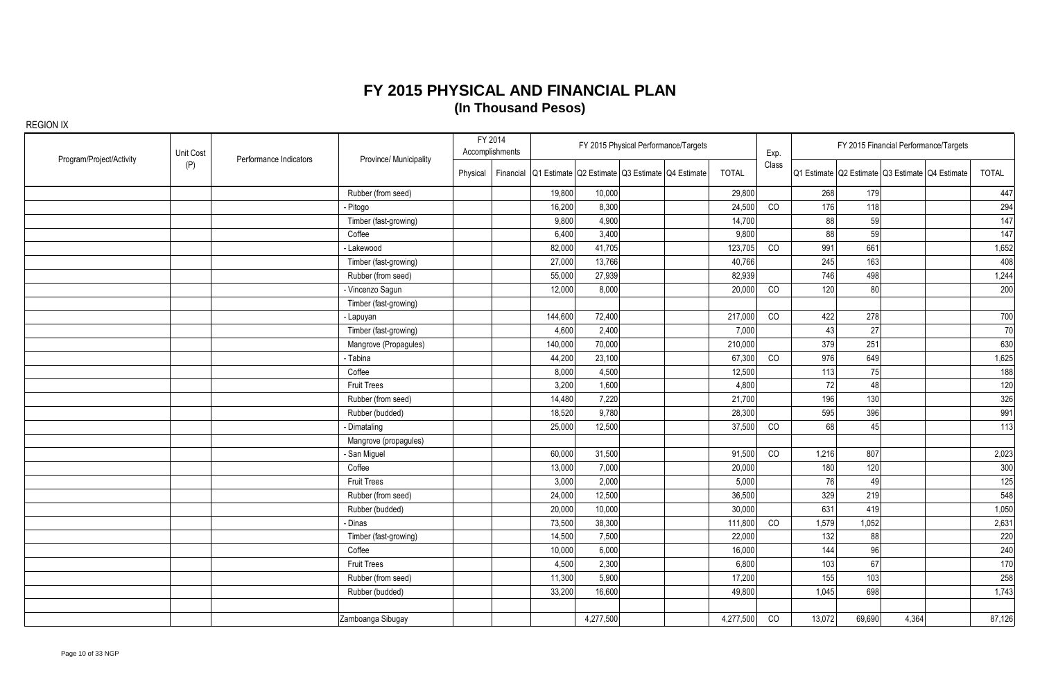# FY 2015 PHYSICAL AND FINANCIAL PLAN
## (In Thousand Pesos)

REGION IX

| Program/Project/Activity | Unit Cost (P) | Performance Indicators | Province/ Municipality | FY 2014 Accomplishments | | FY 2015 Physical Performance/Targets | | | | | Exp. Class | FY 2015 Financial Performance/Targets | | | | |
|---|---|---|---|---|---|---|---|---|---|---|---|---|---|---|---|---|
| | | | | Physical | Financial | Q1 Estimate | Q2 Estimate | Q3 Estimate | Q4 Estimate | TOTAL | | Q1 Estimate | Q2 Estimate | Q3 Estimate | Q4 Estimate | TOTAL |
| | | | Rubber (from seed) | | | 19,800 | 10,000 | | | 29,800 | | 268 | 179 | | | 447 |
| | | | - Pitogo | | | 16,200 | 8,300 | | | 24,500 | CO | 176 | 118 | | | 294 |
| | | | Timber (fast-growing) | | | 9,800 | 4,900 | | | 14,700 | | 88 | 59 | | | 147 |
| | | | Coffee | | | 6,400 | 3,400 | | | 9,800 | | 88 | 59 | | | 147 |
| | | | - Lakewood | | | 82,000 | 41,705 | | | 123,705 | CO | 991 | 661 | | | 1,652 |
| | | | Timber (fast-growing) | | | 27,000 | 13,766 | | | 40,766 | | 245 | 163 | | | 408 |
| | | | Rubber (from seed) | | | 55,000 | 27,939 | | | 82,939 | | 746 | 498 | | | 1,244 |
| | | | - Vincenzo Sagun | | | 12,000 | 8,000 | | | 20,000 | CO | 120 | 80 | | | 200 |
| | | | Timber (fast-growing) | | | | | | | | | | | | | |
| | | | - Lapuyan | | | 144,600 | 72,400 | | | 217,000 | CO | 422 | 278 | | | 700 |
| | | | Timber (fast-growing) | | | 4,600 | 2,400 | | | 7,000 | | 43 | 27 | | | 70 |
| | | | Mangrove (Propagules) | | | 140,000 | 70,000 | | | 210,000 | | 379 | 251 | | | 630 |
| | | | - Tabina | | | 44,200 | 23,100 | | | 67,300 | CO | 976 | 649 | | | 1,625 |
| | | | Coffee | | | 8,000 | 4,500 | | | 12,500 | | 113 | 75 | | | 188 |
| | | | Fruit Trees | | | 3,200 | 1,600 | | | 4,800 | | 72 | 48 | | | 120 |
| | | | Rubber (from seed) | | | 14,480 | 7,220 | | | 21,700 | | 196 | 130 | | | 326 |
| | | | Rubber (budded) | | | 18,520 | 9,780 | | | 28,300 | | 595 | 396 | | | 991 |
| | | | - Dimataling | | | 25,000 | 12,500 | | | 37,500 | CO | 68 | 45 | | | 113 |
| | | | Mangrove (propagules) | | | | | | | | | | | | | |
| | | | - San Miguel | | | 60,000 | 31,500 | | | 91,500 | CO | 1,216 | 807 | | | 2,023 |
| | | | Coffee | | | 13,000 | 7,000 | | | 20,000 | | 180 | 120 | | | 300 |
| | | | Fruit Trees | | | 3,000 | 2,000 | | | 5,000 | | 76 | 49 | | | 125 |
| | | | Rubber (from seed) | | | 24,000 | 12,500 | | | 36,500 | | 329 | 219 | | | 548 |
| | | | Rubber (budded) | | | 20,000 | 10,000 | | | 30,000 | | 631 | 419 | | | 1,050 |
| | | | - Dinas | | | 73,500 | 38,300 | | | 111,800 | CO | 1,579 | 1,052 | | | 2,631 |
| | | | Timber (fast-growing) | | | 14,500 | 7,500 | | | 22,000 | | 132 | 88 | | | 220 |
| | | | Coffee | | | 10,000 | 6,000 | | | 16,000 | | 144 | 96 | | | 240 |
| | | | Fruit Trees | | | 4,500 | 2,300 | | | 6,800 | | 103 | 67 | | | 170 |
| | | | Rubber (from seed) | | | 11,300 | 5,900 | | | 17,200 | | 155 | 103 | | | 258 |
| | | | Rubber (budded) | | | 33,200 | 16,600 | | | 49,800 | | 1,045 | 698 | | | 1,743 |
| | | | | | | | | | | | | | | | | |
| | | | Zamboanga Sibugay | | | | 4,277,500 | | | 4,277,500 | CO | 13,072 | 69,690 | 4,364 | | 87,126 |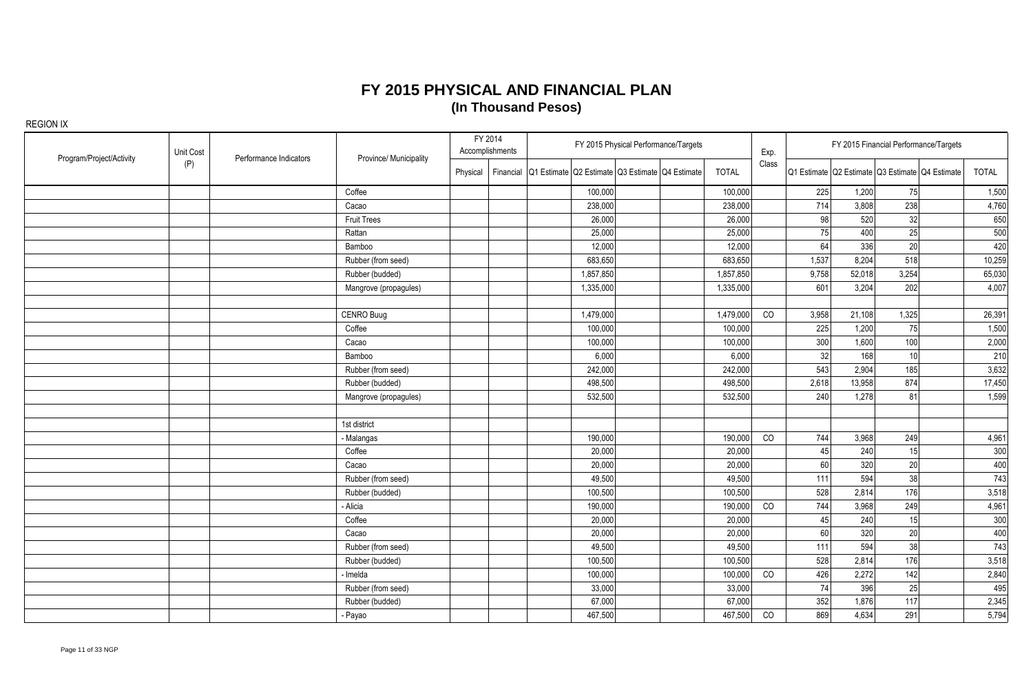# FY 2015 PHYSICAL AND FINANCIAL PLAN
## (In Thousand Pesos)

REGION IX

| Program/Project/Activity | Unit Cost (P) | Performance Indicators | Province/ Municipality | FY 2014 Accomplishments | | FY 2015 Physical Performance/Targets | | | | | Exp. Class | FY 2015 Financial Performance/Targets | | | | |
|---|---|---|---|---|---|---|---|---|---|---|---|---|---|---|---|---|
| | | | | Physical | Financial | Q1 Estimate | Q2 Estimate | Q3 Estimate | Q4 Estimate | TOTAL | | Q1 Estimate | Q2 Estimate | Q3 Estimate | Q4 Estimate | TOTAL |
| | | | Coffee | | | | 100,000 | | | 100,000 | | 225 | 1,200 | 75 | | 1,500 |
| | | | Cacao | | | | 238,000 | | | 238,000 | | 714 | 3,808 | 238 | | 4,760 |
| | | | Fruit Trees | | | | 26,000 | | | 26,000 | | 98 | 520 | 32 | | 650 |
| | | | Rattan | | | | 25,000 | | | 25,000 | | 75 | 400 | 25 | | 500 |
| | | | Bamboo | | | | 12,000 | | | 12,000 | | 64 | 336 | 20 | | 420 |
| | | | Rubber (from seed) | | | | 683,650 | | | 683,650 | | 1,537 | 8,204 | 518 | | 10,259 |
| | | | Rubber (budded) | | | | 1,857,850 | | | 1,857,850 | | 9,758 | 52,018 | 3,254 | | 65,030 |
| | | | Mangrove (propagules) | | | | 1,335,000 | | | 1,335,000 | | 601 | 3,204 | 202 | | 4,007 |
| | | | | | | | | | | | | | | | | |
| | | | CENRO Buug | | | | 1,479,000 | | | 1,479,000 | CO | 3,958 | 21,108 | 1,325 | | 26,391 |
| | | | Coffee | | | | 100,000 | | | 100,000 | | 225 | 1,200 | 75 | | 1,500 |
| | | | Cacao | | | | 100,000 | | | 100,000 | | 300 | 1,600 | 100 | | 2,000 |
| | | | Bamboo | | | | 6,000 | | | 6,000 | | 32 | 168 | 10 | | 210 |
| | | | Rubber (from seed) | | | | 242,000 | | | 242,000 | | 543 | 2,904 | 185 | | 3,632 |
| | | | Rubber (budded) | | | | 498,500 | | | 498,500 | | 2,618 | 13,958 | 874 | | 17,450 |
| | | | Mangrove (propagules) | | | | 532,500 | | | 532,500 | | 240 | 1,278 | 81 | | 1,599 |
| | | | | | | | | | | | | | | | | |
| | | | 1st district | | | | | | | | | | | | | |
| | | | - Malangas | | | | 190,000 | | | 190,000 | CO | 744 | 3,968 | 249 | | 4,961 |
| | | | Coffee | | | | 20,000 | | | 20,000 | | 45 | 240 | 15 | | 300 |
| | | | Cacao | | | | 20,000 | | | 20,000 | | 60 | 320 | 20 | | 400 |
| | | | Rubber (from seed) | | | | 49,500 | | | 49,500 | | 111 | 594 | 38 | | 743 |
| | | | Rubber (budded) | | | | 100,500 | | | 100,500 | | 528 | 2,814 | 176 | | 3,518 |
| | | | - Alicia | | | | 190,000 | | | 190,000 | CO | 744 | 3,968 | 249 | | 4,961 |
| | | | Coffee | | | | 20,000 | | | 20,000 | | 45 | 240 | 15 | | 300 |
| | | | Cacao | | | | 20,000 | | | 20,000 | | 60 | 320 | 20 | | 400 |
| | | | Rubber (from seed) | | | | 49,500 | | | 49,500 | | 111 | 594 | 38 | | 743 |
| | | | Rubber (budded) | | | | 100,500 | | | 100,500 | | 528 | 2,814 | 176 | | 3,518 |
| | | | - Imelda | | | | 100,000 | | | 100,000 | CO | 426 | 2,272 | 142 | | 2,840 |
| | | | Rubber (from seed) | | | | 33,000 | | | 33,000 | | 74 | 396 | 25 | | 495 |
| | | | Rubber (budded) | | | | 67,000 | | | 67,000 | | 352 | 1,876 | 117 | | 2,345 |
| | | | - Payao | | | | 467,500 | | | 467,500 | CO | 869 | 4,634 | 291 | | 5,794 |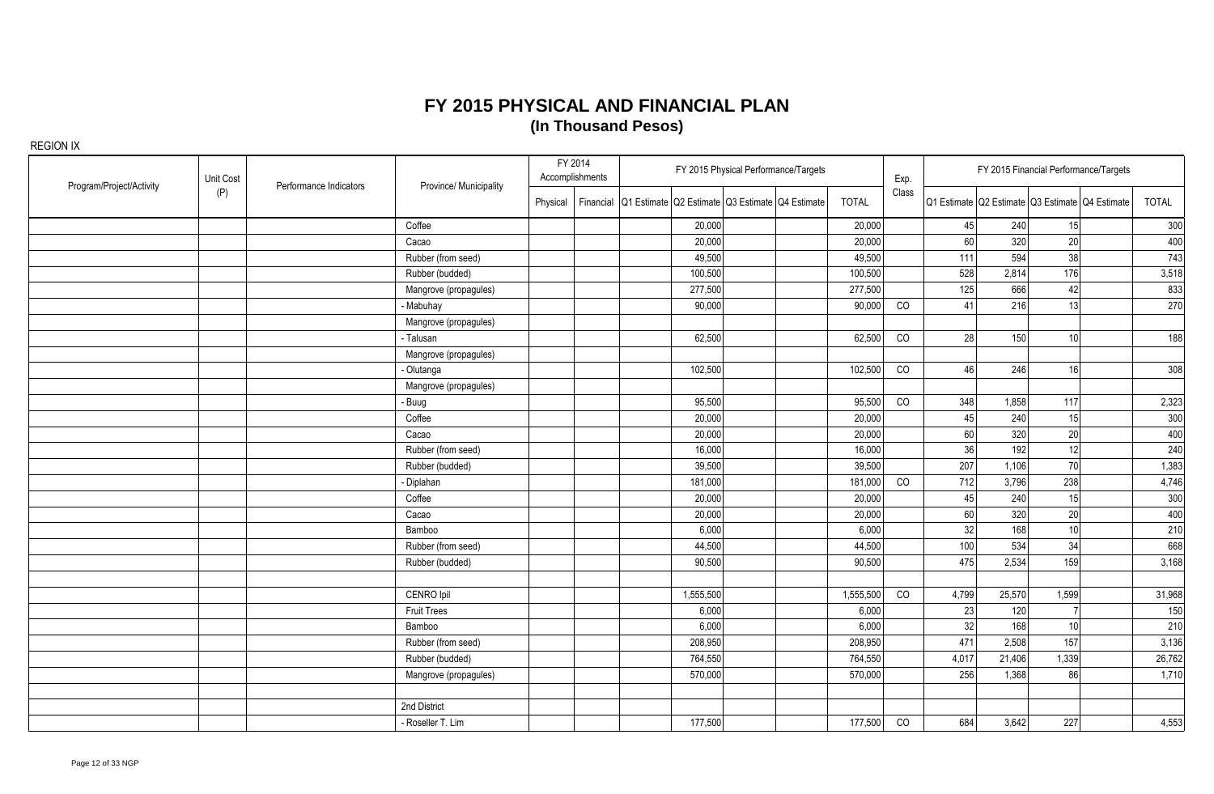# FY 2015 PHYSICAL AND FINANCIAL PLAN

## (In Thousand Pesos)

REGION IX

| Program/Project/Activity | Unit Cost (P) | Performance Indicators | Province/ Municipality | FY 2014 Accomplishments | | FY 2015 Physical Performance/Targets | | | | | Exp. Class | FY 2015 Financial Performance/Targets | | | | |
|---|---|---|---|---|---|---|---|---|---|---|---|---|---|---|---|---|
| | | | | Physical | Financial | Q1 Estimate | Q2 Estimate | Q3 Estimate | Q4 Estimate | TOTAL | | Q1 Estimate | Q2 Estimate | Q3 Estimate | Q4 Estimate | TOTAL |
| | | | Coffee | | | | 20,000 | | | 20,000 | | 45 | 240 | 15 | | 300 |
| | | | Cacao | | | | 20,000 | | | 20,000 | | 60 | 320 | 20 | | 400 |
| | | | Rubber (from seed) | | | | 49,500 | | | 49,500 | | 111 | 594 | 38 | | 743 |
| | | | Rubber (budded) | | | | 100,500 | | | 100,500 | | 528 | 2,814 | 176 | | 3,518 |
| | | | Mangrove (propagules) | | | | 277,500 | | | 277,500 | | 125 | 666 | 42 | | 833 |
| | | | - Mabuhay | | | | 90,000 | | | 90,000 | CO | 41 | 216 | 13 | | 270 |
| | | | Mangrove (propagules) | | | | | | | | | | | | | |
| | | | - Talusan | | | | 62,500 | | | 62,500 | CO | 28 | 150 | 10 | | 188 |
| | | | Mangrove (propagules) | | | | | | | | | | | | | |
| | | | - Olutanga | | | | 102,500 | | | 102,500 | CO | 46 | 246 | 16 | | 308 |
| | | | Mangrove (propagules) | | | | | | | | | | | | | |
| | | | - Buug | | | | 95,500 | | | 95,500 | CO | 348 | 1,858 | 117 | | 2,323 |
| | | | Coffee | | | | 20,000 | | | 20,000 | | 45 | 240 | 15 | | 300 |
| | | | Cacao | | | | 20,000 | | | 20,000 | | 60 | 320 | 20 | | 400 |
| | | | Rubber (from seed) | | | | 16,000 | | | 16,000 | | 36 | 192 | 12 | | 240 |
| | | | Rubber (budded) | | | | 39,500 | | | 39,500 | | 207 | 1,106 | 70 | | 1,383 |
| | | | - Diplahan | | | | 181,000 | | | 181,000 | CO | 712 | 3,796 | 238 | | 4,746 |
| | | | Coffee | | | | 20,000 | | | 20,000 | | 45 | 240 | 15 | | 300 |
| | | | Cacao | | | | 20,000 | | | 20,000 | | 60 | 320 | 20 | | 400 |
| | | | Bamboo | | | | 6,000 | | | 6,000 | | 32 | 168 | 10 | | 210 |
| | | | Rubber (from seed) | | | | 44,500 | | | 44,500 | | 100 | 534 | 34 | | 668 |
| | | | Rubber (budded) | | | | 90,500 | | | 90,500 | | 475 | 2,534 | 159 | | 3,168 |
| | | | | | | | | | | | | | | | | |
| | | | CENRO Ipil | | | | 1,555,500 | | | 1,555,500 | CO | 4,799 | 25,570 | 1,599 | | 31,968 |
| | | | Fruit Trees | | | | 6,000 | | | 6,000 | | 23 | 120 | 7 | | 150 |
| | | | Bamboo | | | | 6,000 | | | 6,000 | | 32 | 168 | 10 | | 210 |
| | | | Rubber (from seed) | | | | 208,950 | | | 208,950 | | 471 | 2,508 | 157 | | 3,136 |
| | | | Rubber (budded) | | | | 764,550 | | | 764,550 | | 4,017 | 21,406 | 1,339 | | 26,762 |
| | | | Mangrove (propagules) | | | | 570,000 | | | 570,000 | | 256 | 1,368 | 86 | | 1,710 |
| | | | | | | | | | | | | | | | | |
| | | | 2nd District | | | | | | | | | | | | | |
| | | | - Roseller T. Lim | | | | 177,500 | | | 177,500 | CO | 684 | 3,642 | 227 | | 4,553 |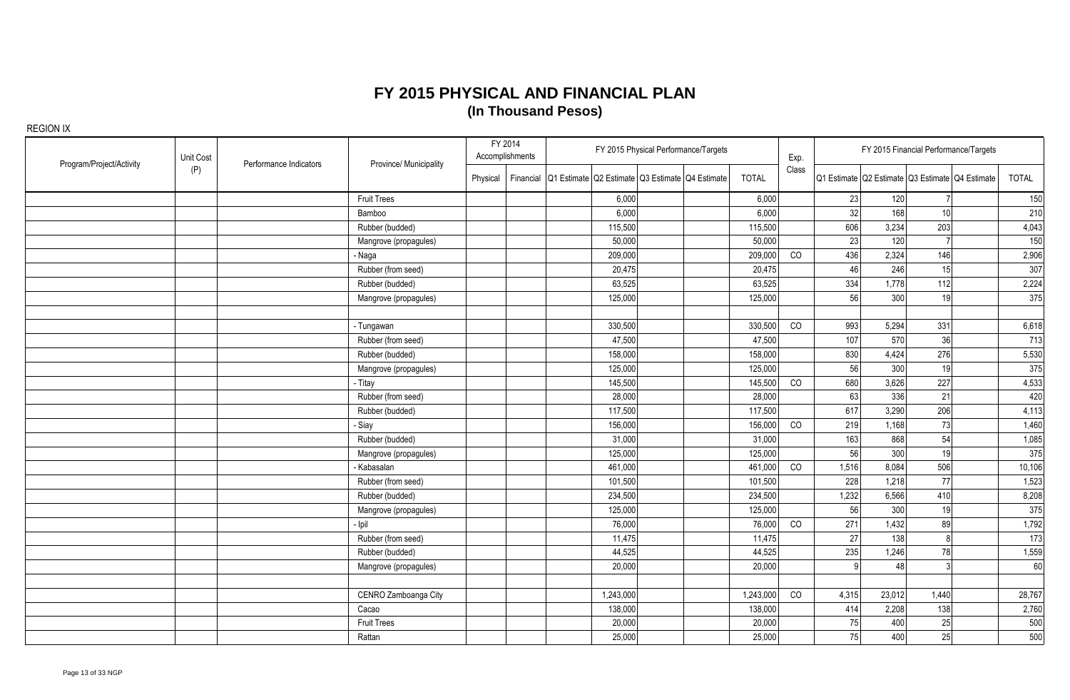# FY 2015 PHYSICAL AND FINANCIAL PLAN
## (In Thousand Pesos)

REGION IX

| Program/Project/Activity | Unit Cost (P) | Performance Indicators | Province/ Municipality | FY 2014 Accomplishments | | FY 2015 Physical Performance/Targets | | | | | Exp. Class | FY 2015 Financial Performance/Targets | | | | |
|---|---|---|---|---|---|---|---|---|---|---|---|---|---|---|---|---|
| | | | | Physical | Financial | Q1 Estimate | Q2 Estimate | Q3 Estimate | Q4 Estimate | TOTAL | | Q1 Estimate | Q2 Estimate | Q3 Estimate | Q4 Estimate | TOTAL |
| | | | Fruit Trees | | | | 6,000 | | | 6,000 | | 23 | 120 | 7 | | 150 |
| | | | Bamboo | | | | 6,000 | | | 6,000 | | 32 | 168 | 10 | | 210 |
| | | | Rubber (budded) | | | | 115,500 | | | 115,500 | | 606 | 3,234 | 203 | | 4,043 |
| | | | Mangrove (propagules) | | | | 50,000 | | | 50,000 | | 23 | 120 | 7 | | 150 |
| | | | - Naga | | | | 209,000 | | | 209,000 | CO | 436 | 2,324 | 146 | | 2,906 |
| | | | Rubber (from seed) | | | | 20,475 | | | 20,475 | | 46 | 246 | 15 | | 307 |
| | | | Rubber (budded) | | | | 63,525 | | | 63,525 | | 334 | 1,778 | 112 | | 2,224 |
| | | | Mangrove (propagules) | | | | 125,000 | | | 125,000 | | 56 | 300 | 19 | | 375 |
| | | | | | | | | | | | | | | | | |
| | | | - Tungawan | | | | 330,500 | | | 330,500 | CO | 993 | 5,294 | 331 | | 6,618 |
| | | | Rubber (from seed) | | | | 47,500 | | | 47,500 | | 107 | 570 | 36 | | 713 |
| | | | Rubber (budded) | | | | 158,000 | | | 158,000 | | 830 | 4,424 | 276 | | 5,530 |
| | | | Mangrove (propagules) | | | | 125,000 | | | 125,000 | | 56 | 300 | 19 | | 375 |
| | | | - Titay | | | | 145,500 | | | 145,500 | CO | 680 | 3,626 | 227 | | 4,533 |
| | | | Rubber (from seed) | | | | 28,000 | | | 28,000 | | 63 | 336 | 21 | | 420 |
| | | | Rubber (budded) | | | | 117,500 | | | 117,500 | | 617 | 3,290 | 206 | | 4,113 |
| | | | - Siay | | | | 156,000 | | | 156,000 | CO | 219 | 1,168 | 73 | | 1,460 |
| | | | Rubber (budded) | | | | 31,000 | | | 31,000 | | 163 | 868 | 54 | | 1,085 |
| | | | Mangrove (propagules) | | | | 125,000 | | | 125,000 | | 56 | 300 | 19 | | 375 |
| | | | - Kabasalan | | | | 461,000 | | | 461,000 | CO | 1,516 | 8,084 | 506 | | 10,106 |
| | | | Rubber (from seed) | | | | 101,500 | | | 101,500 | | 228 | 1,218 | 77 | | 1,523 |
| | | | Rubber (budded) | | | | 234,500 | | | 234,500 | | 1,232 | 6,566 | 410 | | 8,208 |
| | | | Mangrove (propagules) | | | | 125,000 | | | 125,000 | | 56 | 300 | 19 | | 375 |
| | | | - Ipil | | | | 76,000 | | | 76,000 | CO | 271 | 1,432 | 89 | | 1,792 |
| | | | Rubber (from seed) | | | | 11,475 | | | 11,475 | | 27 | 138 | 8 | | 173 |
| | | | Rubber (budded) | | | | 44,525 | | | 44,525 | | 235 | 1,246 | 78 | | 1,559 |
| | | | Mangrove (propagules) | | | | 20,000 | | | 20,000 | | 9 | 48 | 3 | | 60 |
| | | | | | | | | | | | | | | | | |
| | | | CENRO Zamboanga City | | | | 1,243,000 | | | 1,243,000 | CO | 4,315 | 23,012 | 1,440 | | 28,767 |
| | | | Cacao | | | | 138,000 | | | 138,000 | | 414 | 2,208 | 138 | | 2,760 |
| | | | Fruit Trees | | | | 20,000 | | | 20,000 | | 75 | 400 | 25 | | 500 |
| | | | Rattan | | | | 25,000 | | | 25,000 | | 75 | 400 | 25 | | 500 |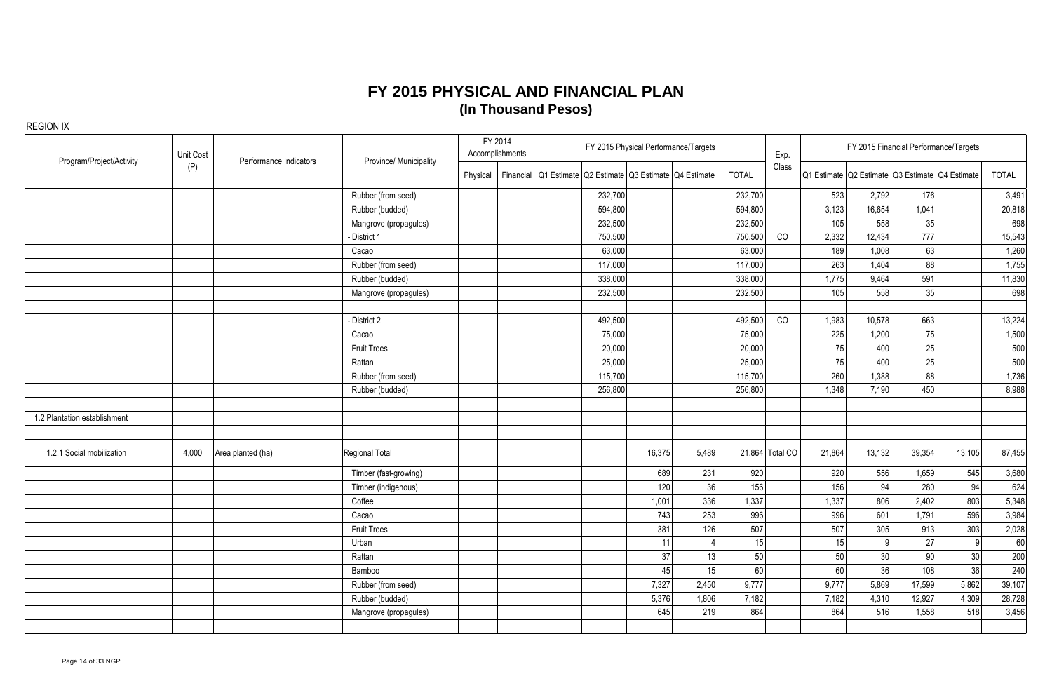# FY 2015 PHYSICAL AND FINANCIAL PLAN

## (In Thousand Pesos)

REGION IX

| Program/Project/Activity | Unit Cost (P) | Performance Indicators | Province/ Municipality | FY 2014 Accomplishments | | FY 2015 Physical Performance/Targets | | | | | Exp. Class | FY 2015 Financial Performance/Targets | | | | |
|---|---|---|---|---|---|---|---|---|---|---|---|---|---|---|---|---|
| | | | | Physical | Financial | Q1 Estimate | Q2 Estimate | Q3 Estimate | Q4 Estimate | TOTAL | | Q1 Estimate | Q2 Estimate | Q3 Estimate | Q4 Estimate | TOTAL |
| | | | Rubber (from seed) | | | | 232,700 | | | 232,700 | | 523 | 2,792 | 176 | | 3,491 |
| | | | Rubber (budded) | | | | 594,800 | | | 594,800 | | 3,123 | 16,654 | 1,041 | | 20,818 |
| | | | Mangrove (propagules) | | | | 232,500 | | | 232,500 | | 105 | 558 | 35 | | 698 |
| | | | - District 1 | | | | 750,500 | | | 750,500 | CO | 2,332 | 12,434 | 777 | | 15,543 |
| | | | Cacao | | | | 63,000 | | | 63,000 | | 189 | 1,008 | 63 | | 1,260 |
| | | | Rubber (from seed) | | | | 117,000 | | | 117,000 | | 263 | 1,404 | 88 | | 1,755 |
| | | | Rubber (budded) | | | | 338,000 | | | 338,000 | | 1,775 | 9,464 | 591 | | 11,830 |
| | | | Mangrove (propagules) | | | | 232,500 | | | 232,500 | | 105 | 558 | 35 | | 698 |
| | | | | | | | | | | | | | | | | |
| | | | - District 2 | | | | 492,500 | | | 492,500 | CO | 1,983 | 10,578 | 663 | | 13,224 |
| | | | Cacao | | | | 75,000 | | | 75,000 | | 225 | 1,200 | 75 | | 1,500 |
| | | | Fruit Trees | | | | 20,000 | | | 20,000 | | 75 | 400 | 25 | | 500 |
| | | | Rattan | | | | 25,000 | | | 25,000 | | 75 | 400 | 25 | | 500 |
| | | | Rubber (from seed) | | | | 115,700 | | | 115,700 | | 260 | 1,388 | 88 | | 1,736 |
| | | | Rubber (budded) | | | | 256,800 | | | 256,800 | | 1,348 | 7,190 | 450 | | 8,988 |
| | | | | | | | | | | | | | | | | |
| 1.2 Plantation establishment | | | | | | | | | | | | | | | | |
| | | | | | | | | | | | | | | | | |
| 1.2.1 Social mobilization | 4,000 | Area planted (ha) | Regional Total | | | | | 16,375 | 5,489 | 21,864 | Total CO | 21,864 | 13,132 | 39,354 | 13,105 | 87,455 |
| | | | Timber (fast-growing) | | | | | 689 | 231 | 920 | | 920 | 556 | 1,659 | 545 | 3,680 |
| | | | Timber (indigenous) | | | | | 120 | 36 | 156 | | 156 | 94 | 280 | 94 | 624 |
| | | | Coffee | | | | | 1,001 | 336 | 1,337 | | 1,337 | 806 | 2,402 | 803 | 5,348 |
| | | | Cacao | | | | | 743 | 253 | 996 | | 996 | 601 | 1,791 | 596 | 3,984 |
| | | | Fruit Trees | | | | | 381 | 126 | 507 | | 507 | 305 | 913 | 303 | 2,028 |
| | | | Urban | | | | | 11 | 4 | 15 | | 15 | 9 | 27 | 9 | 60 |
| | | | Rattan | | | | | 37 | 13 | 50 | | 50 | 30 | 90 | 30 | 200 |
| | | | Bamboo | | | | | 45 | 15 | 60 | | 60 | 36 | 108 | 36 | 240 |
| | | | Rubber (from seed) | | | | | 7,327 | 2,450 | 9,777 | | 9,777 | 5,869 | 17,599 | 5,862 | 39,107 |
| | | | Rubber (budded) | | | | | 5,376 | 1,806 | 7,182 | | 7,182 | 4,310 | 12,927 | 4,309 | 28,728 |
| | | | Mangrove (propagules) | | | | | 645 | 219 | 864 | | 864 | 516 | 1,558 | 518 | 3,456 |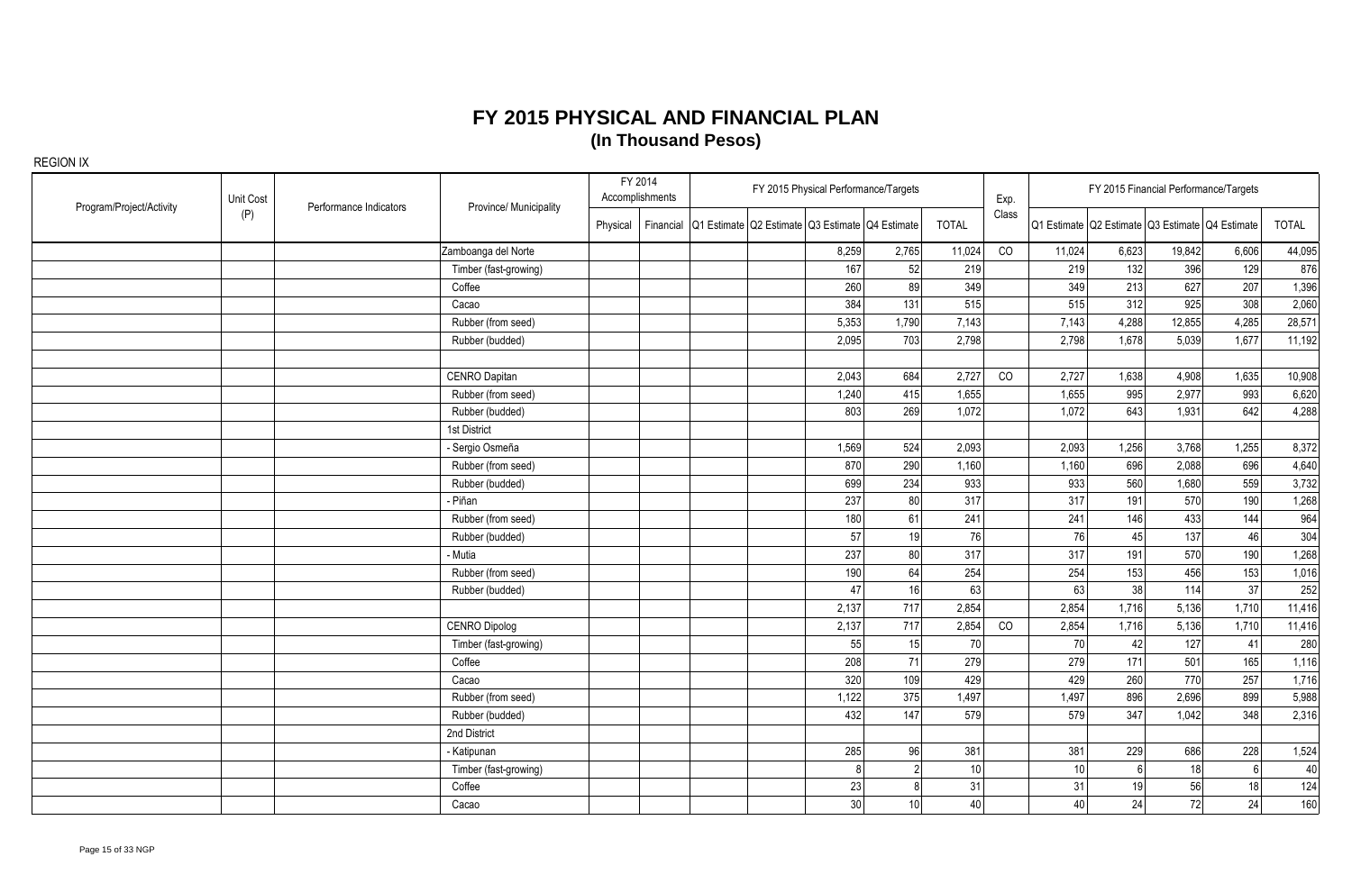# FY 2015 PHYSICAL AND FINANCIAL PLAN
## (In Thousand Pesos)

REGION IX

| Program/Project/Activity | Unit Cost (P) | Performance Indicators | Province/ Municipality | FY 2014 Accomplishments | | FY 2015 Physical Performance/Targets | | | | | Exp. Class | FY 2015 Financial Performance/Targets | | | | |
|---|---|---|---|---|---|---|---|---|---|---|---|---|---|---|---|---|
| | | | | Physical | Financial | Q1 Estimate | Q2 Estimate | Q3 Estimate | Q4 Estimate | TOTAL | | Q1 Estimate | Q2 Estimate | Q3 Estimate | Q4 Estimate | TOTAL |
| | | | Zamboanga del Norte | | | | | 8,259 | 2,765 | 11,024 | CO | 11,024 | 6,623 | 19,842 | 6,606 | 44,095 |
| | | | Timber (fast-growing) | | | | | 167 | 52 | 219 | | 219 | 132 | 396 | 129 | 876 |
| | | | Coffee | | | | | 260 | 89 | 349 | | 349 | 213 | 627 | 207 | 1,396 |
| | | | Cacao | | | | | 384 | 131 | 515 | | 515 | 312 | 925 | 308 | 2,060 |
| | | | Rubber (from seed) | | | | | 5,353 | 1,790 | 7,143 | | 7,143 | 4,288 | 12,855 | 4,285 | 28,571 |
| | | | Rubber (budded) | | | | | 2,095 | 703 | 2,798 | | 2,798 | 1,678 | 5,039 | 1,677 | 11,192 |
| | | | | | | | | | | | | | | | | |
| | | | CENRO Dapitan | | | | | 2,043 | 684 | 2,727 | CO | 2,727 | 1,638 | 4,908 | 1,635 | 10,908 |
| | | | Rubber (from seed) | | | | | 1,240 | 415 | 1,655 | | 1,655 | 995 | 2,977 | 993 | 6,620 |
| | | | Rubber (budded) | | | | | 803 | 269 | 1,072 | | 1,072 | 643 | 1,931 | 642 | 4,288 |
| | | | 1st District | | | | | | | | | | | | | |
| | | | - Sergio Osmeña | | | | | 1,569 | 524 | 2,093 | | 2,093 | 1,256 | 3,768 | 1,255 | 8,372 |
| | | | Rubber (from seed) | | | | | 870 | 290 | 1,160 | | 1,160 | 696 | 2,088 | 696 | 4,640 |
| | | | Rubber (budded) | | | | | 699 | 234 | 933 | | 933 | 560 | 1,680 | 559 | 3,732 |
| | | | - Piñan | | | | | 237 | 80 | 317 | | 317 | 191 | 570 | 190 | 1,268 |
| | | | Rubber (from seed) | | | | | 180 | 61 | 241 | | 241 | 146 | 433 | 144 | 964 |
| | | | Rubber (budded) | | | | | 57 | 19 | 76 | | 76 | 45 | 137 | 46 | 304 |
| | | | - Mutia | | | | | 237 | 80 | 317 | | 317 | 191 | 570 | 190 | 1,268 |
| | | | Rubber (from seed) | | | | | 190 | 64 | 254 | | 254 | 153 | 456 | 153 | 1,016 |
| | | | Rubber (budded) | | | | | 47 | 16 | 63 | | 63 | 38 | 114 | 37 | 252 |
| | | | | | | | | 2,137 | 717 | 2,854 | | 2,854 | 1,716 | 5,136 | 1,710 | 11,416 |
| | | | CENRO Dipolog | | | | | 2,137 | 717 | 2,854 | CO | 2,854 | 1,716 | 5,136 | 1,710 | 11,416 |
| | | | Timber (fast-growing) | | | | | 55 | 15 | 70 | | 70 | 42 | 127 | 41 | 280 |
| | | | Coffee | | | | | 208 | 71 | 279 | | 279 | 171 | 501 | 165 | 1,116 |
| | | | Cacao | | | | | 320 | 109 | 429 | | 429 | 260 | 770 | 257 | 1,716 |
| | | | Rubber (from seed) | | | | | 1,122 | 375 | 1,497 | | 1,497 | 896 | 2,696 | 899 | 5,988 |
| | | | Rubber (budded) | | | | | 432 | 147 | 579 | | 579 | 347 | 1,042 | 348 | 2,316 |
| | | | 2nd District | | | | | | | | | | | | | |
| | | | - Katipunan | | | | | 285 | 96 | 381 | | 381 | 229 | 686 | 228 | 1,524 |
| | | | Timber (fast-growing) | | | | | 8 | 2 | 10 | | 10 | 6 | 18 | 6 | 40 |
| | | | Coffee | | | | | 23 | 8 | 31 | | 31 | 19 | 56 | 18 | 124 |
| | | | Cacao | | | | | 30 | 10 | 40 | | 40 | 24 | 72 | 24 | 160 |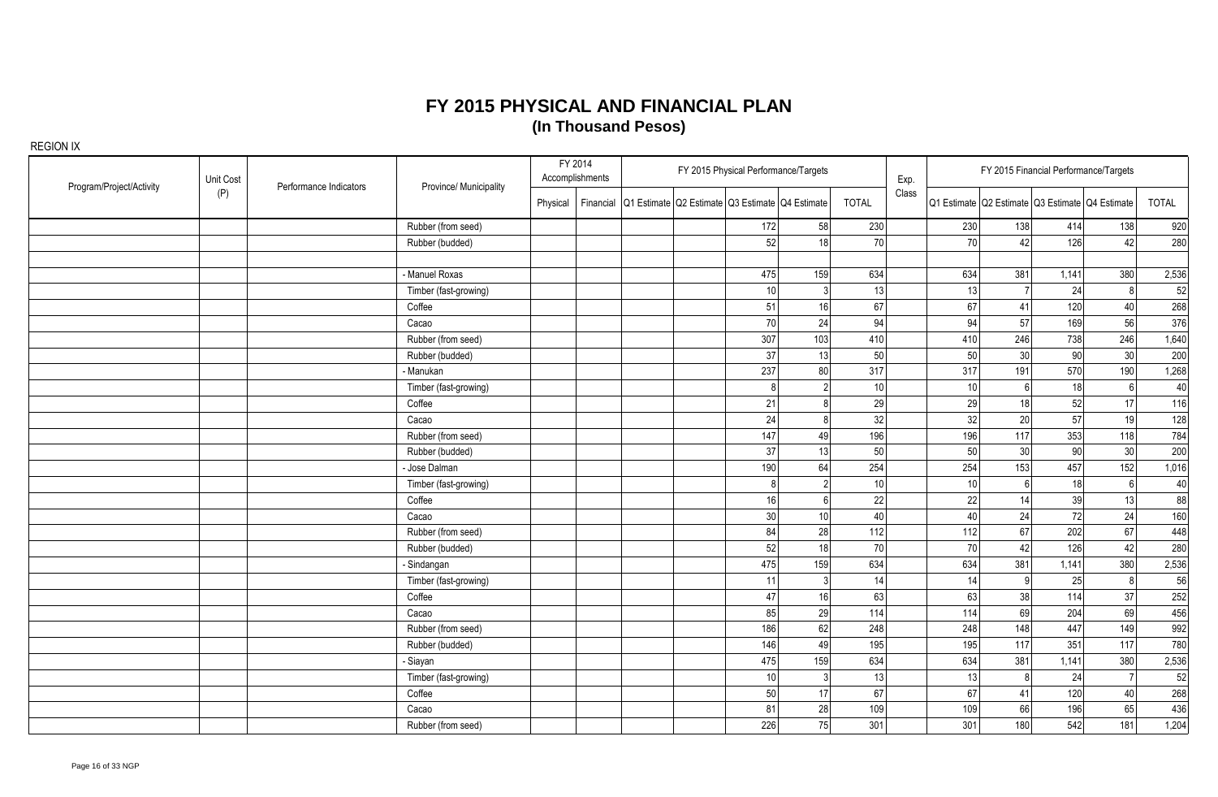# FY 2015 PHYSICAL AND FINANCIAL PLAN

**(In Thousand Pesos)**

REGION IX

| Program/Project/Activity | Unit Cost (P) | Performance Indicators | Province/ Municipality | FY 2014 Accomplishments | | FY 2015 Physical Performance/Targets | | | | | Exp. Class | FY 2015 Financial Performance/Targets | | | | |
|---|---|---|---|---|---|---|---|---|---|---|---|---|---|---|---|---|
| | | | | Physical | Financial | Q1 Estimate | Q2 Estimate | Q3 Estimate | Q4 Estimate | TOTAL | | Q1 Estimate | Q2 Estimate | Q3 Estimate | Q4 Estimate | TOTAL |
| | | | Rubber (from seed) | | | | | 172 | 58 | 230 | | 230 | 138 | 414 | 138 | 920 |
| | | | Rubber (budded) | | | | | 52 | 18 | 70 | | 70 | 42 | 126 | 42 | 280 |
| | | | | | | | | | | | | | | | | |
| | | | - Manuel Roxas | | | | | 475 | 159 | 634 | | 634 | 381 | 1,141 | 380 | 2,536 |
| | | | Timber (fast-growing) | | | | | 10 | 3 | 13 | | 13 | 7 | 24 | 8 | 52 |
| | | | Coffee | | | | | 51 | 16 | 67 | | 67 | 41 | 120 | 40 | 268 |
| | | | Cacao | | | | | 70 | 24 | 94 | | 94 | 57 | 169 | 56 | 376 |
| | | | Rubber (from seed) | | | | | 307 | 103 | 410 | | 410 | 246 | 738 | 246 | 1,640 |
| | | | Rubber (budded) | | | | | 37 | 13 | 50 | | 50 | 30 | 90 | 30 | 200 |
| | | | - Manukan | | | | | 237 | 80 | 317 | | 317 | 191 | 570 | 190 | 1,268 |
| | | | Timber (fast-growing) | | | | | 8 | 2 | 10 | | 10 | 6 | 18 | 6 | 40 |
| | | | Coffee | | | | | 21 | 8 | 29 | | 29 | 18 | 52 | 17 | 116 |
| | | | Cacao | | | | | 24 | 8 | 32 | | 32 | 20 | 57 | 19 | 128 |
| | | | Rubber (from seed) | | | | | 147 | 49 | 196 | | 196 | 117 | 353 | 118 | 784 |
| | | | Rubber (budded) | | | | | 37 | 13 | 50 | | 50 | 30 | 90 | 30 | 200 |
| | | | - Jose Dalman | | | | | 190 | 64 | 254 | | 254 | 153 | 457 | 152 | 1,016 |
| | | | Timber (fast-growing) | | | | | 8 | 2 | 10 | | 10 | 6 | 18 | 6 | 40 |
| | | | Coffee | | | | | 16 | 6 | 22 | | 22 | 14 | 39 | 13 | 88 |
| | | | Cacao | | | | | 30 | 10 | 40 | | 40 | 24 | 72 | 24 | 160 |
| | | | Rubber (from seed) | | | | | 84 | 28 | 112 | | 112 | 67 | 202 | 67 | 448 |
| | | | Rubber (budded) | | | | | 52 | 18 | 70 | | 70 | 42 | 126 | 42 | 280 |
| | | | - Sindangan | | | | | 475 | 159 | 634 | | 634 | 381 | 1,141 | 380 | 2,536 |
| | | | Timber (fast-growing) | | | | | 11 | 3 | 14 | | 14 | 9 | 25 | 8 | 56 |
| | | | Coffee | | | | | 47 | 16 | 63 | | 63 | 38 | 114 | 37 | 252 |
| | | | Cacao | | | | | 85 | 29 | 114 | | 114 | 69 | 204 | 69 | 456 |
| | | | Rubber (from seed) | | | | | 186 | 62 | 248 | | 248 | 148 | 447 | 149 | 992 |
| | | | Rubber (budded) | | | | | 146 | 49 | 195 | | 195 | 117 | 351 | 117 | 780 |
| | | | - Siayan | | | | | 475 | 159 | 634 | | 634 | 381 | 1,141 | 380 | 2,536 |
| | | | Timber (fast-growing) | | | | | 10 | 3 | 13 | | 13 | 8 | 24 | 7 | 52 |
| | | | Coffee | | | | | 50 | 17 | 67 | | 67 | 41 | 120 | 40 | 268 |
| | | | Cacao | | | | | 81 | 28 | 109 | | 109 | 66 | 196 | 65 | 436 |
| | | | Rubber (from seed) | | | | | 226 | 75 | 301 | | 301 | 180 | 542 | 181 | 1,204 |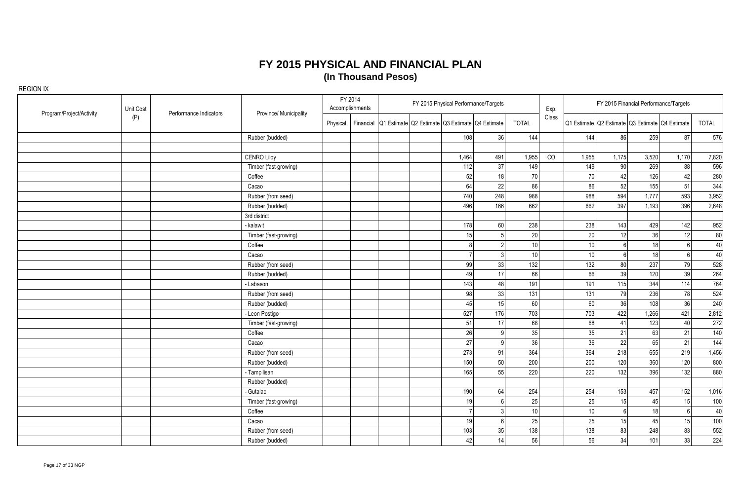# FY 2015 PHYSICAL AND FINANCIAL PLAN
## (In Thousand Pesos)

REGION IX

| Program/Project/Activity | Unit Cost (P) | Performance Indicators | Province/ Municipality | FY 2014 Accomplishments | | FY 2015 Physical Performance/Targets | | | | | Exp. Class | FY 2015 Financial Performance/Targets | | | | |
|---|---|---|---|---|---|---|---|---|---|---|---|---|---|---|---|---|
| | | | | Physical | Financial | Q1 Estimate | Q2 Estimate | Q3 Estimate | Q4 Estimate | TOTAL | | Q1 Estimate | Q2 Estimate | Q3 Estimate | Q4 Estimate | TOTAL |
| | | | Rubber (budded) | | | | | 108 | 36 | 144 | | 144 | 86 | 259 | 87 | 576 |
| | | | | | | | | | | | | | | | | |
| | | | CENRO Liloy | | | | | 1,464 | 491 | 1,955 | CO | 1,955 | 1,175 | 3,520 | 1,170 | 7,820 |
| | | | Timber (fast-growing) | | | | | 112 | 37 | 149 | | 149 | 90 | 269 | 88 | 596 |
| | | | Coffee | | | | | 52 | 18 | 70 | | 70 | 42 | 126 | 42 | 280 |
| | | | Cacao | | | | | 64 | 22 | 86 | | 86 | 52 | 155 | 51 | 344 |
| | | | Rubber (from seed) | | | | | 740 | 248 | 988 | | 988 | 594 | 1,777 | 593 | 3,952 |
| | | | Rubber (budded) | | | | | 496 | 166 | 662 | | 662 | 397 | 1,193 | 396 | 2,648 |
| | | | 3rd district | | | | | | | | | | | | | |
| | | | - kalawit | | | | | 178 | 60 | 238 | | 238 | 143 | 429 | 142 | 952 |
| | | | Timber (fast-growing) | | | | | 15 | 5 | 20 | | 20 | 12 | 36 | 12 | 80 |
| | | | Coffee | | | | | 8 | 2 | 10 | | 10 | 6 | 18 | 6 | 40 |
| | | | Cacao | | | | | 7 | 3 | 10 | | 10 | 6 | 18 | 6 | 40 |
| | | | Rubber (from seed) | | | | | 99 | 33 | 132 | | 132 | 80 | 237 | 79 | 528 |
| | | | Rubber (budded) | | | | | 49 | 17 | 66 | | 66 | 39 | 120 | 39 | 264 |
| | | | - Labason | | | | | 143 | 48 | 191 | | 191 | 115 | 344 | 114 | 764 |
| | | | Rubber (from seed) | | | | | 98 | 33 | 131 | | 131 | 79 | 236 | 78 | 524 |
| | | | Rubber (budded) | | | | | 45 | 15 | 60 | | 60 | 36 | 108 | 36 | 240 |
| | | | - Leon Postigo | | | | | 527 | 176 | 703 | | 703 | 422 | 1,266 | 421 | 2,812 |
| | | | Timber (fast-growing) | | | | | 51 | 17 | 68 | | 68 | 41 | 123 | 40 | 272 |
| | | | Coffee | | | | | 26 | 9 | 35 | | 35 | 21 | 63 | 21 | 140 |
| | | | Cacao | | | | | 27 | 9 | 36 | | 36 | 22 | 65 | 21 | 144 |
| | | | Rubber (from seed) | | | | | 273 | 91 | 364 | | 364 | 218 | 655 | 219 | 1,456 |
| | | | Rubber (budded) | | | | | 150 | 50 | 200 | | 200 | 120 | 360 | 120 | 800 |
| | | | - Tampilisan | | | | | 165 | 55 | 220 | | 220 | 132 | 396 | 132 | 880 |
| | | | Rubber (budded) | | | | | | | | | | | | | |
| | | | - Gutalac | | | | | 190 | 64 | 254 | | 254 | 153 | 457 | 152 | 1,016 |
| | | | Timber (fast-growing) | | | | | 19 | 6 | 25 | | 25 | 15 | 45 | 15 | 100 |
| | | | Coffee | | | | | 7 | 3 | 10 | | 10 | 6 | 18 | 6 | 40 |
| | | | Cacao | | | | | 19 | 6 | 25 | | 25 | 15 | 45 | 15 | 100 |
| | | | Rubber (from seed) | | | | | 103 | 35 | 138 | | 138 | 83 | 248 | 83 | 552 |
| | | | Rubber (budded) | | | | | 42 | 14 | 56 | | 56 | 34 | 101 | 33 | 224 |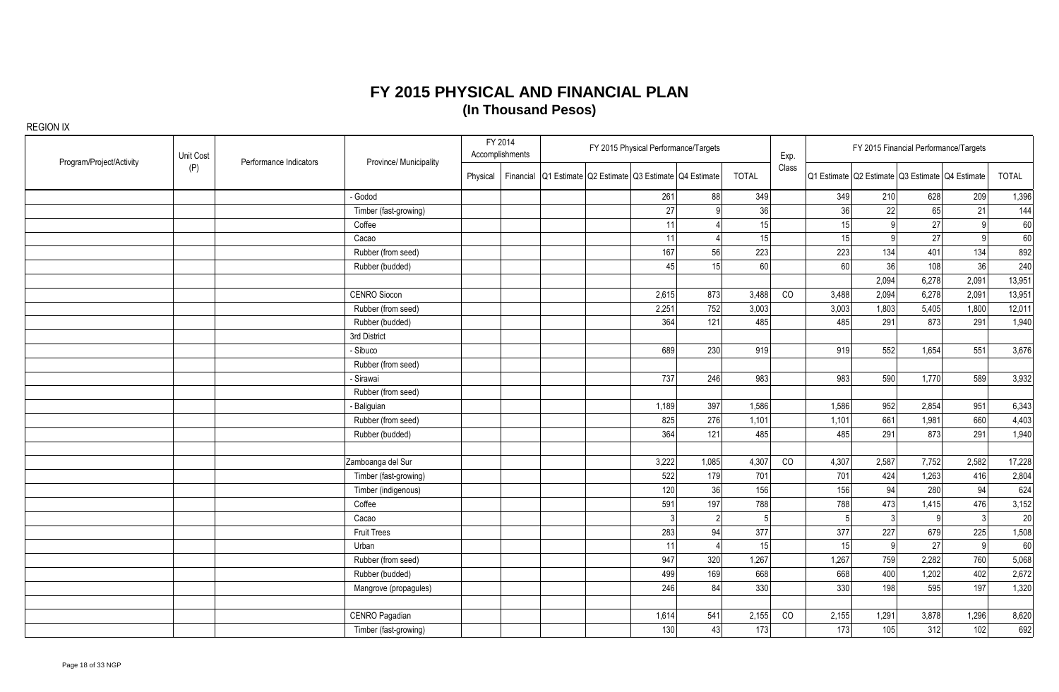# FY 2015 PHYSICAL AND FINANCIAL PLAN
## (In Thousand Pesos)

REGION IX

| Program/Project/Activity | Unit Cost (P) | Performance Indicators | Province/ Municipality | FY 2014 Accomplishments | | FY 2015 Physical Performance/Targets | | | | | Exp. Class | FY 2015 Financial Performance/Targets | | | | |
|---|---|---|---|---|---|---|---|---|---|---|---|---|---|---|---|---|
| | | | | Physical | Financial | Q1 Estimate | Q2 Estimate | Q3 Estimate | Q4 Estimate | TOTAL | | Q1 Estimate | Q2 Estimate | Q3 Estimate | Q4 Estimate | TOTAL |
| | | | - Godod | | | | | 261 | 88 | 349 | | 349 | 210 | 628 | 209 | 1,396 |
| | | | Timber (fast-growing) | | | | | 27 | 9 | 36 | | 36 | 22 | 65 | 21 | 144 |
| | | | Coffee | | | | | 11 | 4 | 15 | | 15 | 9 | 27 | 9 | 60 |
| | | | Cacao | | | | | 11 | 4 | 15 | | 15 | 9 | 27 | 9 | 60 |
| | | | Rubber (from seed) | | | | | 167 | 56 | 223 | | 223 | 134 | 401 | 134 | 892 |
| | | | Rubber (budded) | | | | | 45 | 15 | 60 | | 60 | 36 | 108 | 36 | 240 |
| | | | | | | | | | | | | | 2,094 | 6,278 | 2,091 | 13,951 |
| | | | CENRO Siocon | | | | | 2,615 | 873 | 3,488 | CO | 3,488 | 2,094 | 6,278 | 2,091 | 13,951 |
| | | | Rubber (from seed) | | | | | 2,251 | 752 | 3,003 | | 3,003 | 1,803 | 5,405 | 1,800 | 12,011 |
| | | | Rubber (budded) | | | | | 364 | 121 | 485 | | 485 | 291 | 873 | 291 | 1,940 |
| | | | 3rd District | | | | | | | | | | | | | |
| | | | - Sibuco | | | | | 689 | 230 | 919 | | 919 | 552 | 1,654 | 551 | 3,676 |
| | | | Rubber (from seed) | | | | | | | | | | | | | |
| | | | - Sirawai | | | | | 737 | 246 | 983 | | 983 | 590 | 1,770 | 589 | 3,932 |
| | | | Rubber (from seed) | | | | | | | | | | | | | |
| | | | - Baliguian | | | | | 1,189 | 397 | 1,586 | | 1,586 | 952 | 2,854 | 951 | 6,343 |
| | | | Rubber (from seed) | | | | | 825 | 276 | 1,101 | | 1,101 | 661 | 1,981 | 660 | 4,403 |
| | | | Rubber (budded) | | | | | 364 | 121 | 485 | | 485 | 291 | 873 | 291 | 1,940 |
| | | | | | | | | | | | | | | | | |
| | | | Zamboanga del Sur | | | | | 3,222 | 1,085 | 4,307 | CO | 4,307 | 2,587 | 7,752 | 2,582 | 17,228 |
| | | | Timber (fast-growing) | | | | | 522 | 179 | 701 | | 701 | 424 | 1,263 | 416 | 2,804 |
| | | | Timber (indigenous) | | | | | 120 | 36 | 156 | | 156 | 94 | 280 | 94 | 624 |
| | | | Coffee | | | | | 591 | 197 | 788 | | 788 | 473 | 1,415 | 476 | 3,152 |
| | | | Cacao | | | | | 3 | 2 | 5 | | 5 | 3 | 9 | 3 | 20 |
| | | | Fruit Trees | | | | | 283 | 94 | 377 | | 377 | 227 | 679 | 225 | 1,508 |
| | | | Urban | | | | | 11 | 4 | 15 | | 15 | 9 | 27 | 9 | 60 |
| | | | Rubber (from seed) | | | | | 947 | 320 | 1,267 | | 1,267 | 759 | 2,282 | 760 | 5,068 |
| | | | Rubber (budded) | | | | | 499 | 169 | 668 | | 668 | 400 | 1,202 | 402 | 2,672 |
| | | | Mangrove (propagules) | | | | | 246 | 84 | 330 | | 330 | 198 | 595 | 197 | 1,320 |
| | | | | | | | | | | | | | | | | |
| | | | CENRO Pagadian | | | | | 1,614 | 541 | 2,155 | CO | 2,155 | 1,291 | 3,878 | 1,296 | 8,620 |
| | | | Timber (fast-growing) | | | | | 130 | 43 | 173 | | 173 | 105 | 312 | 102 | 692 |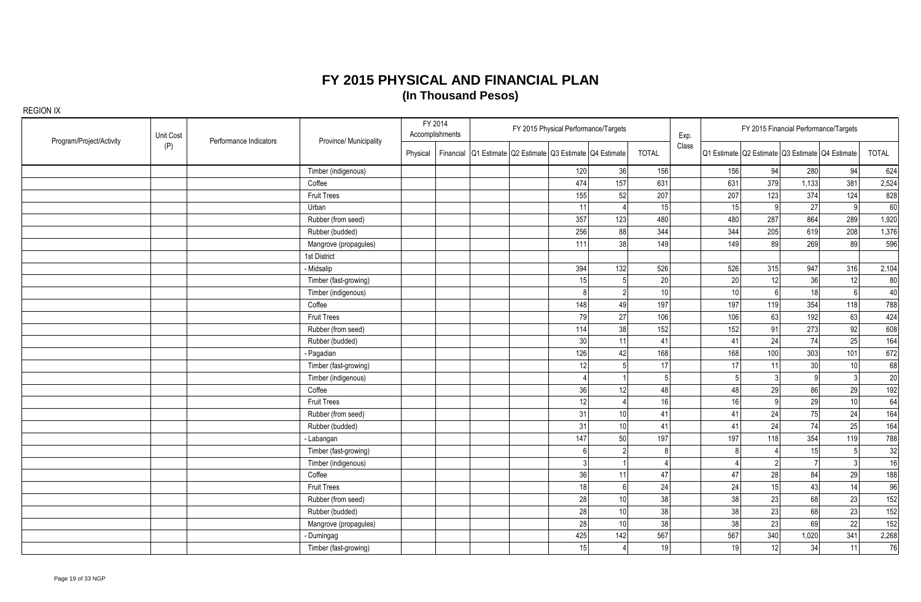# FY 2015 PHYSICAL AND FINANCIAL PLAN
## (In Thousand Pesos)

REGION IX

| Program/Project/Activity | Unit Cost (P) | Performance Indicators | Province/ Municipality | FY 2014 Accomplishments | | FY 2015 Physical Performance/Targets | | | | | Exp. Class | FY 2015 Financial Performance/Targets | | | | |
|---|---|---|---|---|---|---|---|---|---|---|---|---|---|---|---|---|
| | | | | Physical | Financial | Q1 Estimate | Q2 Estimate | Q3 Estimate | Q4 Estimate | TOTAL | | Q1 Estimate | Q2 Estimate | Q3 Estimate | Q4 Estimate | TOTAL |
| | | | Timber (indigenous) | | | | | 120 | 36 | 156 | | 156 | 94 | 280 | 94 | 624 |
| | | | Coffee | | | | | 474 | 157 | 631 | | 631 | 379 | 1,133 | 381 | 2,524 |
| | | | Fruit Trees | | | | | 155 | 52 | 207 | | 207 | 123 | 374 | 124 | 828 |
| | | | Urban | | | | | 11 | 4 | 15 | | 15 | 9 | 27 | 9 | 60 |
| | | | Rubber (from seed) | | | | | 357 | 123 | 480 | | 480 | 287 | 864 | 289 | 1,920 |
| | | | Rubber (budded) | | | | | 256 | 88 | 344 | | 344 | 205 | 619 | 208 | 1,376 |
| | | | Mangrove (propagules) | | | | | 111 | 38 | 149 | | 149 | 89 | 269 | 89 | 596 |
| | | | 1st District | | | | | | | | | | | | | |
| | | | - Midsalip | | | | | 394 | 132 | 526 | | 526 | 315 | 947 | 316 | 2,104 |
| | | | Timber (fast-growing) | | | | | 15 | 5 | 20 | | 20 | 12 | 36 | 12 | 80 |
| | | | Timber (indigenous) | | | | | 8 | 2 | 10 | | 10 | 6 | 18 | 6 | 40 |
| | | | Coffee | | | | | 148 | 49 | 197 | | 197 | 119 | 354 | 118 | 788 |
| | | | Fruit Trees | | | | | 79 | 27 | 106 | | 106 | 63 | 192 | 63 | 424 |
| | | | Rubber (from seed) | | | | | 114 | 38 | 152 | | 152 | 91 | 273 | 92 | 608 |
| | | | Rubber (budded) | | | | | 30 | 11 | 41 | | 41 | 24 | 74 | 25 | 164 |
| | | | - Pagadian | | | | | 126 | 42 | 168 | | 168 | 100 | 303 | 101 | 672 |
| | | | Timber (fast-growing) | | | | | 12 | 5 | 17 | | 17 | 11 | 30 | 10 | 68 |
| | | | Timber (indigenous) | | | | | 4 | 1 | 5 | | 5 | 3 | 9 | 3 | 20 |
| | | | Coffee | | | | | 36 | 12 | 48 | | 48 | 29 | 86 | 29 | 192 |
| | | | Fruit Trees | | | | | 12 | 4 | 16 | | 16 | 9 | 29 | 10 | 64 |
| | | | Rubber (from seed) | | | | | 31 | 10 | 41 | | 41 | 24 | 75 | 24 | 164 |
| | | | Rubber (budded) | | | | | 31 | 10 | 41 | | 41 | 24 | 74 | 25 | 164 |
| | | | - Labangan | | | | | 147 | 50 | 197 | | 197 | 118 | 354 | 119 | 788 |
| | | | Timber (fast-growing) | | | | | 6 | 2 | 8 | | 8 | 4 | 15 | 5 | 32 |
| | | | Timber (indigenous) | | | | | 3 | 1 | 4 | | 4 | 2 | 7 | 3 | 16 |
| | | | Coffee | | | | | 36 | 11 | 47 | | 47 | 28 | 84 | 29 | 188 |
| | | | Fruit Trees | | | | | 18 | 6 | 24 | | 24 | 15 | 43 | 14 | 96 |
| | | | Rubber (from seed) | | | | | 28 | 10 | 38 | | 38 | 23 | 68 | 23 | 152 |
| | | | Rubber (budded) | | | | | 28 | 10 | 38 | | 38 | 23 | 68 | 23 | 152 |
| | | | Mangrove (propagules) | | | | | 28 | 10 | 38 | | 38 | 23 | 69 | 22 | 152 |
| | | | - Dumingag | | | | | 425 | 142 | 567 | | 567 | 340 | 1,020 | 341 | 2,268 |
| | | | Timber (fast-growing) | | | | | 15 | 4 | 19 | | 19 | 12 | 34 | 11 | 76 |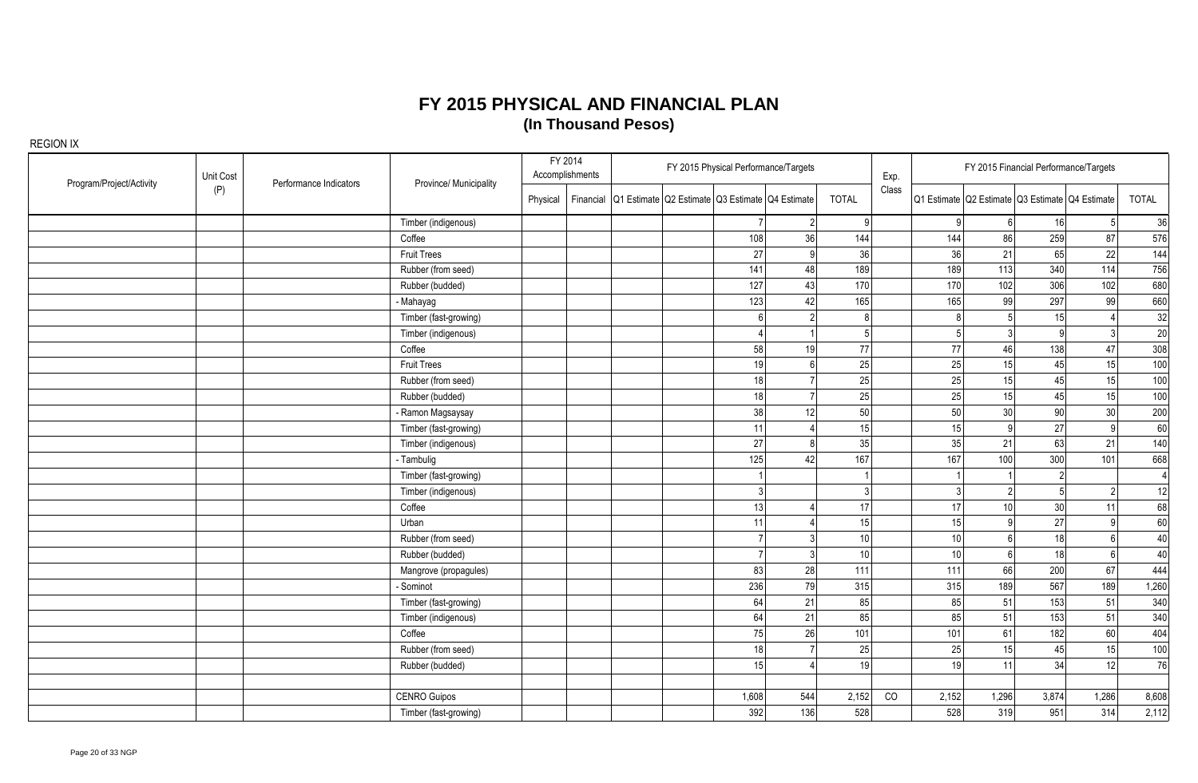# FY 2015 PHYSICAL AND FINANCIAL PLAN
## (In Thousand Pesos)

REGION IX

| Program/Project/Activity | Unit Cost (P) | Performance Indicators | Province/ Municipality | FY 2014 Accomplishments | | FY 2015 Physical Performance/Targets | | | | | Exp. Class | FY 2015 Financial Performance/Targets | | | | |
|---|---|---|---|---|---|---|---|---|---|---|---|---|---|---|---|---|
| | | | | Physical | Financial | Q1 Estimate | Q2 Estimate | Q3 Estimate | Q4 Estimate | TOTAL | | Q1 Estimate | Q2 Estimate | Q3 Estimate | Q4 Estimate | TOTAL |
| | | | Timber (indigenous) | | | | | 7 | 2 | 9 | | 9 | 6 | 16 | 5 | 36 |
| | | | Coffee | | | | | 108 | 36 | 144 | | 144 | 86 | 259 | 87 | 576 |
| | | | Fruit Trees | | | | | 27 | 9 | 36 | | 36 | 21 | 65 | 22 | 144 |
| | | | Rubber (from seed) | | | | | 141 | 48 | 189 | | 189 | 113 | 340 | 114 | 756 |
| | | | Rubber (budded) | | | | | 127 | 43 | 170 | | 170 | 102 | 306 | 102 | 680 |
| | | | - Mahayag | | | | | 123 | 42 | 165 | | 165 | 99 | 297 | 99 | 660 |
| | | | Timber (fast-growing) | | | | | 6 | 2 | 8 | | 8 | 5 | 15 | 4 | 32 |
| | | | Timber (indigenous) | | | | | 4 | 1 | 5 | | 5 | 3 | 9 | 3 | 20 |
| | | | Coffee | | | | | 58 | 19 | 77 | | 77 | 46 | 138 | 47 | 308 |
| | | | Fruit Trees | | | | | 19 | 6 | 25 | | 25 | 15 | 45 | 15 | 100 |
| | | | Rubber (from seed) | | | | | 18 | 7 | 25 | | 25 | 15 | 45 | 15 | 100 |
| | | | Rubber (budded) | | | | | 18 | 7 | 25 | | 25 | 15 | 45 | 15 | 100 |
| | | | - Ramon Magsaysay | | | | | 38 | 12 | 50 | | 50 | 30 | 90 | 30 | 200 |
| | | | Timber (fast-growing) | | | | | 11 | 4 | 15 | | 15 | 9 | 27 | 9 | 60 |
| | | | Timber (indigenous) | | | | | 27 | 8 | 35 | | 35 | 21 | 63 | 21 | 140 |
| | | | - Tambulig | | | | | 125 | 42 | 167 | | 167 | 100 | 300 | 101 | 668 |
| | | | Timber (fast-growing) | | | | | 1 | | 1 | | 1 | 1 | 2 | | 4 |
| | | | Timber (indigenous) | | | | | 3 | | 3 | | 3 | 2 | 5 | 2 | 12 |
| | | | Coffee | | | | | 13 | 4 | 17 | | 17 | 10 | 30 | 11 | 68 |
| | | | Urban | | | | | 11 | 4 | 15 | | 15 | 9 | 27 | 9 | 60 |
| | | | Rubber (from seed) | | | | | 7 | 3 | 10 | | 10 | 6 | 18 | 6 | 40 |
| | | | Rubber (budded) | | | | | 7 | 3 | 10 | | 10 | 6 | 18 | 6 | 40 |
| | | | Mangrove (propagules) | | | | | 83 | 28 | 111 | | 111 | 66 | 200 | 67 | 444 |
| | | | - Sominot | | | | | 236 | 79 | 315 | | 315 | 189 | 567 | 189 | 1,260 |
| | | | Timber (fast-growing) | | | | | 64 | 21 | 85 | | 85 | 51 | 153 | 51 | 340 |
| | | | Timber (indigenous) | | | | | 64 | 21 | 85 | | 85 | 51 | 153 | 51 | 340 |
| | | | Coffee | | | | | 75 | 26 | 101 | | 101 | 61 | 182 | 60 | 404 |
| | | | Rubber (from seed) | | | | | 18 | 7 | 25 | | 25 | 15 | 45 | 15 | 100 |
| | | | Rubber (budded) | | | | | 15 | 4 | 19 | | 19 | 11 | 34 | 12 | 76 |
| | | | | | | | | | | | | | | | | |
| | | | CENRO Guipos | | | | | 1,608 | 544 | 2,152 | CO | 2,152 | 1,296 | 3,874 | 1,286 | 8,608 |
| | | | Timber (fast-growing) | | | | | 392 | 136 | 528 | | 528 | 319 | 951 | 314 | 2,112 |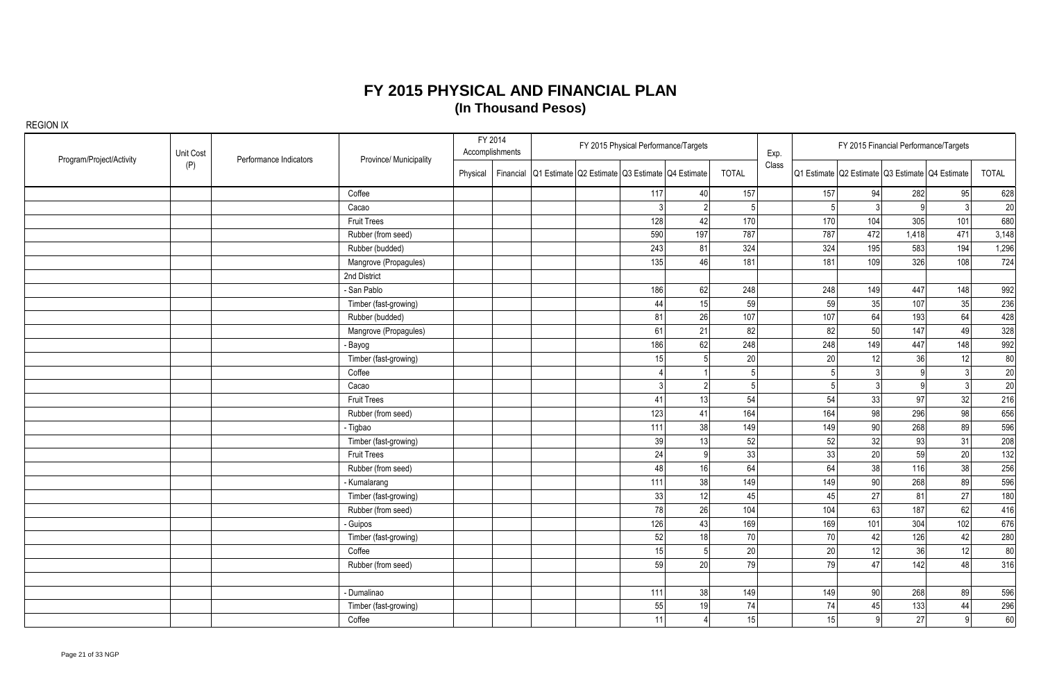# FY 2015 PHYSICAL AND FINANCIAL PLAN
## (In Thousand Pesos)

REGION IX

| Program/Project/Activity | Unit Cost (P) | Performance Indicators | Province/ Municipality | FY 2014 Accomplishments | | FY 2015 Physical Performance/Targets | | | | | Exp. Class | FY 2015 Financial Performance/Targets | | | | |
|---|---|---|---|---|---|---|---|---|---|---|---|---|---|---|---|---|
| | | | | Physical | Financial | Q1 Estimate | Q2 Estimate | Q3 Estimate | Q4 Estimate | TOTAL | | Q1 Estimate | Q2 Estimate | Q3 Estimate | Q4 Estimate | TOTAL |
| | | | Coffee | | | | | 117 | 40 | 157 | | 157 | 94 | 282 | 95 | 628 |
| | | | Cacao | | | | | 3 | 2 | 5 | | 5 | 3 | 9 | 3 | 20 |
| | | | Fruit Trees | | | | | 128 | 42 | 170 | | 170 | 104 | 305 | 101 | 680 |
| | | | Rubber (from seed) | | | | | 590 | 197 | 787 | | 787 | 472 | 1,418 | 471 | 3,148 |
| | | | Rubber (budded) | | | | | 243 | 81 | 324 | | 324 | 195 | 583 | 194 | 1,296 |
| | | | Mangrove (Propagules) | | | | | 135 | 46 | 181 | | 181 | 109 | 326 | 108 | 724 |
| | | | 2nd District | | | | | | | | | | | | | |
| | | | - San Pablo | | | | | 186 | 62 | 248 | | 248 | 149 | 447 | 148 | 992 |
| | | | Timber (fast-growing) | | | | | 44 | 15 | 59 | | 59 | 35 | 107 | 35 | 236 |
| | | | Rubber (budded) | | | | | 81 | 26 | 107 | | 107 | 64 | 193 | 64 | 428 |
| | | | Mangrove (Propagules) | | | | | 61 | 21 | 82 | | 82 | 50 | 147 | 49 | 328 |
| | | | - Bayog | | | | | 186 | 62 | 248 | | 248 | 149 | 447 | 148 | 992 |
| | | | Timber (fast-growing) | | | | | 15 | 5 | 20 | | 20 | 12 | 36 | 12 | 80 |
| | | | Coffee | | | | | 4 | 1 | 5 | | 5 | 3 | 9 | 3 | 20 |
| | | | Cacao | | | | | 3 | 2 | 5 | | 5 | 3 | 9 | 3 | 20 |
| | | | Fruit Trees | | | | | 41 | 13 | 54 | | 54 | 33 | 97 | 32 | 216 |
| | | | Rubber (from seed) | | | | | 123 | 41 | 164 | | 164 | 98 | 296 | 98 | 656 |
| | | | - Tigbao | | | | | 111 | 38 | 149 | | 149 | 90 | 268 | 89 | 596 |
| | | | Timber (fast-growing) | | | | | 39 | 13 | 52 | | 52 | 32 | 93 | 31 | 208 |
| | | | Fruit Trees | | | | | 24 | 9 | 33 | | 33 | 20 | 59 | 20 | 132 |
| | | | Rubber (from seed) | | | | | 48 | 16 | 64 | | 64 | 38 | 116 | 38 | 256 |
| | | | - Kumalarang | | | | | 111 | 38 | 149 | | 149 | 90 | 268 | 89 | 596 |
| | | | Timber (fast-growing) | | | | | 33 | 12 | 45 | | 45 | 27 | 81 | 27 | 180 |
| | | | Rubber (from seed) | | | | | 78 | 26 | 104 | | 104 | 63 | 187 | 62 | 416 |
| | | | - Guipos | | | | | 126 | 43 | 169 | | 169 | 101 | 304 | 102 | 676 |
| | | | Timber (fast-growing) | | | | | 52 | 18 | 70 | | 70 | 42 | 126 | 42 | 280 |
| | | | Coffee | | | | | 15 | 5 | 20 | | 20 | 12 | 36 | 12 | 80 |
| | | | Rubber (from seed) | | | | | 59 | 20 | 79 | | 79 | 47 | 142 | 48 | 316 |
| | | | | | | | | | | | | | | | | |
| | | | - Dumalinao | | | | | 111 | 38 | 149 | | 149 | 90 | 268 | 89 | 596 |
| | | | Timber (fast-growing) | | | | | 55 | 19 | 74 | | 74 | 45 | 133 | 44 | 296 |
| | | | Coffee | | | | | 11 | 4 | 15 | | 15 | 9 | 27 | 9 | 60 |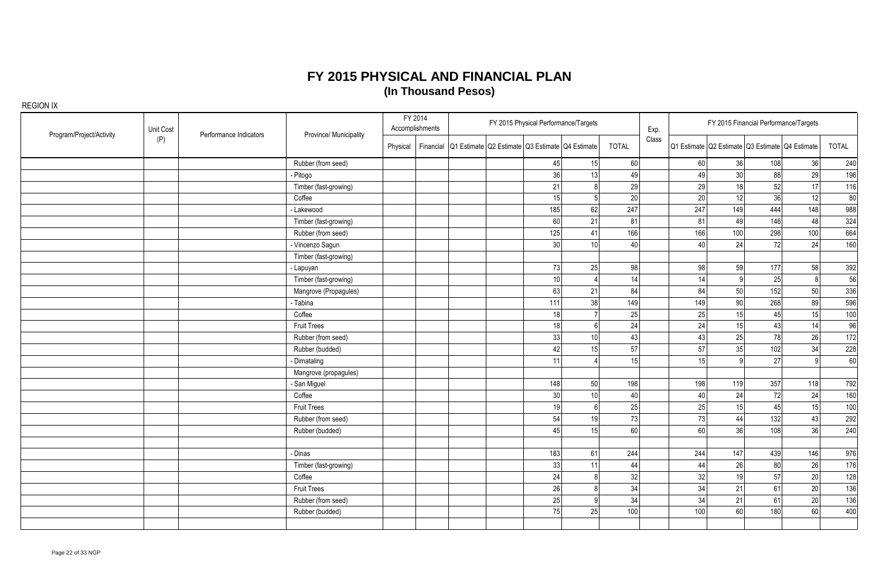# FY 2015 PHYSICAL AND FINANCIAL PLAN
## (In Thousand Pesos)

REGION IX

| Program/Project/Activity | Unit Cost (P) | Performance Indicators | Province/ Municipality | FY 2014 Accomplishments | | FY 2015 Physical Performance/Targets | | | | | Exp. Class | FY 2015 Financial Performance/Targets | | | | |
|---|---|---|---|---|---|---|---|---|---|---|---|---|---|---|---|---|
| | | | | Physical | Financial | Q1 Estimate | Q2 Estimate | Q3 Estimate | Q4 Estimate | TOTAL | | Q1 Estimate | Q2 Estimate | Q3 Estimate | Q4 Estimate | TOTAL |
| | | | Rubber (from seed) | | | | | 45 | 15 | 60 | | 60 | 36 | 108 | 36 | 240 |
| | | | - Pitogo | | | | | 36 | 13 | 49 | | 49 | 30 | 88 | 29 | 196 |
| | | | Timber (fast-growing) | | | | | 21 | 8 | 29 | | 29 | 18 | 52 | 17 | 116 |
| | | | Coffee | | | | | 15 | 5 | 20 | | 20 | 12 | 36 | 12 | 80 |
| | | | - Lakewood | | | | | 185 | 62 | 247 | | 247 | 149 | 444 | 148 | 988 |
| | | | Timber (fast-growing) | | | | | 60 | 21 | 81 | | 81 | 49 | 146 | 48 | 324 |
| | | | Rubber (from seed) | | | | | 125 | 41 | 166 | | 166 | 100 | 298 | 100 | 664 |
| | | | - Vincenzo Sagun | | | | | 30 | 10 | 40 | | 40 | 24 | 72 | 24 | 160 |
| | | | Timber (fast-growing) | | | | | | | | | | | | | |
| | | | - Lapuyan | | | | | 73 | 25 | 98 | | 98 | 59 | 177 | 58 | 392 |
| | | | Timber (fast-growing) | | | | | 10 | 4 | 14 | | 14 | 9 | 25 | 8 | 56 |
| | | | Mangrove (Propagules) | | | | | 63 | 21 | 84 | | 84 | 50 | 152 | 50 | 336 |
| | | | - Tabina | | | | | 111 | 38 | 149 | | 149 | 90 | 268 | 89 | 596 |
| | | | Coffee | | | | | 18 | 7 | 25 | | 25 | 15 | 45 | 15 | 100 |
| | | | Fruit Trees | | | | | 18 | 6 | 24 | | 24 | 15 | 43 | 14 | 96 |
| | | | Rubber (from seed) | | | | | 33 | 10 | 43 | | 43 | 25 | 78 | 26 | 172 |
| | | | Rubber (budded) | | | | | 42 | 15 | 57 | | 57 | 35 | 102 | 34 | 228 |
| | | | - Dimataling | | | | | 11 | 4 | 15 | | 15 | 9 | 27 | 9 | 60 |
| | | | Mangrove (propagules) | | | | | | | | | | | | | |
| | | | - San Miguel | | | | | 148 | 50 | 198 | | 198 | 119 | 357 | 118 | 792 |
| | | | Coffee | | | | | 30 | 10 | 40 | | 40 | 24 | 72 | 24 | 160 |
| | | | Fruit Trees | | | | | 19 | 6 | 25 | | 25 | 15 | 45 | 15 | 100 |
| | | | Rubber (from seed) | | | | | 54 | 19 | 73 | | 73 | 44 | 132 | 43 | 292 |
| | | | Rubber (budded) | | | | | 45 | 15 | 60 | | 60 | 36 | 108 | 36 | 240 |
| | | | | | | | | | | | | | | | | |
| | | | - Dinas | | | | | 183 | 61 | 244 | | 244 | 147 | 439 | 146 | 976 |
| | | | Timber (fast-growing) | | | | | 33 | 11 | 44 | | 44 | 26 | 80 | 26 | 176 |
| | | | Coffee | | | | | 24 | 8 | 32 | | 32 | 19 | 57 | 20 | 128 |
| | | | Fruit Trees | | | | | 26 | 8 | 34 | | 34 | 21 | 61 | 20 | 136 |
| | | | Rubber (from seed) | | | | | 25 | 9 | 34 | | 34 | 21 | 61 | 20 | 136 |
| | | | Rubber (budded) | | | | | 75 | 25 | 100 | | 100 | 60 | 180 | 60 | 400 |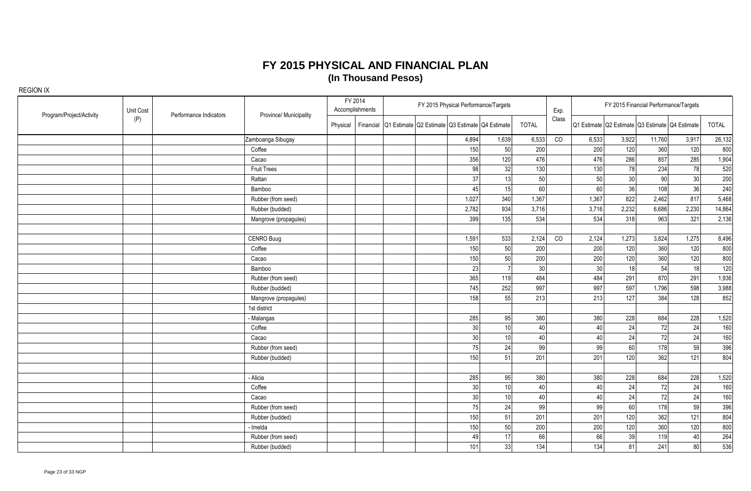# FY 2015 PHYSICAL AND FINANCIAL PLAN
## (In Thousand Pesos)

REGION IX

| Program/Project/Activity | Unit Cost (P) | Performance Indicators | Province/ Municipality | FY 2014 Accomplishments | | FY 2015 Physical Performance/Targets | | | | | Exp. Class | FY 2015 Financial Performance/Targets | | | | |
|---|---|---|---|---|---|---|---|---|---|---|---|---|---|---|---|---|
| | | | | Physical | Financial | Q1 Estimate | Q2 Estimate | Q3 Estimate | Q4 Estimate | TOTAL | | Q1 Estimate | Q2 Estimate | Q3 Estimate | Q4 Estimate | TOTAL |
| | | | Zamboanga Sibugay | | | | | 4,894 | 1,639 | 6,533 | CO | 6,533 | 3,922 | 11,760 | 3,917 | 26,132 |
| | | | Coffee | | | | | 150 | 50 | 200 | | 200 | 120 | 360 | 120 | 800 |
| | | | Cacao | | | | | 356 | 120 | 476 | | 476 | 286 | 857 | 285 | 1,904 |
| | | | Fruit Trees | | | | | 98 | 32 | 130 | | 130 | 78 | 234 | 78 | 520 |
| | | | Rattan | | | | | 37 | 13 | 50 | | 50 | 30 | 90 | 30 | 200 |
| | | | Bamboo | | | | | 45 | 15 | 60 | | 60 | 36 | 108 | 36 | 240 |
| | | | Rubber (from seed) | | | | | 1,027 | 340 | 1,367 | | 1,367 | 822 | 2,462 | 817 | 5,468 |
| | | | Rubber (budded) | | | | | 2,782 | 934 | 3,716 | | 3,716 | 2,232 | 6,686 | 2,230 | 14,864 |
| | | | Mangrove (propagules) | | | | | 399 | 135 | 534 | | 534 | 318 | 963 | 321 | 2,136 |
| | | | | | | | | | | | | | | | | |
| | | | CENRO Buug | | | | | 1,591 | 533 | 2,124 | CO | 2,124 | 1,273 | 3,824 | 1,275 | 8,496 |
| | | | Coffee | | | | | 150 | 50 | 200 | | 200 | 120 | 360 | 120 | 800 |
| | | | Cacao | | | | | 150 | 50 | 200 | | 200 | 120 | 360 | 120 | 800 |
| | | | Bamboo | | | | | 23 | 7 | 30 | | 30 | 18 | 54 | 18 | 120 |
| | | | Rubber (from seed) | | | | | 365 | 119 | 484 | | 484 | 291 | 870 | 291 | 1,936 |
| | | | Rubber (budded) | | | | | 745 | 252 | 997 | | 997 | 597 | 1,796 | 598 | 3,988 |
| | | | Mangrove (propagules) | | | | | 158 | 55 | 213 | | 213 | 127 | 384 | 128 | 852 |
| | | | 1st district | | | | | | | | | | | | | |
| | | | - Malangas | | | | | 285 | 95 | 380 | | 380 | 228 | 684 | 228 | 1,520 |
| | | | Coffee | | | | | 30 | 10 | 40 | | 40 | 24 | 72 | 24 | 160 |
| | | | Cacao | | | | | 30 | 10 | 40 | | 40 | 24 | 72 | 24 | 160 |
| | | | Rubber (from seed) | | | | | 75 | 24 | 99 | | 99 | 60 | 178 | 59 | 396 |
| | | | Rubber (budded) | | | | | 150 | 51 | 201 | | 201 | 120 | 362 | 121 | 804 |
| | | | | | | | | | | | | | | | | |
| | | | - Alicia | | | | | 285 | 95 | 380 | | 380 | 228 | 684 | 228 | 1,520 |
| | | | Coffee | | | | | 30 | 10 | 40 | | 40 | 24 | 72 | 24 | 160 |
| | | | Cacao | | | | | 30 | 10 | 40 | | 40 | 24 | 72 | 24 | 160 |
| | | | Rubber (from seed) | | | | | 75 | 24 | 99 | | 99 | 60 | 178 | 59 | 396 |
| | | | Rubber (budded) | | | | | 150 | 51 | 201 | | 201 | 120 | 362 | 121 | 804 |
| | | | - Imelda | | | | | 150 | 50 | 200 | | 200 | 120 | 360 | 120 | 800 |
| | | | Rubber (from seed) | | | | | 49 | 17 | 66 | | 66 | 39 | 119 | 40 | 264 |
| | | | Rubber (budded) | | | | | 101 | 33 | 134 | | 134 | 81 | 241 | 80 | 536 |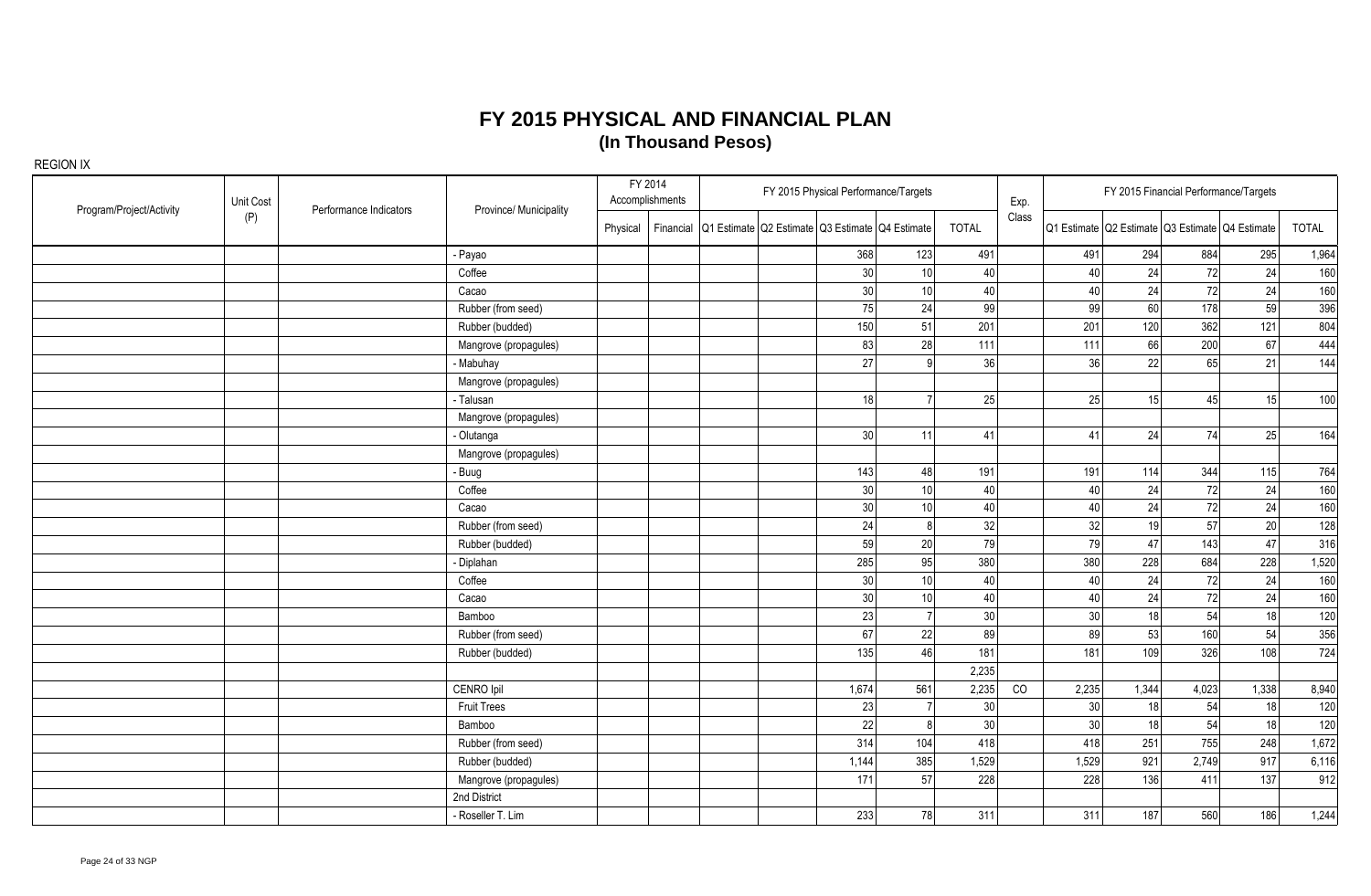# FY 2015 PHYSICAL AND FINANCIAL PLAN
## (In Thousand Pesos)

REGION IX

| Program/Project/Activity | Unit Cost (P) | Performance Indicators | Province/ Municipality | FY 2014 Accomplishments | | FY 2015 Physical Performance/Targets | | | | | Exp. Class | FY 2015 Financial Performance/Targets | | | | |
|---|---|---|---|---|---|---|---|---|---|---|---|---|---|---|---|---|
| | | | | Physical | Financial | Q1 Estimate | Q2 Estimate | Q3 Estimate | Q4 Estimate | TOTAL | | Q1 Estimate | Q2 Estimate | Q3 Estimate | Q4 Estimate | TOTAL |
| | | | - Payao | | | | | 368 | 123 | 491 | | 491 | 294 | 884 | 295 | 1,964 |
| | | | Coffee | | | | | 30 | 10 | 40 | | 40 | 24 | 72 | 24 | 160 |
| | | | Cacao | | | | | 30 | 10 | 40 | | 40 | 24 | 72 | 24 | 160 |
| | | | Rubber (from seed) | | | | | 75 | 24 | 99 | | 99 | 60 | 178 | 59 | 396 |
| | | | Rubber (budded) | | | | | 150 | 51 | 201 | | 201 | 120 | 362 | 121 | 804 |
| | | | Mangrove (propagules) | | | | | 83 | 28 | 111 | | 111 | 66 | 200 | 67 | 444 |
| | | | - Mabuhay | | | | | 27 | 9 | 36 | | 36 | 22 | 65 | 21 | 144 |
| | | | Mangrove (propagules) | | | | | | | | | | | | | |
| | | | - Talusan | | | | | 18 | 7 | 25 | | 25 | 15 | 45 | 15 | 100 |
| | | | Mangrove (propagules) | | | | | | | | | | | | | |
| | | | - Olutanga | | | | | 30 | 11 | 41 | | 41 | 24 | 74 | 25 | 164 |
| | | | Mangrove (propagules) | | | | | | | | | | | | | |
| | | | - Buug | | | | | 143 | 48 | 191 | | 191 | 114 | 344 | 115 | 764 |
| | | | Coffee | | | | | 30 | 10 | 40 | | 40 | 24 | 72 | 24 | 160 |
| | | | Cacao | | | | | 30 | 10 | 40 | | 40 | 24 | 72 | 24 | 160 |
| | | | Rubber (from seed) | | | | | 24 | 8 | 32 | | 32 | 19 | 57 | 20 | 128 |
| | | | Rubber (budded) | | | | | 59 | 20 | 79 | | 79 | 47 | 143 | 47 | 316 |
| | | | - Diplahan | | | | | 285 | 95 | 380 | | 380 | 228 | 684 | 228 | 1,520 |
| | | | Coffee | | | | | 30 | 10 | 40 | | 40 | 24 | 72 | 24 | 160 |
| | | | Cacao | | | | | 30 | 10 | 40 | | 40 | 24 | 72 | 24 | 160 |
| | | | Bamboo | | | | | 23 | 7 | 30 | | 30 | 18 | 54 | 18 | 120 |
| | | | Rubber (from seed) | | | | | 67 | 22 | 89 | | 89 | 53 | 160 | 54 | 356 |
| | | | Rubber (budded) | | | | | 135 | 46 | 181 | | 181 | 109 | 326 | 108 | 724 |
| | | | | | | | | | | 2,235 | | | | | | |
| | | | CENRO Ipil | | | | | 1,674 | 561 | 2,235 | CO | 2,235 | 1,344 | 4,023 | 1,338 | 8,940 |
| | | | Fruit Trees | | | | | 23 | 7 | 30 | | 30 | 18 | 54 | 18 | 120 |
| | | | Bamboo | | | | | 22 | 8 | 30 | | 30 | 18 | 54 | 18 | 120 |
| | | | Rubber (from seed) | | | | | 314 | 104 | 418 | | 418 | 251 | 755 | 248 | 1,672 |
| | | | Rubber (budded) | | | | | 1,144 | 385 | 1,529 | | 1,529 | 921 | 2,749 | 917 | 6,116 |
| | | | Mangrove (propagules) | | | | | 171 | 57 | 228 | | 228 | 136 | 411 | 137 | 912 |
| | | | 2nd District | | | | | | | | | | | | | |
| | | | - Roseller T. Lim | | | | | 233 | 78 | 311 | | 311 | 187 | 560 | 186 | 1,244 |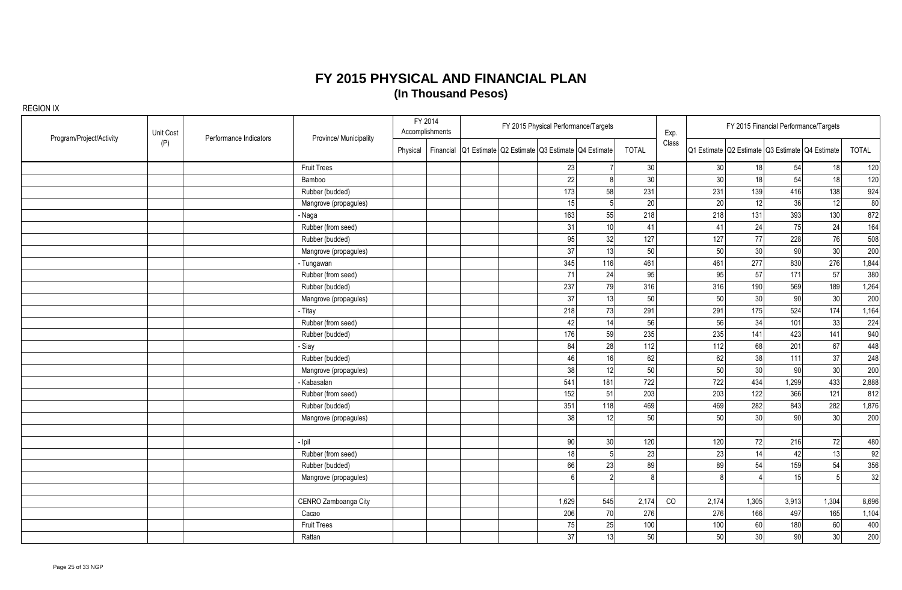# FY 2015 PHYSICAL AND FINANCIAL PLAN
## (In Thousand Pesos)

REGION IX

| Program/Project/Activity | Unit Cost (P) | Performance Indicators | Province/ Municipality | FY 2014 Accomplishments | | FY 2015 Physical Performance/Targets | | | | | Exp. Class | FY 2015 Financial Performance/Targets | | | | |
|---|---|---|---|---|---|---|---|---|---|---|---|---|---|---|---|---|
| | | | | Physical | Financial | Q1 Estimate | Q2 Estimate | Q3 Estimate | Q4 Estimate | TOTAL | | Q1 Estimate | Q2 Estimate | Q3 Estimate | Q4 Estimate | TOTAL |
| | | | Fruit Trees | | | | | 23 | 7 | 30 | | 30 | 18 | 54 | 18 | 120 |
| | | | Bamboo | | | | | 22 | 8 | 30 | | 30 | 18 | 54 | 18 | 120 |
| | | | Rubber (budded) | | | | | 173 | 58 | 231 | | 231 | 139 | 416 | 138 | 924 |
| | | | Mangrove (propagules) | | | | | 15 | 5 | 20 | | 20 | 12 | 36 | 12 | 80 |
| | | | - Naga | | | | | 163 | 55 | 218 | | 218 | 131 | 393 | 130 | 872 |
| | | | Rubber (from seed) | | | | | 31 | 10 | 41 | | 41 | 24 | 75 | 24 | 164 |
| | | | Rubber (budded) | | | | | 95 | 32 | 127 | | 127 | 77 | 228 | 76 | 508 |
| | | | Mangrove (propagules) | | | | | 37 | 13 | 50 | | 50 | 30 | 90 | 30 | 200 |
| | | | - Tungawan | | | | | 345 | 116 | 461 | | 461 | 277 | 830 | 276 | 1,844 |
| | | | Rubber (from seed) | | | | | 71 | 24 | 95 | | 95 | 57 | 171 | 57 | 380 |
| | | | Rubber (budded) | | | | | 237 | 79 | 316 | | 316 | 190 | 569 | 189 | 1,264 |
| | | | Mangrove (propagules) | | | | | 37 | 13 | 50 | | 50 | 30 | 90 | 30 | 200 |
| | | | - Titay | | | | | 218 | 73 | 291 | | 291 | 175 | 524 | 174 | 1,164 |
| | | | Rubber (from seed) | | | | | 42 | 14 | 56 | | 56 | 34 | 101 | 33 | 224 |
| | | | Rubber (budded) | | | | | 176 | 59 | 235 | | 235 | 141 | 423 | 141 | 940 |
| | | | - Siay | | | | | 84 | 28 | 112 | | 112 | 68 | 201 | 67 | 448 |
| | | | Rubber (budded) | | | | | 46 | 16 | 62 | | 62 | 38 | 111 | 37 | 248 |
| | | | Mangrove (propagules) | | | | | 38 | 12 | 50 | | 50 | 30 | 90 | 30 | 200 |
| | | | - Kabasalan | | | | | 541 | 181 | 722 | | 722 | 434 | 1,299 | 433 | 2,888 |
| | | | Rubber (from seed) | | | | | 152 | 51 | 203 | | 203 | 122 | 366 | 121 | 812 |
| | | | Rubber (budded) | | | | | 351 | 118 | 469 | | 469 | 282 | 843 | 282 | 1,876 |
| | | | Mangrove (propagules) | | | | | 38 | 12 | 50 | | 50 | 30 | 90 | 30 | 200 |
| | | | | | | | | | | | | | | | | |
| | | | - Ipil | | | | | 90 | 30 | 120 | | 120 | 72 | 216 | 72 | 480 |
| | | | Rubber (from seed) | | | | | 18 | 5 | 23 | | 23 | 14 | 42 | 13 | 92 |
| | | | Rubber (budded) | | | | | 66 | 23 | 89 | | 89 | 54 | 159 | 54 | 356 |
| | | | Mangrove (propagules) | | | | | 6 | 2 | 8 | | 8 | 4 | 15 | 5 | 32 |
| | | | | | | | | | | | | | | | | |
| | | | CENRO Zamboanga City | | | | | 1,629 | 545 | 2,174 | CO | 2,174 | 1,305 | 3,913 | 1,304 | 8,696 |
| | | | Cacao | | | | | 206 | 70 | 276 | | 276 | 166 | 497 | 165 | 1,104 |
| | | | Fruit Trees | | | | | 75 | 25 | 100 | | 100 | 60 | 180 | 60 | 400 |
| | | | Rattan | | | | | 37 | 13 | 50 | | 50 | 30 | 90 | 30 | 200 |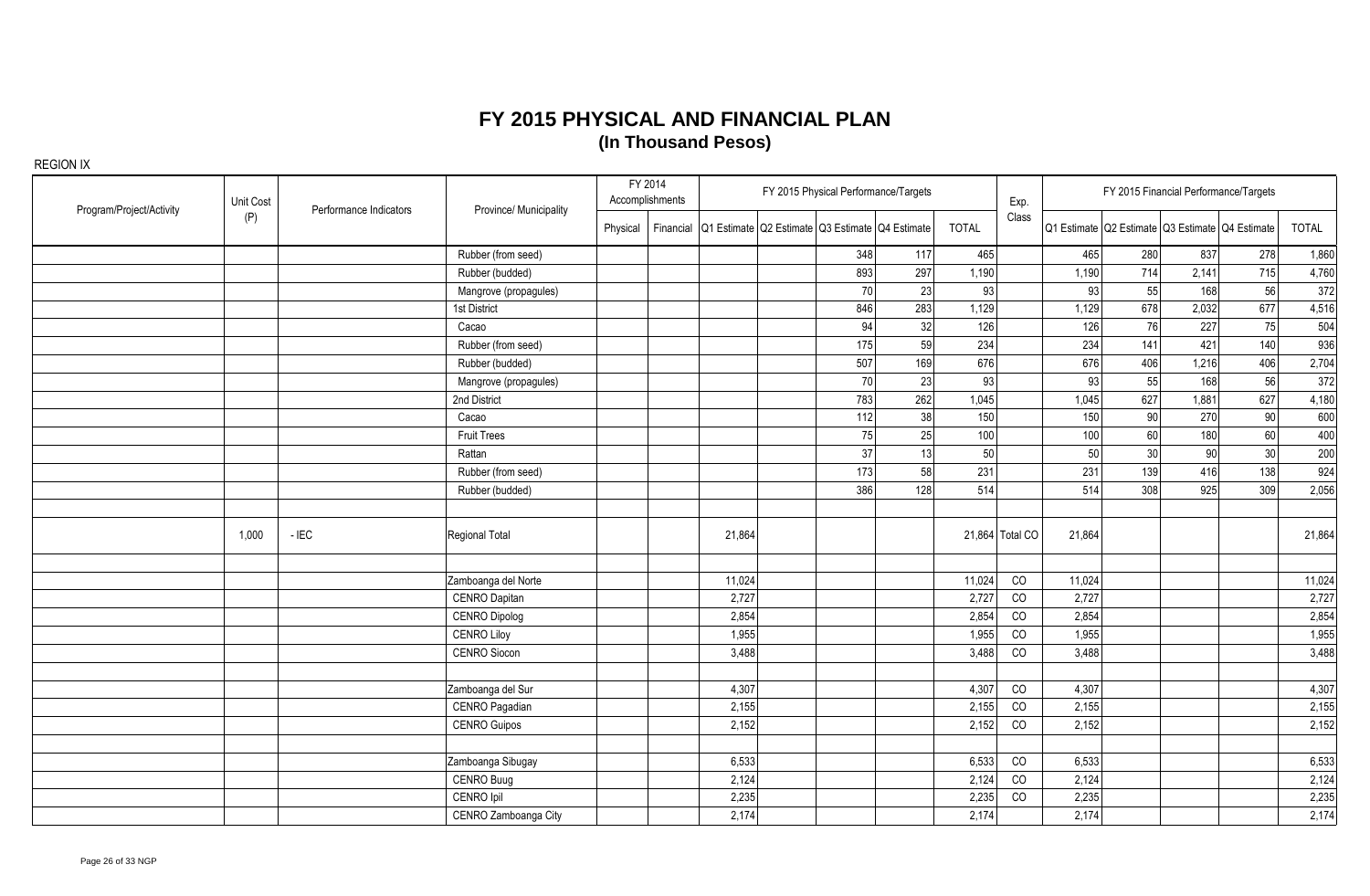# FY 2015 PHYSICAL AND FINANCIAL PLAN

## (In Thousand Pesos)

REGION IX

| Program/Project/Activity | Unit Cost (P) | Performance Indicators | Province/ Municipality | FY 2014 Accomplishments | | FY 2015 Physical Performance/Targets | | | | | Exp. Class | FY 2015 Financial Performance/Targets | | | | |
|---|---|---|---|---|---|---|---|---|---|---|---|---|---|---|---|---|
| | | | | Physical | Financial | Q1 Estimate | Q2 Estimate | Q3 Estimate | Q4 Estimate | TOTAL | | Q1 Estimate | Q2 Estimate | Q3 Estimate | Q4 Estimate | TOTAL |
| | | | Rubber (from seed) | | | | | 348 | 117 | 465 | | 465 | 280 | 837 | 278 | 1,860 |
| | | | Rubber (budded) | | | | | 893 | 297 | 1,190 | | 1,190 | 714 | 2,141 | 715 | 4,760 |
| | | | Mangrove (propagules) | | | | | 70 | 23 | 93 | | 93 | 55 | 168 | 56 | 372 |
| | | | 1st District | | | | | 846 | 283 | 1,129 | | 1,129 | 678 | 2,032 | 677 | 4,516 |
| | | | Cacao | | | | | 94 | 32 | 126 | | 126 | 76 | 227 | 75 | 504 |
| | | | Rubber (from seed) | | | | | 175 | 59 | 234 | | 234 | 141 | 421 | 140 | 936 |
| | | | Rubber (budded) | | | | | 507 | 169 | 676 | | 676 | 406 | 1,216 | 406 | 2,704 |
| | | | Mangrove (propagules) | | | | | 70 | 23 | 93 | | 93 | 55 | 168 | 56 | 372 |
| | | | 2nd District | | | | | 783 | 262 | 1,045 | | 1,045 | 627 | 1,881 | 627 | 4,180 |
| | | | Cacao | | | | | 112 | 38 | 150 | | 150 | 90 | 270 | 90 | 600 |
| | | | Fruit Trees | | | | | 75 | 25 | 100 | | 100 | 60 | 180 | 60 | 400 |
| | | | Rattan | | | | | 37 | 13 | 50 | | 50 | 30 | 90 | 30 | 200 |
| | | | Rubber (from seed) | | | | | 173 | 58 | 231 | | 231 | 139 | 416 | 138 | 924 |
| | | | Rubber (budded) | | | | | 386 | 128 | 514 | | 514 | 308 | 925 | 309 | 2,056 |
| | | | | | | | | | | | | | | | | |
| | 1,000 | - IEC | Regional Total | | | 21,864 | | | | 21,864 | Total CO | 21,864 | | | | 21,864 |
| | | | | | | | | | | | | | | | | |
| | | | Zamboanga del Norte | | | 11,024 | | | | 11,024 | CO | 11,024 | | | | 11,024 |
| | | | CENRO Dapitan | | | 2,727 | | | | 2,727 | CO | 2,727 | | | | 2,727 |
| | | | CENRO Dipolog | | | 2,854 | | | | 2,854 | CO | 2,854 | | | | 2,854 |
| | | | CENRO Liloy | | | 1,955 | | | | 1,955 | CO | 1,955 | | | | 1,955 |
| | | | CENRO Siocon | | | 3,488 | | | | 3,488 | CO | 3,488 | | | | 3,488 |
| | | | | | | | | | | | | | | | | |
| | | | Zamboanga del Sur | | | 4,307 | | | | 4,307 | CO | 4,307 | | | | 4,307 |
| | | | CENRO Pagadian | | | 2,155 | | | | 2,155 | CO | 2,155 | | | | 2,155 |
| | | | CENRO Guipos | | | 2,152 | | | | 2,152 | CO | 2,152 | | | | 2,152 |
| | | | | | | | | | | | | | | | | |
| | | | Zamboanga Sibugay | | | 6,533 | | | | 6,533 | CO | 6,533 | | | | 6,533 |
| | | | CENRO Buug | | | 2,124 | | | | 2,124 | CO | 2,124 | | | | 2,124 |
| | | | CENRO Ipil | | | 2,235 | | | | 2,235 | CO | 2,235 | | | | 2,235 |
| | | | CENRO Zamboanga City | | | 2,174 | | | | 2,174 | | 2,174 | | | | 2,174 |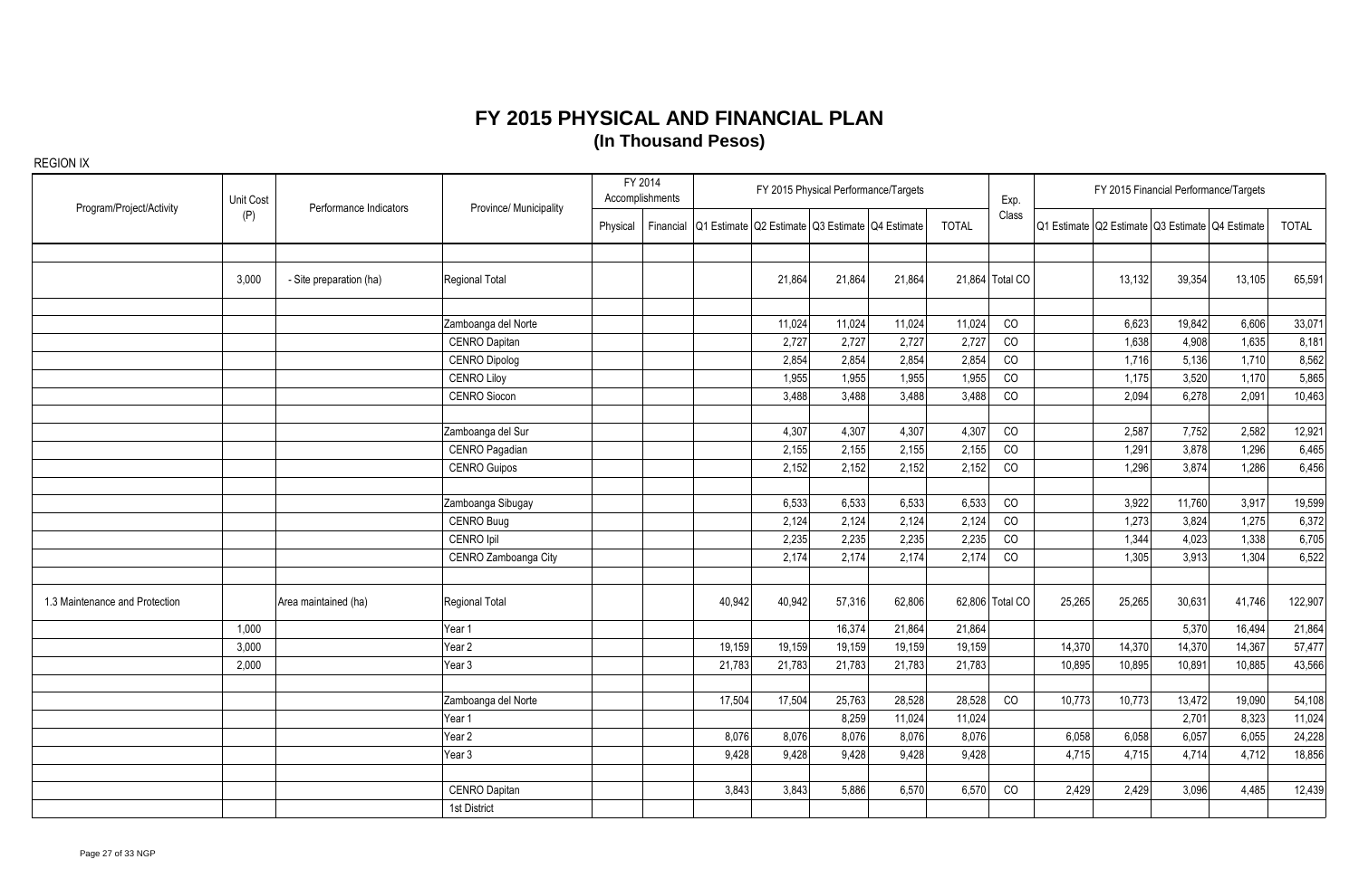# FY 2015 PHYSICAL AND FINANCIAL PLAN
## (In Thousand Pesos)

REGION IX

| Program/Project/Activity | Unit Cost (P) | Performance Indicators | Province/ Municipality | FY 2014 Accomplishments | | FY 2015 Physical Performance/Targets | | | | | Exp. Class | FY 2015 Financial Performance/Targets | | | | |
|---|---|---|---|---|---|---|---|---|---|---|---|---|---|---|---|---|
| | | | | Physical | Financial | Q1 Estimate | Q2 Estimate | Q3 Estimate | Q4 Estimate | TOTAL | | Q1 Estimate | Q2 Estimate | Q3 Estimate | Q4 Estimate | TOTAL |
| | 3,000 | - Site preparation (ha) | Regional Total | | | | 21,864 | 21,864 | 21,864 | 21,864 | Total CO | | 13,132 | 39,354 | 13,105 | 65,591 |
| | | | Zamboanga del Norte | | | | 11,024 | 11,024 | 11,024 | 11,024 | CO | | 6,623 | 19,842 | 6,606 | 33,071 |
| | | | CENRO Dapitan | | | | 2,727 | 2,727 | 2,727 | 2,727 | CO | | 1,638 | 4,908 | 1,635 | 8,181 |
| | | | CENRO Dipolog | | | | 2,854 | 2,854 | 2,854 | 2,854 | CO | | 1,716 | 5,136 | 1,710 | 8,562 |
| | | | CENRO Liloy | | | | 1,955 | 1,955 | 1,955 | 1,955 | CO | | 1,175 | 3,520 | 1,170 | 5,865 |
| | | | CENRO Siocon | | | | 3,488 | 3,488 | 3,488 | 3,488 | CO | | 2,094 | 6,278 | 2,091 | 10,463 |
| | | | Zamboanga del Sur | | | | 4,307 | 4,307 | 4,307 | 4,307 | CO | | 2,587 | 7,752 | 2,582 | 12,921 |
| | | | CENRO Pagadian | | | | 2,155 | 2,155 | 2,155 | 2,155 | CO | | 1,291 | 3,878 | 1,296 | 6,465 |
| | | | CENRO Guipos | | | | 2,152 | 2,152 | 2,152 | 2,152 | CO | | 1,296 | 3,874 | 1,286 | 6,456 |
| | | | Zamboanga Sibugay | | | | 6,533 | 6,533 | 6,533 | 6,533 | CO | | 3,922 | 11,760 | 3,917 | 19,599 |
| | | | CENRO Buug | | | | 2,124 | 2,124 | 2,124 | 2,124 | CO | | 1,273 | 3,824 | 1,275 | 6,372 |
| | | | CENRO Ipil | | | | 2,235 | 2,235 | 2,235 | 2,235 | CO | | 1,344 | 4,023 | 1,338 | 6,705 |
| | | | CENRO Zamboanga City | | | | 2,174 | 2,174 | 2,174 | 2,174 | CO | | 1,305 | 3,913 | 1,304 | 6,522 |
| 1.3 Maintenance and Protection | | Area maintained (ha) | Regional Total | | | 40,942 | 40,942 | 57,316 | 62,806 | 62,806 | Total CO | 25,265 | 25,265 | 30,631 | 41,746 | 122,907 |
| | 1,000 | | Year 1 | | | | | 16,374 | 21,864 | 21,864 | | | | 5,370 | 16,494 | 21,864 |
| | 3,000 | | Year 2 | | | 19,159 | 19,159 | 19,159 | 19,159 | 19,159 | | 14,370 | 14,370 | 14,370 | 14,367 | 57,477 |
| | 2,000 | | Year 3 | | | 21,783 | 21,783 | 21,783 | 21,783 | 21,783 | | 10,895 | 10,895 | 10,891 | 10,885 | 43,566 |
| | | | Zamboanga del Norte | | | 17,504 | 17,504 | 25,763 | 28,528 | 28,528 | CO | 10,773 | 10,773 | 13,472 | 19,090 | 54,108 |
| | | | Year 1 | | | | | 8,259 | 11,024 | 11,024 | | | | 2,701 | 8,323 | 11,024 |
| | | | Year 2 | | | 8,076 | 8,076 | 8,076 | 8,076 | 8,076 | | 6,058 | 6,058 | 6,057 | 6,055 | 24,228 |
| | | | Year 3 | | | 9,428 | 9,428 | 9,428 | 9,428 | 9,428 | | 4,715 | 4,715 | 4,714 | 4,712 | 18,856 |
| | | | CENRO Dapitan | | | 3,843 | 3,843 | 5,886 | 6,570 | 6,570 | CO | 2,429 | 2,429 | 3,096 | 4,485 | 12,439 |
| | | | 1st District | | | | | | | | | | | | | |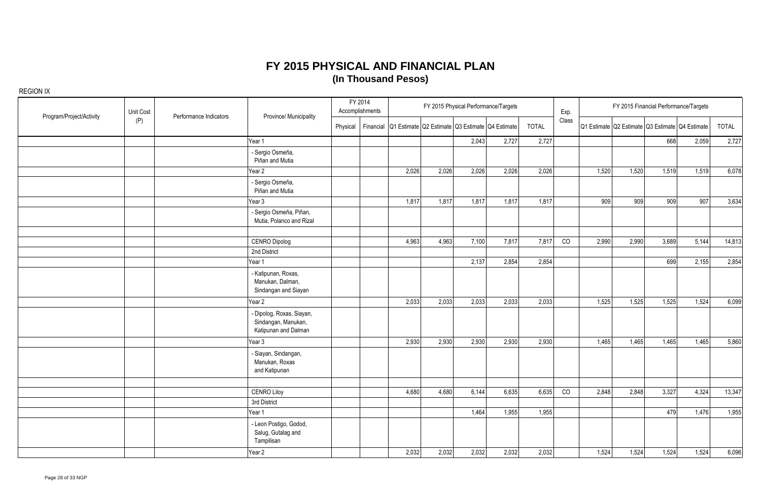# FY 2015 PHYSICAL AND FINANCIAL PLAN
## (In Thousand Pesos)

REGION IX

| Program/Project/Activity | Unit Cost (P) | Performance Indicators | Province/ Municipality | FY 2014 Accomplishments | | FY 2015 Physical Performance/Targets | | | | | Exp. Class | FY 2015 Financial Performance/Targets | | | | |
|---|---|---|---|---|---|---|---|---|---|---|---|---|---|---|---|---|
| | | | | Physical | Financial | Q1 Estimate | Q2 Estimate | Q3 Estimate | Q4 Estimate | TOTAL | | Q1 Estimate | Q2 Estimate | Q3 Estimate | Q4 Estimate | TOTAL |
| | | | Year 1 | | | | | 2,043 | 2,727 | 2,727 | | | | 668 | 2,059 | 2,727 |
| | | | - Sergio Osmeña, Piñan and Mutia | | | | | | | | | | | | | |
| | | | Year 2 | | | 2,026 | 2,026 | 2,026 | 2,026 | 2,026 | | 1,520 | 1,520 | 1,519 | 1,519 | 6,078 |
| | | | - Sergio Osmeña, Piñan and Mutia | | | | | | | | | | | | | |
| | | | Year 3 | | | 1,817 | 1,817 | 1,817 | 1,817 | 1,817 | | 909 | 909 | 909 | 907 | 3,634 |
| | | | - Sergio Osmeña, Piñan, Mutia, Polanco and Rizal | | | | | | | | | | | | | |
| | | | | | | | | | | | | | | | | |
| | | | CENRO Dipolog | | | 4,963 | 4,963 | 7,100 | 7,817 | 7,817 | CO | 2,990 | 2,990 | 3,689 | 5,144 | 14,813 |
| | | | 2nd District | | | | | | | | | | | | | |
| | | | Year 1 | | | | | 2,137 | 2,854 | 2,854 | | | | 699 | 2,155 | 2,854 |
| | | | - Katipunan, Roxas, Manukan, Dalman, Sindangan and Siayan | | | | | | | | | | | | | |
| | | | Year 2 | | | 2,033 | 2,033 | 2,033 | 2,033 | 2,033 | | 1,525 | 1,525 | 1,525 | 1,524 | 6,099 |
| | | | - Dipolog, Roxas, Siayan, Sindangan, Manukan, Katipunan and Dalman | | | | | | | | | | | | | |
| | | | Year 3 | | | 2,930 | 2,930 | 2,930 | 2,930 | 2,930 | | 1,465 | 1,465 | 1,465 | 1,465 | 5,860 |
| | | | - Siayan, Sindangan, Manukan, Roxas and Katipunan | | | | | | | | | | | | | |
| | | | | | | | | | | | | | | | | |
| | | | CENRO Liloy | | | 4,680 | 4,680 | 6,144 | 6,635 | 6,635 | CO | 2,848 | 2,848 | 3,327 | 4,324 | 13,347 |
| | | | 3rd District | | | | | | | | | | | | | |
| | | | Year 1 | | | | | 1,464 | 1,955 | 1,955 | | | | 479 | 1,476 | 1,955 |
| | | | - Leon Postigo, Godod, Salug, Gutalag and Tampilisan | | | | | | | | | | | | | |
| | | | Year 2 | | | 2,032 | 2,032 | 2,032 | 2,032 | 2,032 | | 1,524 | 1,524 | 1,524 | 1,524 | 6,096 |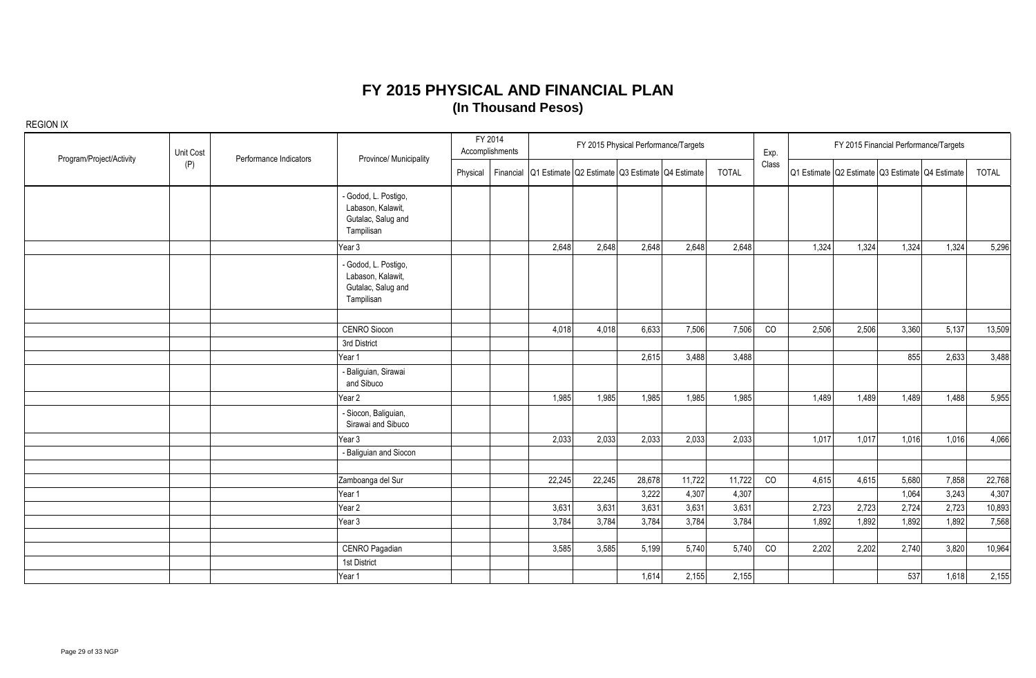# FY 2015 PHYSICAL AND FINANCIAL PLAN
## (In Thousand Pesos)

REGION IX

| Program/Project/Activity | Unit Cost (P) | Performance Indicators | Province/ Municipality | FY 2014 Accomplishments | | FY 2015 Physical Performance/Targets | | | | | Exp. Class | FY 2015 Financial Performance/Targets | | | | |
|---|---|---|---|---|---|---|---|---|---|---|---|---|---|---|---|---|
| | | | | Physical | Financial | Q1 Estimate | Q2 Estimate | Q3 Estimate | Q4 Estimate | TOTAL | | Q1 Estimate | Q2 Estimate | Q3 Estimate | Q4 Estimate | TOTAL |
| | | | - Godod, L. Postigo, Labason, Kalawit, Gutalac, Salug and Tampilisan | | | | | | | | | | | | | |
| | | | Year 3 | | | 2,648 | 2,648 | 2,648 | 2,648 | 2,648 | | 1,324 | 1,324 | 1,324 | 1,324 | 5,296 |
| | | | - Godod, L. Postigo, Labason, Kalawit, Gutalac, Salug and Tampilisan | | | | | | | | | | | | | |
| | | | | | | | | | | | | | | | | |
| | | | CENRO Siocon | | | 4,018 | 4,018 | 6,633 | 7,506 | 7,506 | CO | 2,506 | 2,506 | 3,360 | 5,137 | 13,509 |
| | | | 3rd District | | | | | | | | | | | | | |
| | | | Year 1 | | | | | 2,615 | 3,488 | 3,488 | | | | 855 | 2,633 | 3,488 |
| | | | - Baliguian, Sirawai and Sibuco | | | | | | | | | | | | | |
| | | | Year 2 | | | 1,985 | 1,985 | 1,985 | 1,985 | 1,985 | | 1,489 | 1,489 | 1,489 | 1,488 | 5,955 |
| | | | - Siocon, Baliguian, Sirawai and Sibuco | | | | | | | | | | | | | |
| | | | Year 3 | | | 2,033 | 2,033 | 2,033 | 2,033 | 2,033 | | 1,017 | 1,017 | 1,016 | 1,016 | 4,066 |
| | | | - Baliguian and Siocon | | | | | | | | | | | | | |
| | | | | | | | | | | | | | | | | |
| | | | Zamboanga del Sur | | | 22,245 | 22,245 | 28,678 | 11,722 | 11,722 | CO | 4,615 | 4,615 | 5,680 | 7,858 | 22,768 |
| | | | Year 1 | | | | | 3,222 | 4,307 | 4,307 | | | | 1,064 | 3,243 | 4,307 |
| | | | Year 2 | | | 3,631 | 3,631 | 3,631 | 3,631 | 3,631 | | 2,723 | 2,723 | 2,724 | 2,723 | 10,893 |
| | | | Year 3 | | | 3,784 | 3,784 | 3,784 | 3,784 | 3,784 | | 1,892 | 1,892 | 1,892 | 1,892 | 7,568 |
| | | | | | | | | | | | | | | | | |
| | | | CENRO Pagadian | | | 3,585 | 3,585 | 5,199 | 5,740 | 5,740 | CO | 2,202 | 2,202 | 2,740 | 3,820 | 10,964 |
| | | | 1st District | | | | | | | | | | | | | |
| | | | Year 1 | | | | | 1,614 | 2,155 | 2,155 | | | | 537 | 1,618 | 2,155 |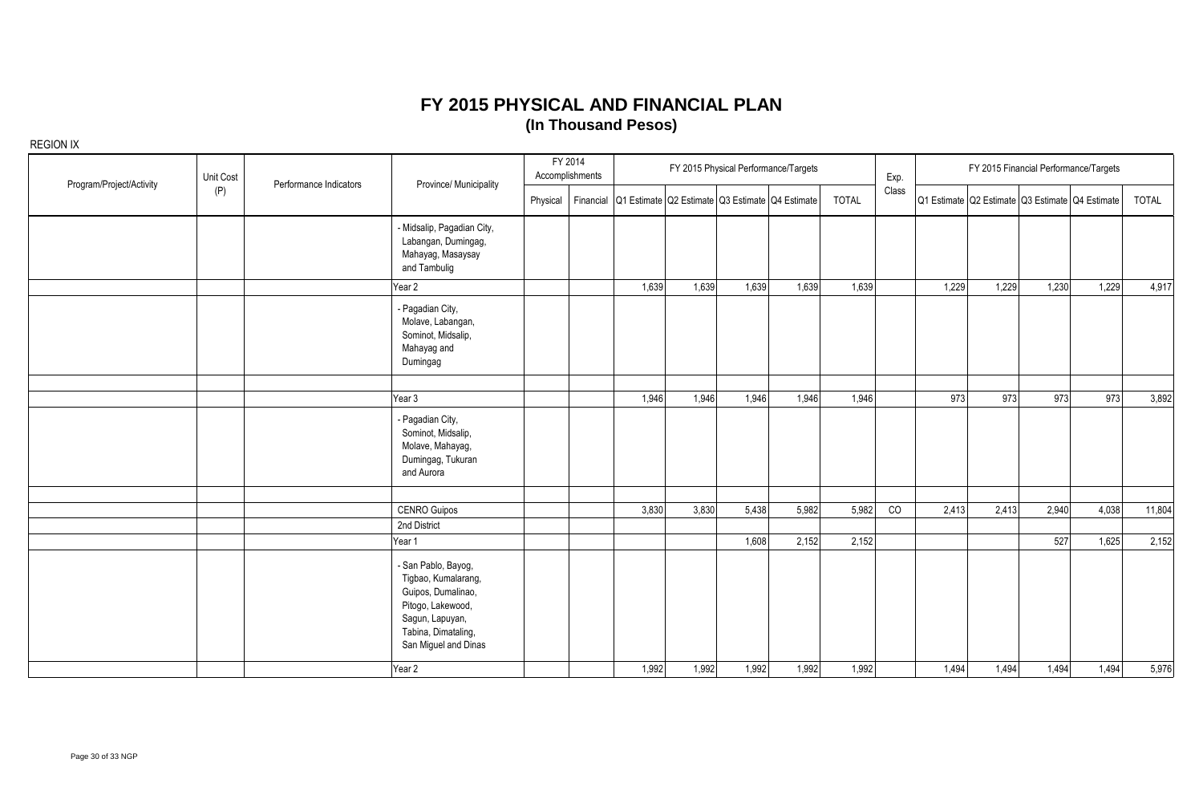# FY 2015 PHYSICAL AND FINANCIAL PLAN

## (In Thousand Pesos)

REGION IX

| Program/Project/Activity | Unit Cost (P) | Performance Indicators | Province/ Municipality | FY 2014 Accomplishments | | FY 2015 Physical Performance/Targets | | | | | Exp. Class | FY 2015 Financial Performance/Targets | | | | |
|---|---|---|---|---|---|---|---|---|---|---|---|---|---|---|---|---|
| | | | | Physical | Financial | Q1 Estimate | Q2 Estimate | Q3 Estimate | Q4 Estimate | TOTAL | | Q1 Estimate | Q2 Estimate | Q3 Estimate | Q4 Estimate | TOTAL |
| | | | - Midsalip, Pagadian City, Labangan, Dumingag, Mahayag, Masaysay and Tambulig | | | | | | | | | | | | | |
| | | | Year 2 | | | 1,639 | 1,639 | 1,639 | 1,639 | 1,639 | | 1,229 | 1,229 | 1,230 | 1,229 | 4,917 |
| | | | - Pagadian City, Molave, Labangan, Sominot, Midsalip, Mahayag and Dumingag | | | | | | | | | | | | | |
| | | | | | | | | | | | | | | | | |
| | | | Year 3 | | | 1,946 | 1,946 | 1,946 | 1,946 | 1,946 | | 973 | 973 | 973 | 973 | 3,892 |
| | | | - Pagadian City, Sominot, Midsalip, Molave, Mahayag, Dumingag, Tukuran and Aurora | | | | | | | | | | | | | |
| | | | | | | | | | | | | | | | | |
| | | | CENRO Guipos | | | 3,830 | 3,830 | 5,438 | 5,982 | 5,982 | CO | 2,413 | 2,413 | 2,940 | 4,038 | 11,804 |
| | | | 2nd District | | | | | | | | | | | | | |
| | | | Year 1 | | | | | 1,608 | 2,152 | 2,152 | | | | 527 | 1,625 | 2,152 |
| | | | - San Pablo, Bayog, Tigbao, Kumalarang, Guipos, Dumalinao, Pitogo, Lakewood, Sagun, Lapuyan, Tabina, Dimataling, San Miguel and Dinas | | | | | | | | | | | | | |
| | | | Year 2 | | | 1,992 | 1,992 | 1,992 | 1,992 | 1,992 | | 1,494 | 1,494 | 1,494 | 1,494 | 5,976 |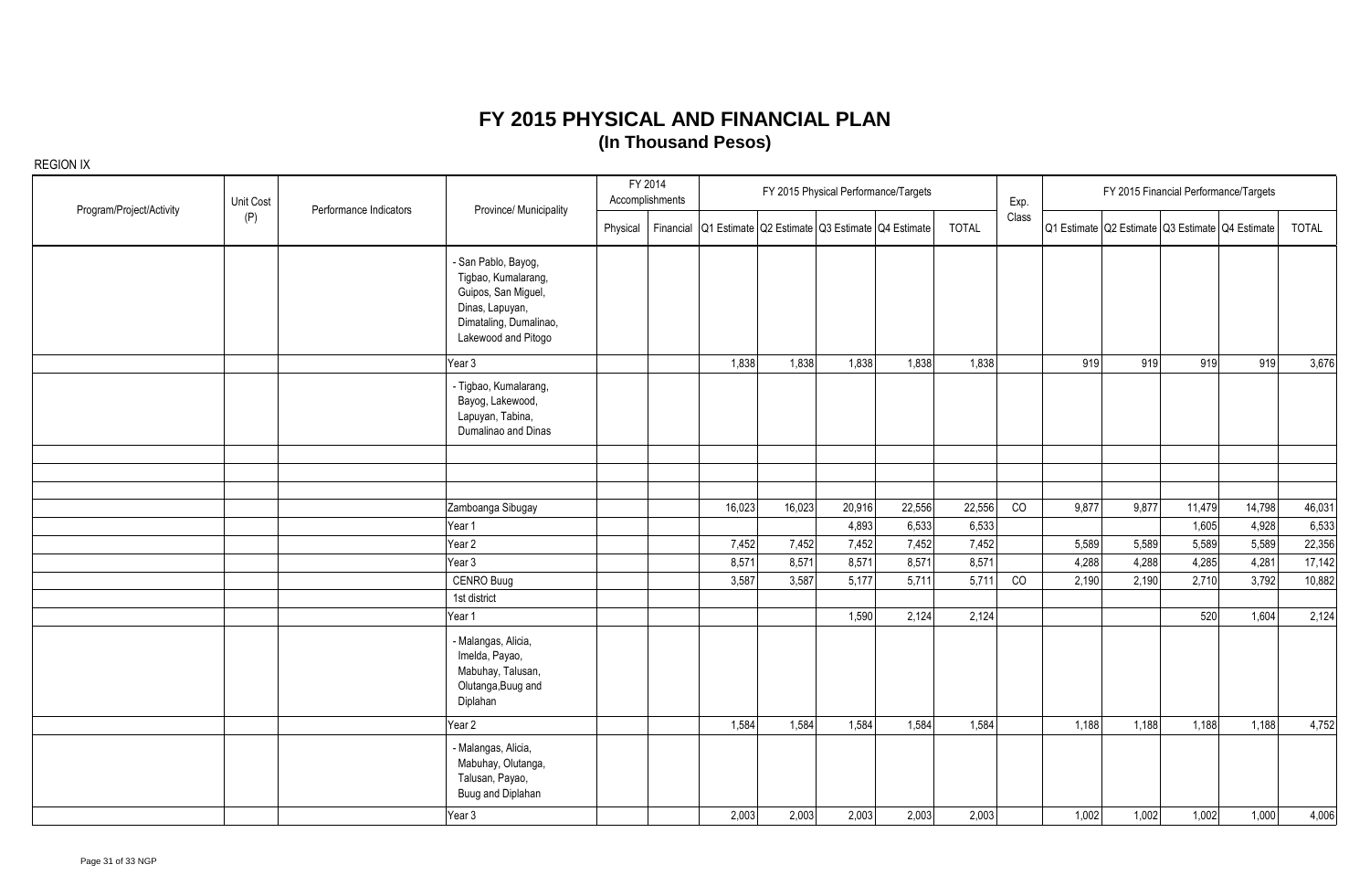# FY 2015 PHYSICAL AND FINANCIAL PLAN

## (In Thousand Pesos)

REGION IX

| Program/Project/Activity | Unit Cost (P) | Performance Indicators | Province/ Municipality | FY 2014 Accomplishments | | FY 2015 Physical Performance/Targets | | | | | Exp. Class | FY 2015 Financial Performance/Targets | | | | |
|---|---|---|---|---|---|---|---|---|---|---|---|---|---|---|---|---|
| | | | | Physical | Financial | Q1 Estimate | Q2 Estimate | Q3 Estimate | Q4 Estimate | TOTAL | | Q1 Estimate | Q2 Estimate | Q3 Estimate | Q4 Estimate | TOTAL |
| | | | - San Pablo, Bayog, Tigbao, Kumalarang, Guipos, San Miguel, Dinas, Lapuyan, Dimataling, Dumalinao, Lakewood and Pitogo | | | | | | | | | | | | | |
| | | | Year 3 | | | 1,838 | 1,838 | 1,838 | 1,838 | 1,838 | | 919 | 919 | 919 | 919 | 3,676 |
| | | | - Tigbao, Kumalarang, Bayog, Lakewood, Lapuyan, Tabina, Dumalinao and Dinas | | | | | | | | | | | | | |
| | | | | | | | | | | | | | | | | |
| | | | | | | | | | | | | | | | | |
| | | | | | | | | | | | | | | | | |
| | | | Zamboanga Sibugay | | | 16,023 | 16,023 | 20,916 | 22,556 | 22,556 | CO | 9,877 | 9,877 | 11,479 | 14,798 | 46,031 |
| | | | Year 1 | | | | | 4,893 | 6,533 | 6,533 | | | | 1,605 | 4,928 | 6,533 |
| | | | Year 2 | | | 7,452 | 7,452 | 7,452 | 7,452 | 7,452 | | 5,589 | 5,589 | 5,589 | 5,589 | 22,356 |
| | | | Year 3 | | | 8,571 | 8,571 | 8,571 | 8,571 | 8,571 | | 4,288 | 4,288 | 4,285 | 4,281 | 17,142 |
| | | | CENRO Buug | | | 3,587 | 3,587 | 5,177 | 5,711 | 5,711 | CO | 2,190 | 2,190 | 2,710 | 3,792 | 10,882 |
| | | | 1st district | | | | | | | | | | | | | |
| | | | Year 1 | | | | | 1,590 | 2,124 | 2,124 | | | | 520 | 1,604 | 2,124 |
| | | | - Malangas, Alicia, Imelda, Payao, Mabuhay, Talusan, Olutanga,Buug and Diplahan | | | | | | | | | | | | | |
| | | | Year 2 | | | 1,584 | 1,584 | 1,584 | 1,584 | 1,584 | | 1,188 | 1,188 | 1,188 | 1,188 | 4,752 |
| | | | - Malangas, Alicia, Mabuhay, Olutanga, Talusan, Payao, Buug and Diplahan | | | | | | | | | | | | | |
| | | | Year 3 | | | 2,003 | 2,003 | 2,003 | 2,003 | 2,003 | | 1,002 | 1,002 | 1,002 | 1,000 | 4,006 |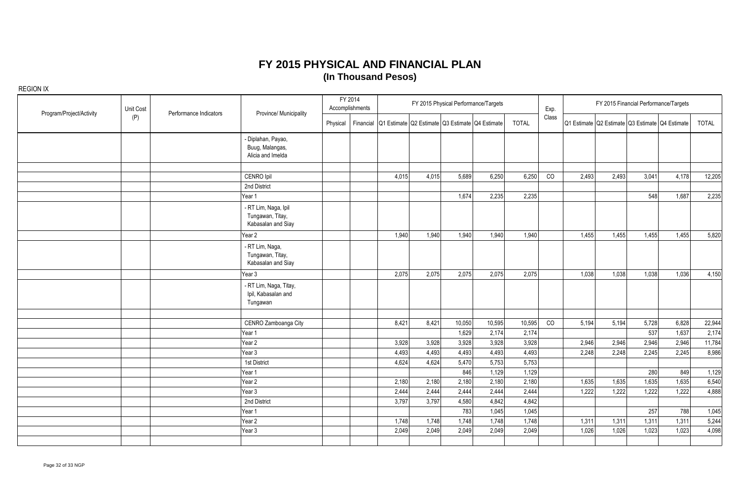# FY 2015 PHYSICAL AND FINANCIAL PLAN
## (In Thousand Pesos)

REGION IX

| Program/Project/Activity | Unit Cost (P) | Performance Indicators | Province/ Municipality | FY 2014 Accomplishments | | FY 2015 Physical Performance/Targets | | | | | Exp. Class | FY 2015 Financial Performance/Targets | | | | |
|---|---|---|---|---|---|---|---|---|---|---|---|---|---|---|---|---|
| | | | | Physical | Financial | Q1 Estimate | Q2 Estimate | Q3 Estimate | Q4 Estimate | TOTAL | | Q1 Estimate | Q2 Estimate | Q3 Estimate | Q4 Estimate | TOTAL |
| | | | - Diplahan, Payao, Buug, Malangas, Alicia and Imelda | | | | | | | | | | | | | |
| | | | | | | | | | | | | | | | | |
| | | | CENRO Ipil | | | 4,015 | 4,015 | 5,689 | 6,250 | 6,250 | CO | 2,493 | 2,493 | 3,041 | 4,178 | 12,205 |
| | | | 2nd District | | | | | | | | | | | | | |
| | | | Year 1 | | | | | 1,674 | 2,235 | 2,235 | | | | 548 | 1,687 | 2,235 |
| | | | - RT Lim, Naga, Ipil Tungawan, Titay, Kabasalan and Siay | | | | | | | | | | | | | |
| | | | Year 2 | | | 1,940 | 1,940 | 1,940 | 1,940 | 1,940 | | 1,455 | 1,455 | 1,455 | 1,455 | 5,820 |
| | | | - RT Lim, Naga, Tungawan, Titay, Kabasalan and Siay | | | | | | | | | | | | | |
| | | | Year 3 | | | 2,075 | 2,075 | 2,075 | 2,075 | 2,075 | | 1,038 | 1,038 | 1,038 | 1,036 | 4,150 |
| | | | - RT Lim, Naga, Titay, Ipil, Kabasalan and Tungawan | | | | | | | | | | | | | |
| | | | | | | | | | | | | | | | | |
| | | | CENRO Zamboanga City | | | 8,421 | 8,421 | 10,050 | 10,595 | 10,595 | CO | 5,194 | 5,194 | 5,728 | 6,828 | 22,944 |
| | | | Year 1 | | | | | 1,629 | 2,174 | 2,174 | | | | 537 | 1,637 | 2,174 |
| | | | Year 2 | | | 3,928 | 3,928 | 3,928 | 3,928 | 3,928 | | 2,946 | 2,946 | 2,946 | 2,946 | 11,784 |
| | | | Year 3 | | | 4,493 | 4,493 | 4,493 | 4,493 | 4,493 | | 2,248 | 2,248 | 2,245 | 2,245 | 8,986 |
| | | | 1st District | | | 4,624 | 4,624 | 5,470 | 5,753 | 5,753 | | | | | | |
| | | | Year 1 | | | | | 846 | 1,129 | 1,129 | | | | 280 | 849 | 1,129 |
| | | | Year 2 | | | 2,180 | 2,180 | 2,180 | 2,180 | 2,180 | | 1,635 | 1,635 | 1,635 | 1,635 | 6,540 |
| | | | Year 3 | | | 2,444 | 2,444 | 2,444 | 2,444 | 2,444 | | 1,222 | 1,222 | 1,222 | 1,222 | 4,888 |
| | | | 2nd District | | | 3,797 | 3,797 | 4,580 | 4,842 | 4,842 | | | | | | |
| | | | Year 1 | | | | | 783 | 1,045 | 1,045 | | | | 257 | 788 | 1,045 |
| | | | Year 2 | | | 1,748 | 1,748 | 1,748 | 1,748 | 1,748 | | 1,311 | 1,311 | 1,311 | 1,311 | 5,244 |
| | | | Year 3 | | | 2,049 | 2,049 | 2,049 | 2,049 | 2,049 | | 1,026 | 1,026 | 1,023 | 1,023 | 4,098 |
| | | | | | | | | | | | | | | | | |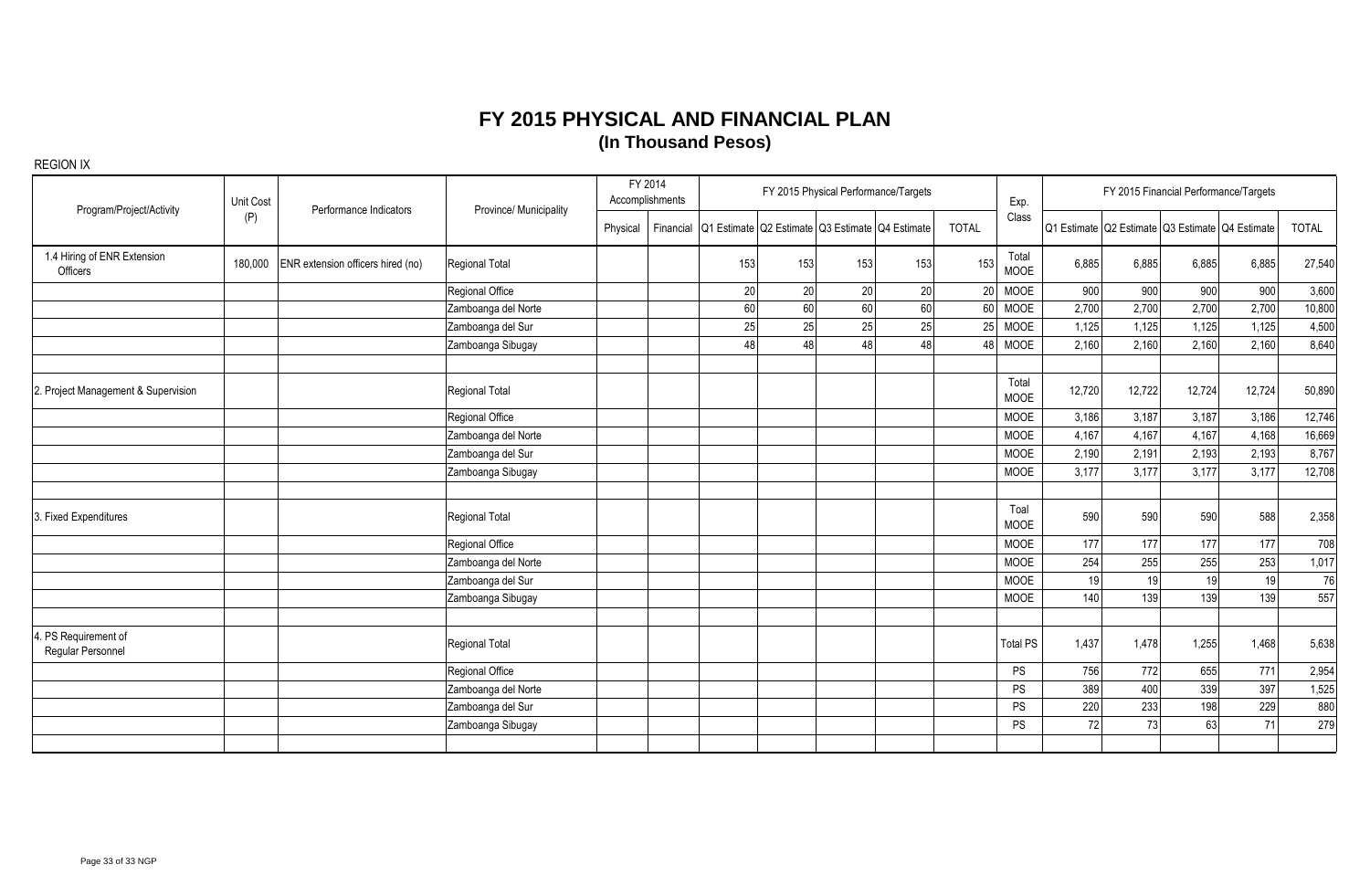# FY 2015 PHYSICAL AND FINANCIAL PLAN
## (In Thousand Pesos)

REGION IX

| Program/Project/Activity | Unit Cost (P) | Performance Indicators | Province/ Municipality | FY 2014 Accomplishments | | FY 2015 Physical Performance/Targets | | | | | Exp. Class | FY 2015 Financial Performance/Targets | | | | |
|---|---|---|---|---|---|---|---|---|---|---|---|---|---|---|---|---|
| | | | | Physical | Financial | Q1 Estimate | Q2 Estimate | Q3 Estimate | Q4 Estimate | TOTAL | | Q1 Estimate | Q2 Estimate | Q3 Estimate | Q4 Estimate | TOTAL |
| 1.4 Hiring of ENR Extension Officers | 180,000 | ENR extension officers hired (no) | Regional Total | | | 153 | 153 | 153 | 153 | 153 | Total MOOE | 6,885 | 6,885 | 6,885 | 6,885 | 27,540 |
| | | | Regional Office | | | 20 | 20 | 20 | 20 | 20 | MOOE | 900 | 900 | 900 | 900 | 3,600 |
| | | | Zamboanga del Norte | | | 60 | 60 | 60 | 60 | 60 | MOOE | 2,700 | 2,700 | 2,700 | 2,700 | 10,800 |
| | | | Zamboanga del Sur | | | 25 | 25 | 25 | 25 | 25 | MOOE | 1,125 | 1,125 | 1,125 | 1,125 | 4,500 |
| | | | Zamboanga Sibugay | | | 48 | 48 | 48 | 48 | 48 | MOOE | 2,160 | 2,160 | 2,160 | 2,160 | 8,640 |
| | | | | | | | | | | | | | | | | |
| 2. Project Management & Supervision | | | Regional Total | | | | | | | | Total MOOE | 12,720 | 12,722 | 12,724 | 12,724 | 50,890 |
| | | | Regional Office | | | | | | | | MOOE | 3,186 | 3,187 | 3,187 | 3,186 | 12,746 |
| | | | Zamboanga del Norte | | | | | | | | MOOE | 4,167 | 4,167 | 4,167 | 4,168 | 16,669 |
| | | | Zamboanga del Sur | | | | | | | | MOOE | 2,190 | 2,191 | 2,193 | 2,193 | 8,767 |
| | | | Zamboanga Sibugay | | | | | | | | MOOE | 3,177 | 3,177 | 3,177 | 3,177 | 12,708 |
| | | | | | | | | | | | | | | | | |
| 3. Fixed Expenditures | | | Regional Total | | | | | | | | Toal MOOE | 590 | 590 | 590 | 588 | 2,358 |
| | | | Regional Office | | | | | | | | MOOE | 177 | 177 | 177 | 177 | 708 |
| | | | Zamboanga del Norte | | | | | | | | MOOE | 254 | 255 | 255 | 253 | 1,017 |
| | | | Zamboanga del Sur | | | | | | | | MOOE | 19 | 19 | 19 | 19 | 76 |
| | | | Zamboanga Sibugay | | | | | | | | MOOE | 140 | 139 | 139 | 139 | 557 |
| | | | | | | | | | | | | | | | | |
| 4. PS Requirement of Regular Personnel | | | Regional Total | | | | | | | | Total PS | 1,437 | 1,478 | 1,255 | 1,468 | 5,638 |
| | | | Regional Office | | | | | | | | PS | 756 | 772 | 655 | 771 | 2,954 |
| | | | Zamboanga del Norte | | | | | | | | PS | 389 | 400 | 339 | 397 | 1,525 |
| | | | Zamboanga del Sur | | | | | | | | PS | 220 | 233 | 198 | 229 | 880 |
| | | | Zamboanga Sibugay | | | | | | | | PS | 72 | 73 | 63 | 71 | 279 |
| | | | | | | | | | | | | | | | | |